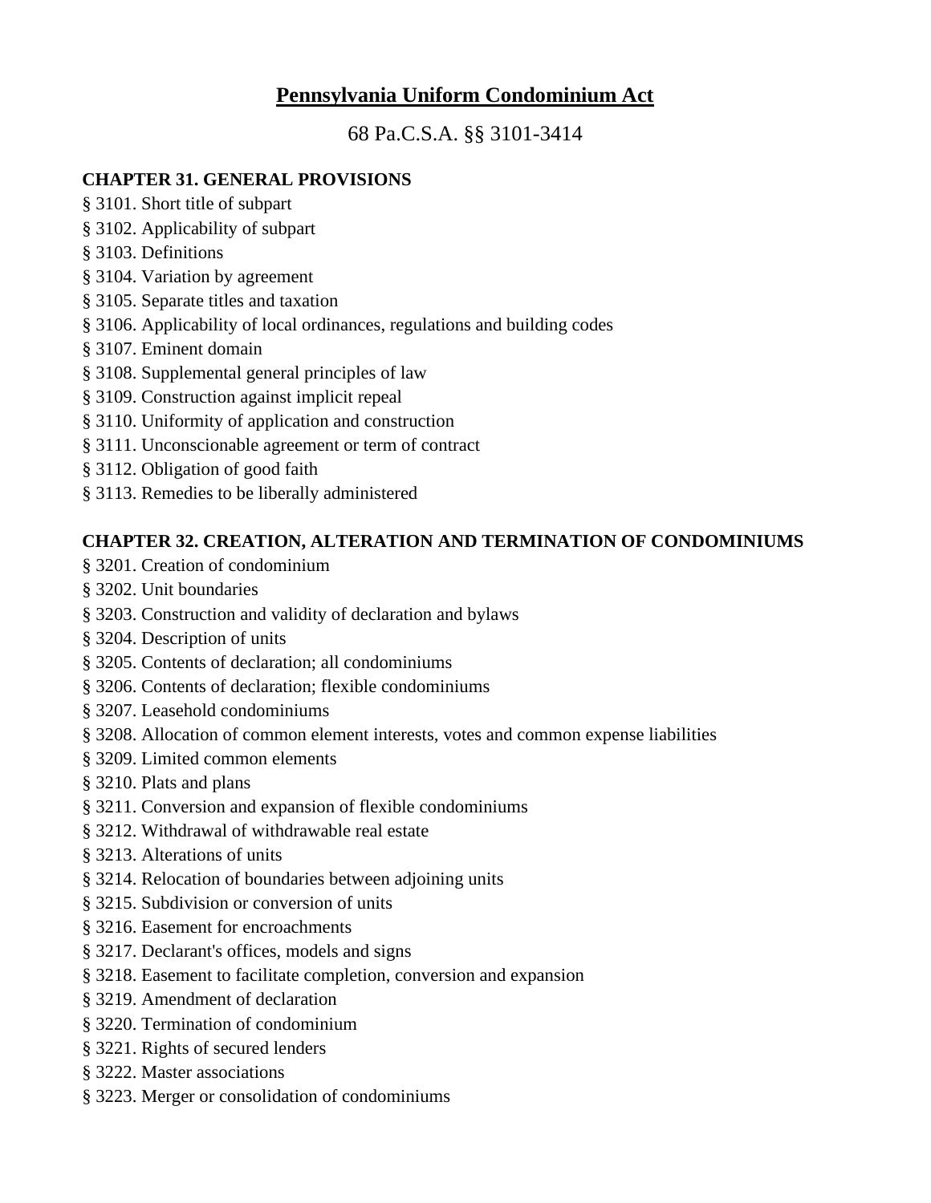# Pennsylvania Uniform Condominium Act

68 Pa.C.S.A. §§ 3101-3414

**CHAPTER 31. GENERAL PROVISIONS**

§ 3101. Short title of subpart
§ 3102. Applicability of subpart
§ 3103. Definitions
§ 3104. Variation by agreement
§ 3105. Separate titles and taxation
§ 3106. Applicability of local ordinances, regulations and building codes
§ 3107. Eminent domain
§ 3108. Supplemental general principles of law
§ 3109. Construction against implicit repeal
§ 3110. Uniformity of application and construction
§ 3111. Unconscionable agreement or term of contract
§ 3112. Obligation of good faith
§ 3113. Remedies to be liberally administered

**CHAPTER 32. CREATION, ALTERATION AND TERMINATION OF CONDOMINIUMS**

§ 3201. Creation of condominium
§ 3202. Unit boundaries
§ 3203. Construction and validity of declaration and bylaws
§ 3204. Description of units
§ 3205. Contents of declaration; all condominiums
§ 3206. Contents of declaration; flexible condominiums
§ 3207. Leasehold condominiums
§ 3208. Allocation of common element interests, votes and common expense liabilities
§ 3209. Limited common elements
§ 3210. Plats and plans
§ 3211. Conversion and expansion of flexible condominiums
§ 3212. Withdrawal of withdrawable real estate
§ 3213. Alterations of units
§ 3214. Relocation of boundaries between adjoining units
§ 3215. Subdivision or conversion of units
§ 3216. Easement for encroachments
§ 3217. Declarant's offices, models and signs
§ 3218. Easement to facilitate completion, conversion and expansion
§ 3219. Amendment of declaration
§ 3220. Termination of condominium
§ 3221. Rights of secured lenders
§ 3222. Master associations
§ 3223. Merger or consolidation of condominiums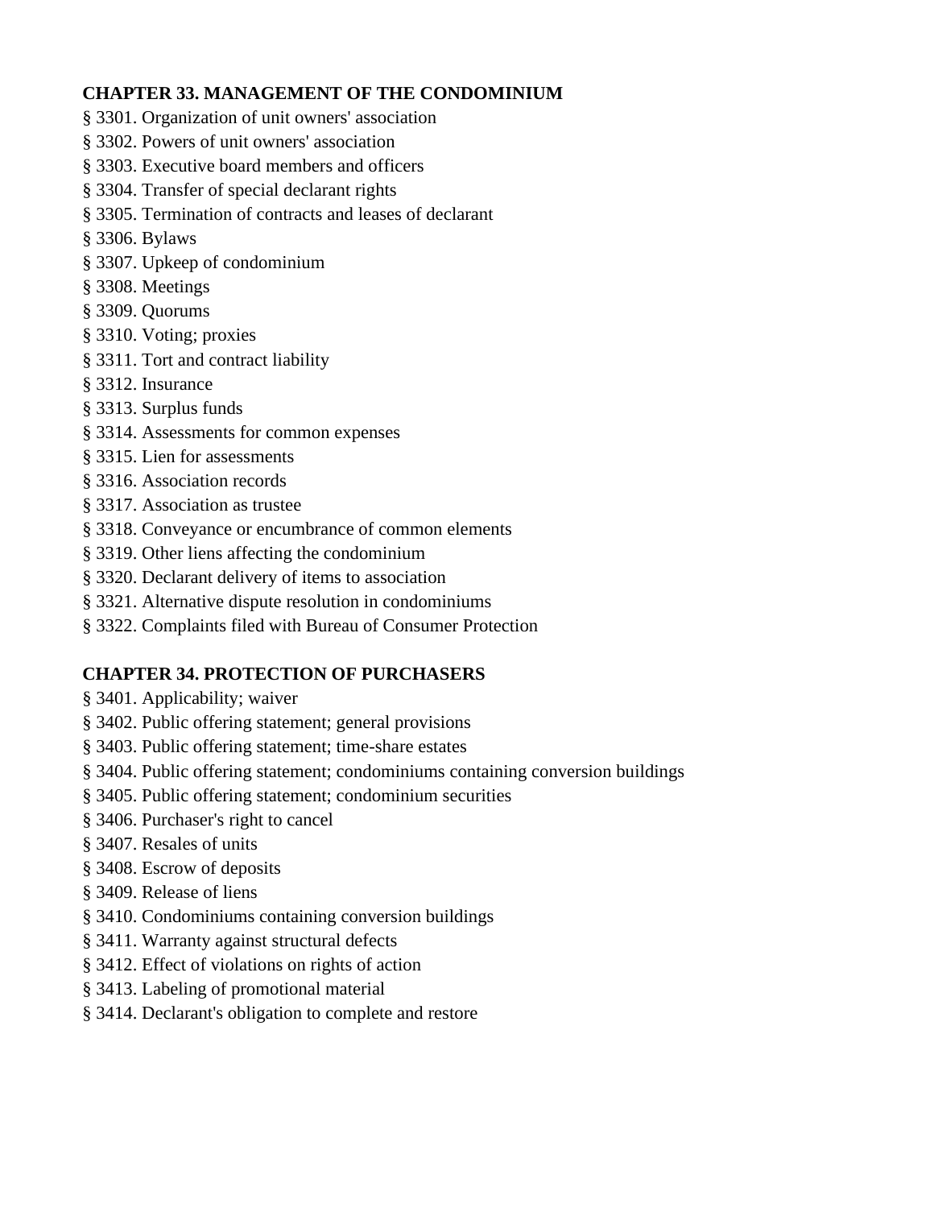**CHAPTER 33. MANAGEMENT OF THE CONDOMINIUM**

§ 3301. Organization of unit owners' association
§ 3302. Powers of unit owners' association
§ 3303. Executive board members and officers
§ 3304. Transfer of special declarant rights
§ 3305. Termination of contracts and leases of declarant
§ 3306. Bylaws
§ 3307. Upkeep of condominium
§ 3308. Meetings
§ 3309. Quorums
§ 3310. Voting; proxies
§ 3311. Tort and contract liability
§ 3312. Insurance
§ 3313. Surplus funds
§ 3314. Assessments for common expenses
§ 3315. Lien for assessments
§ 3316. Association records
§ 3317. Association as trustee
§ 3318. Conveyance or encumbrance of common elements
§ 3319. Other liens affecting the condominium
§ 3320. Declarant delivery of items to association
§ 3321. Alternative dispute resolution in condominiums
§ 3322. Complaints filed with Bureau of Consumer Protection

**CHAPTER 34. PROTECTION OF PURCHASERS**

§ 3401. Applicability; waiver
§ 3402. Public offering statement; general provisions
§ 3403. Public offering statement; time-share estates
§ 3404. Public offering statement; condominiums containing conversion buildings
§ 3405. Public offering statement; condominium securities
§ 3406. Purchaser's right to cancel
§ 3407. Resales of units
§ 3408. Escrow of deposits
§ 3409. Release of liens
§ 3410. Condominiums containing conversion buildings
§ 3411. Warranty against structural defects
§ 3412. Effect of violations on rights of action
§ 3413. Labeling of promotional material
§ 3414. Declarant's obligation to complete and restore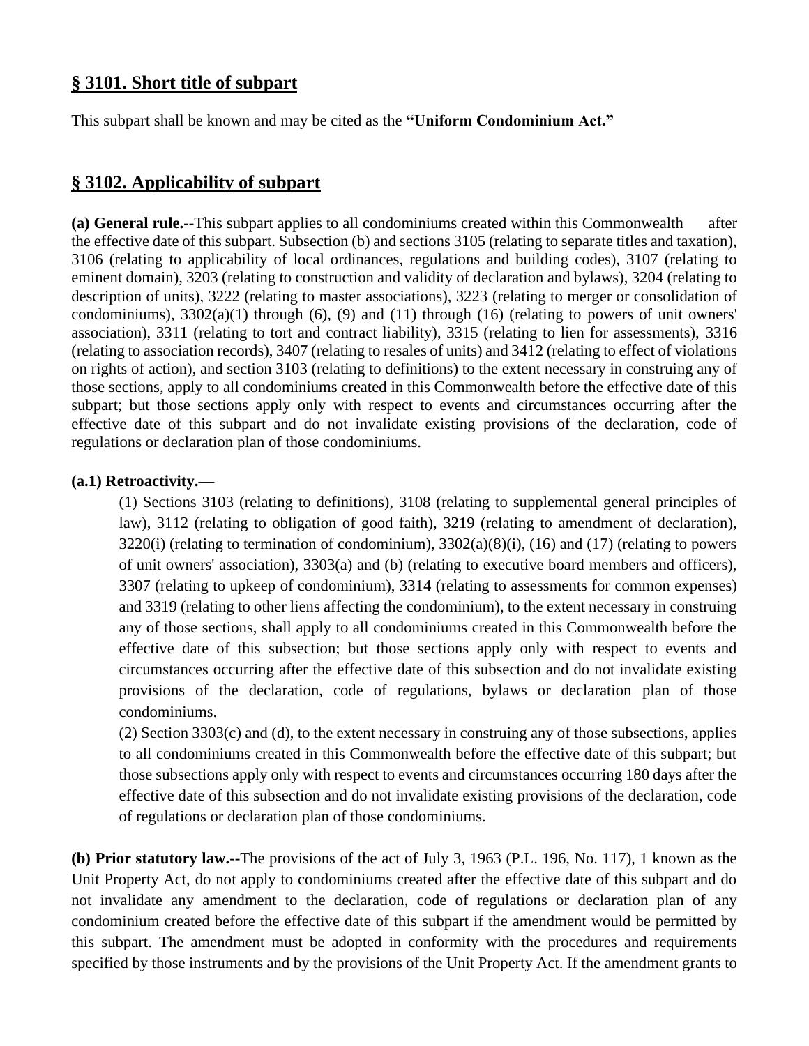## § 3101. Short title of subpart

This subpart shall be known and may be cited as the **"Uniform Condominium Act."**

## § 3102. Applicability of subpart

**(a) General rule.--**This subpart applies to all condominiums created within this Commonwealth after the effective date of this subpart. Subsection (b) and sections 3105 (relating to separate titles and taxation), 3106 (relating to applicability of local ordinances, regulations and building codes), 3107 (relating to eminent domain), 3203 (relating to construction and validity of declaration and bylaws), 3204 (relating to description of units), 3222 (relating to master associations), 3223 (relating to merger or consolidation of condominiums), 3302(a)(1) through (6), (9) and (11) through (16) (relating to powers of unit owners' association), 3311 (relating to tort and contract liability), 3315 (relating to lien for assessments), 3316 (relating to association records), 3407 (relating to resales of units) and 3412 (relating to effect of violations on rights of action), and section 3103 (relating to definitions) to the extent necessary in construing any of those sections, apply to all condominiums created in this Commonwealth before the effective date of this subpart; but those sections apply only with respect to events and circumstances occurring after the effective date of this subpart and do not invalidate existing provisions of the declaration, code of regulations or declaration plan of those condominiums.

**(a.1) Retroactivity.—**

(1) Sections 3103 (relating to definitions), 3108 (relating to supplemental general principles of law), 3112 (relating to obligation of good faith), 3219 (relating to amendment of declaration), 3220(i) (relating to termination of condominium), 3302(a)(8)(i), (16) and (17) (relating to powers of unit owners' association), 3303(a) and (b) (relating to executive board members and officers), 3307 (relating to upkeep of condominium), 3314 (relating to assessments for common expenses) and 3319 (relating to other liens affecting the condominium), to the extent necessary in construing any of those sections, shall apply to all condominiums created in this Commonwealth before the effective date of this subsection; but those sections apply only with respect to events and circumstances occurring after the effective date of this subsection and do not invalidate existing provisions of the declaration, code of regulations, bylaws or declaration plan of those condominiums.

(2) Section 3303(c) and (d), to the extent necessary in construing any of those subsections, applies to all condominiums created in this Commonwealth before the effective date of this subpart; but those subsections apply only with respect to events and circumstances occurring 180 days after the effective date of this subsection and do not invalidate existing provisions of the declaration, code of regulations or declaration plan of those condominiums.

**(b) Prior statutory law.--**The provisions of the act of July 3, 1963 (P.L. 196, No. 117), 1 known as the Unit Property Act, do not apply to condominiums created after the effective date of this subpart and do not invalidate any amendment to the declaration, code of regulations or declaration plan of any condominium created before the effective date of this subpart if the amendment would be permitted by this subpart. The amendment must be adopted in conformity with the procedures and requirements specified by those instruments and by the provisions of the Unit Property Act. If the amendment grants to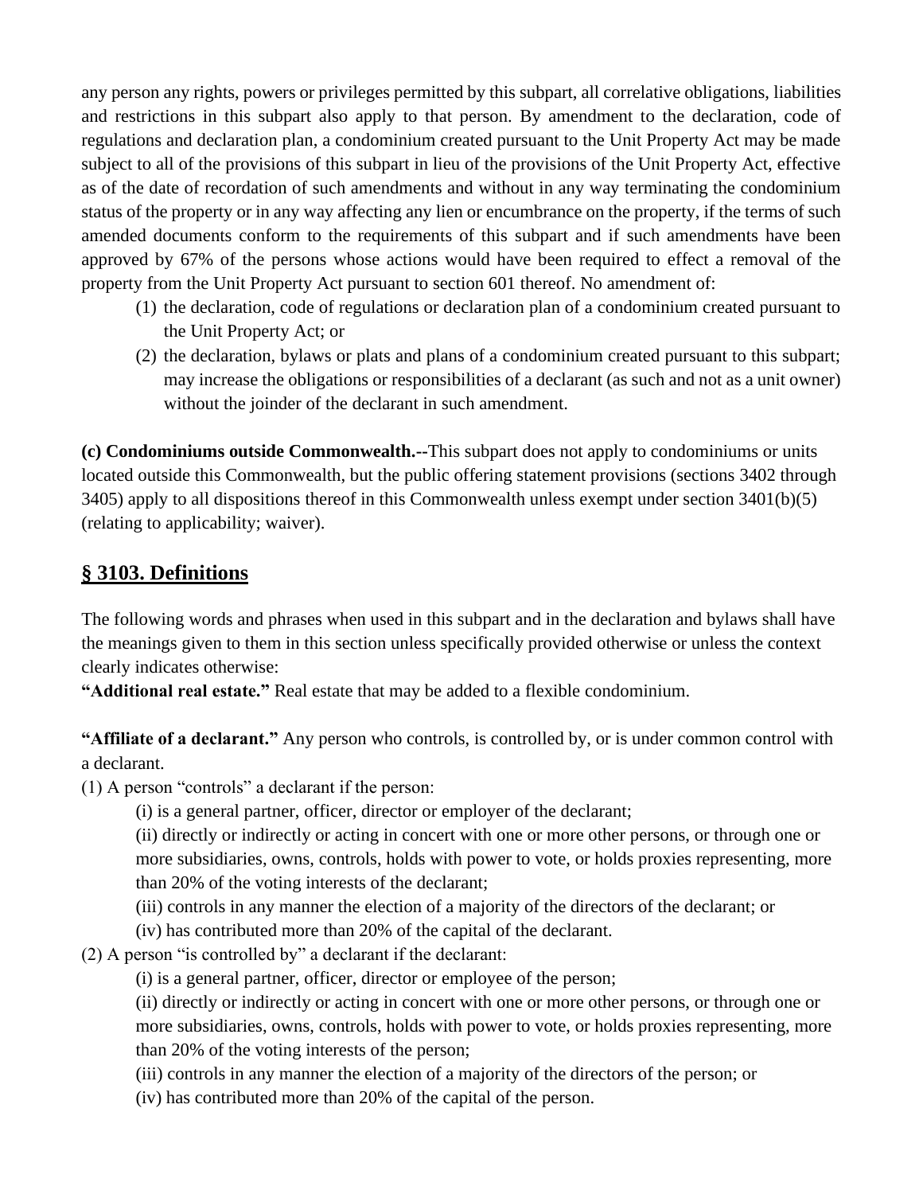any person any rights, powers or privileges permitted by this subpart, all correlative obligations, liabilities and restrictions in this subpart also apply to that person. By amendment to the declaration, code of regulations and declaration plan, a condominium created pursuant to the Unit Property Act may be made subject to all of the provisions of this subpart in lieu of the provisions of the Unit Property Act, effective as of the date of recordation of such amendments and without in any way terminating the condominium status of the property or in any way affecting any lien or encumbrance on the property, if the terms of such amended documents conform to the requirements of this subpart and if such amendments have been approved by 67% of the persons whose actions would have been required to effect a removal of the property from the Unit Property Act pursuant to section 601 thereof. No amendment of:

(1) the declaration, code of regulations or declaration plan of a condominium created pursuant to the Unit Property Act; or
(2) the declaration, bylaws or plats and plans of a condominium created pursuant to this subpart; may increase the obligations or responsibilities of a declarant (as such and not as a unit owner) without the joinder of the declarant in such amendment.

**(c) Condominiums outside Commonwealth.--**This subpart does not apply to condominiums or units located outside this Commonwealth, but the public offering statement provisions (sections 3402 through 3405) apply to all dispositions thereof in this Commonwealth unless exempt under section 3401(b)(5) (relating to applicability; waiver).

## § 3103. Definitions

The following words and phrases when used in this subpart and in the declaration and bylaws shall have the meanings given to them in this section unless specifically provided otherwise or unless the context clearly indicates otherwise:

**"Additional real estate."** Real estate that may be added to a flexible condominium.

**"Affiliate of a declarant."** Any person who controls, is controlled by, or is under common control with a declarant.

(1) A person "controls" a declarant if the person:

(i) is a general partner, officer, director or employer of the declarant;

(ii) directly or indirectly or acting in concert with one or more other persons, or through one or more subsidiaries, owns, controls, holds with power to vote, or holds proxies representing, more than 20% of the voting interests of the declarant;

(iii) controls in any manner the election of a majority of the directors of the declarant; or

(iv) has contributed more than 20% of the capital of the declarant.

(2) A person "is controlled by" a declarant if the declarant:

(i) is a general partner, officer, director or employee of the person;

(ii) directly or indirectly or acting in concert with one or more other persons, or through one or more subsidiaries, owns, controls, holds with power to vote, or holds proxies representing, more than 20% of the voting interests of the person;

(iii) controls in any manner the election of a majority of the directors of the person; or

(iv) has contributed more than 20% of the capital of the person.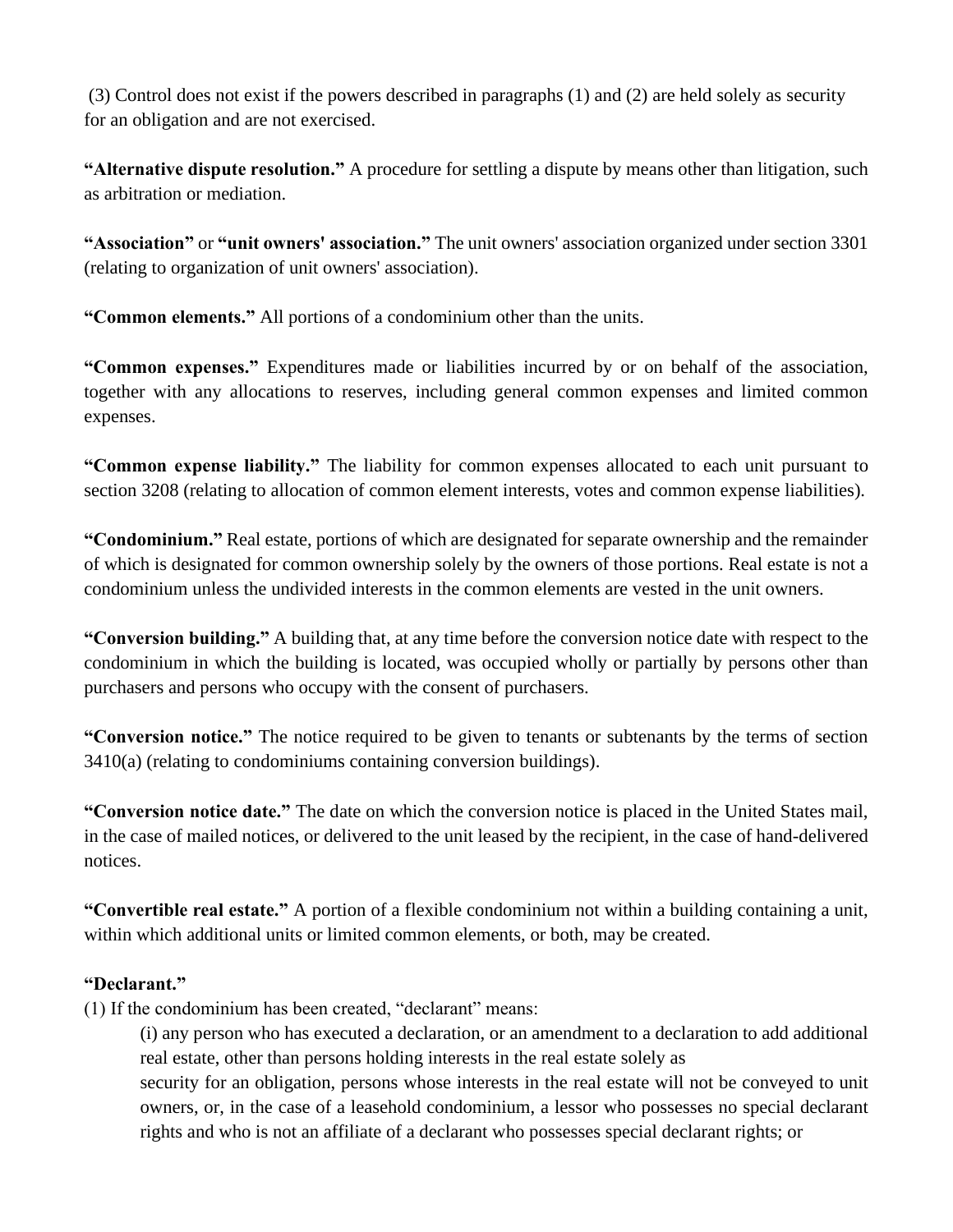(3) Control does not exist if the powers described in paragraphs (1) and (2) are held solely as security for an obligation and are not exercised.

**"Alternative dispute resolution."** A procedure for settling a dispute by means other than litigation, such as arbitration or mediation.

**"Association"** or **"unit owners' association."** The unit owners' association organized under section 3301 (relating to organization of unit owners' association).

**"Common elements."** All portions of a condominium other than the units.

**"Common expenses."** Expenditures made or liabilities incurred by or on behalf of the association, together with any allocations to reserves, including general common expenses and limited common expenses.

**"Common expense liability."** The liability for common expenses allocated to each unit pursuant to section 3208 (relating to allocation of common element interests, votes and common expense liabilities).

**"Condominium."** Real estate, portions of which are designated for separate ownership and the remainder of which is designated for common ownership solely by the owners of those portions. Real estate is not a condominium unless the undivided interests in the common elements are vested in the unit owners.

**"Conversion building."** A building that, at any time before the conversion notice date with respect to the condominium in which the building is located, was occupied wholly or partially by persons other than purchasers and persons who occupy with the consent of purchasers.

**"Conversion notice."** The notice required to be given to tenants or subtenants by the terms of section 3410(a) (relating to condominiums containing conversion buildings).

**"Conversion notice date."** The date on which the conversion notice is placed in the United States mail, in the case of mailed notices, or delivered to the unit leased by the recipient, in the case of hand-delivered notices.

**"Convertible real estate."** A portion of a flexible condominium not within a building containing a unit, within which additional units or limited common elements, or both, may be created.

**"Declarant."**

(1) If the condominium has been created, "declarant" means:

> (i) any person who has executed a declaration, or an amendment to a declaration to add additional real estate, other than persons holding interests in the real estate solely as security for an obligation, persons whose interests in the real estate will not be conveyed to unit owners, or, in the case of a leasehold condominium, a lessor who possesses no special declarant rights and who is not an affiliate of a declarant who possesses special declarant rights; or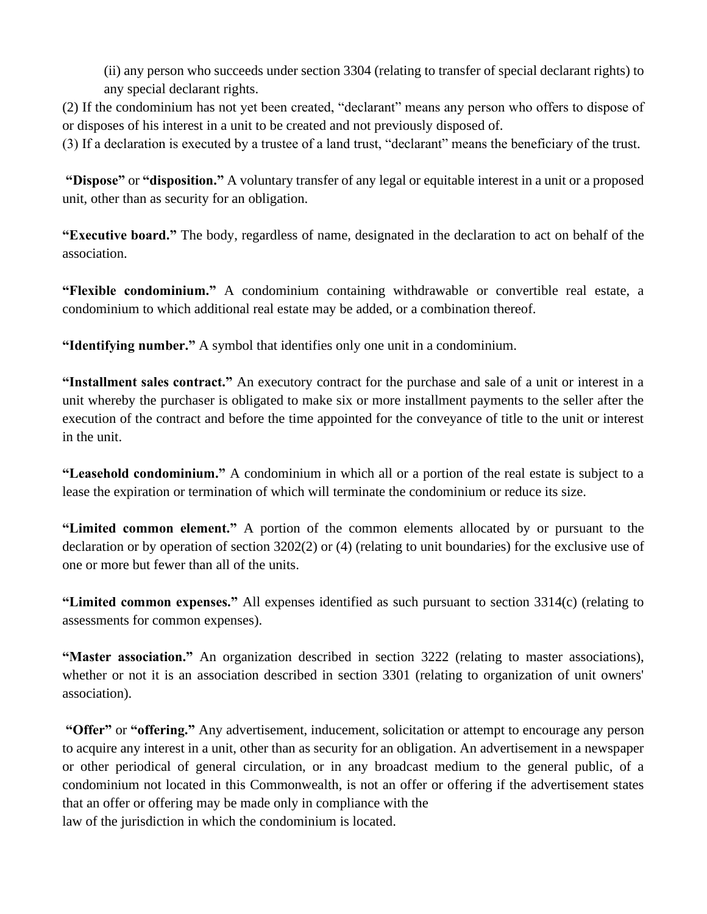(ii) any person who succeeds under section 3304 (relating to transfer of special declarant rights) to any special declarant rights.

(2) If the condominium has not yet been created, "declarant" means any person who offers to dispose of or disposes of his interest in a unit to be created and not previously disposed of.

(3) If a declaration is executed by a trustee of a land trust, "declarant" means the beneficiary of the trust.

**"Dispose"** or **"disposition."** A voluntary transfer of any legal or equitable interest in a unit or a proposed unit, other than as security for an obligation.

**"Executive board."** The body, regardless of name, designated in the declaration to act on behalf of the association.

**"Flexible condominium."** A condominium containing withdrawable or convertible real estate, a condominium to which additional real estate may be added, or a combination thereof.

**"Identifying number."** A symbol that identifies only one unit in a condominium.

**"Installment sales contract."** An executory contract for the purchase and sale of a unit or interest in a unit whereby the purchaser is obligated to make six or more installment payments to the seller after the execution of the contract and before the time appointed for the conveyance of title to the unit or interest in the unit.

**"Leasehold condominium."** A condominium in which all or a portion of the real estate is subject to a lease the expiration or termination of which will terminate the condominium or reduce its size.

**"Limited common element."** A portion of the common elements allocated by or pursuant to the declaration or by operation of section 3202(2) or (4) (relating to unit boundaries) for the exclusive use of one or more but fewer than all of the units.

**"Limited common expenses."** All expenses identified as such pursuant to section 3314(c) (relating to assessments for common expenses).

**"Master association."** An organization described in section 3222 (relating to master associations), whether or not it is an association described in section 3301 (relating to organization of unit owners' association).

**"Offer"** or **"offering."** Any advertisement, inducement, solicitation or attempt to encourage any person to acquire any interest in a unit, other than as security for an obligation. An advertisement in a newspaper or other periodical of general circulation, or in any broadcast medium to the general public, of a condominium not located in this Commonwealth, is not an offer or offering if the advertisement states that an offer or offering may be made only in compliance with the law of the jurisdiction in which the condominium is located.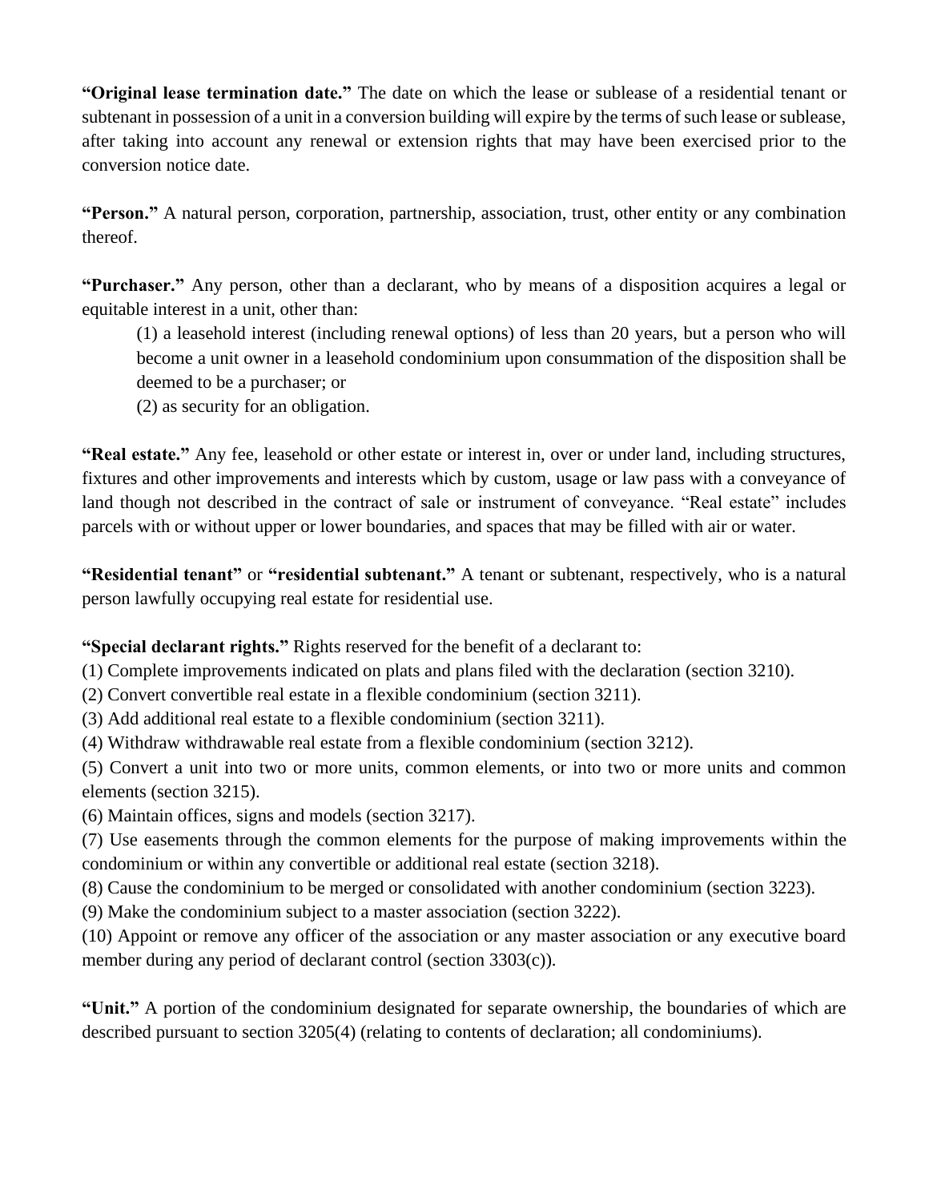**“Original lease termination date.”** The date on which the lease or sublease of a residential tenant or subtenant in possession of a unit in a conversion building will expire by the terms of such lease or sublease, after taking into account any renewal or extension rights that may have been exercised prior to the conversion notice date.

**“Person.”** A natural person, corporation, partnership, association, trust, other entity or any combination thereof.

**“Purchaser.”** Any person, other than a declarant, who by means of a disposition acquires a legal or equitable interest in a unit, other than:

(1) a leasehold interest (including renewal options) of less than 20 years, but a person who will become a unit owner in a leasehold condominium upon consummation of the disposition shall be deemed to be a purchaser; or

(2) as security for an obligation.

**“Real estate.”** Any fee, leasehold or other estate or interest in, over or under land, including structures, fixtures and other improvements and interests which by custom, usage or law pass with a conveyance of land though not described in the contract of sale or instrument of conveyance. “Real estate” includes parcels with or without upper or lower boundaries, and spaces that may be filled with air or water.

**“Residential tenant”** or **“residential subtenant.”** A tenant or subtenant, respectively, who is a natural person lawfully occupying real estate for residential use.

**“Special declarant rights.”** Rights reserved for the benefit of a declarant to:

(1) Complete improvements indicated on plats and plans filed with the declaration (section 3210).

(2) Convert convertible real estate in a flexible condominium (section 3211).

(3) Add additional real estate to a flexible condominium (section 3211).

(4) Withdraw withdrawable real estate from a flexible condominium (section 3212).

(5) Convert a unit into two or more units, common elements, or into two or more units and common elements (section 3215).

(6) Maintain offices, signs and models (section 3217).

(7) Use easements through the common elements for the purpose of making improvements within the condominium or within any convertible or additional real estate (section 3218).

(8) Cause the condominium to be merged or consolidated with another condominium (section 3223).

(9) Make the condominium subject to a master association (section 3222).

(10) Appoint or remove any officer of the association or any master association or any executive board member during any period of declarant control (section 3303(c)).

**“Unit.”** A portion of the condominium designated for separate ownership, the boundaries of which are described pursuant to section 3205(4) (relating to contents of declaration; all condominiums).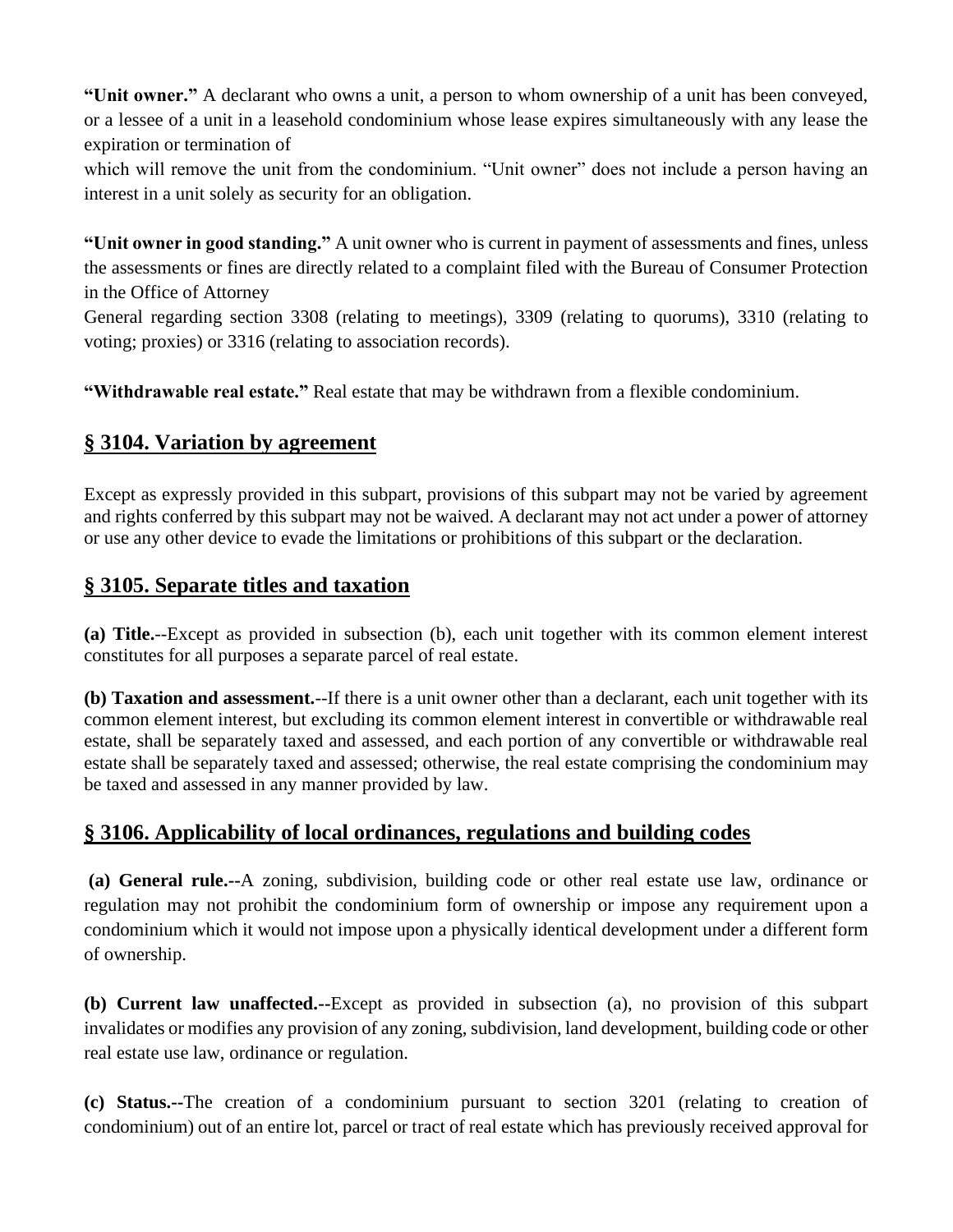**"Unit owner."** A declarant who owns a unit, a person to whom ownership of a unit has been conveyed, or a lessee of a unit in a leasehold condominium whose lease expires simultaneously with any lease the expiration or termination of which will remove the unit from the condominium. "Unit owner" does not include a person having an interest in a unit solely as security for an obligation.

**"Unit owner in good standing."** A unit owner who is current in payment of assessments and fines, unless the assessments or fines are directly related to a complaint filed with the Bureau of Consumer Protection in the Office of Attorney General regarding section 3308 (relating to meetings), 3309 (relating to quorums), 3310 (relating to voting; proxies) or 3316 (relating to association records).

**"Withdrawable real estate."** Real estate that may be withdrawn from a flexible condominium.

## § 3104. Variation by agreement

Except as expressly provided in this subpart, provisions of this subpart may not be varied by agreement and rights conferred by this subpart may not be waived. A declarant may not act under a power of attorney or use any other device to evade the limitations or prohibitions of this subpart or the declaration.

## § 3105. Separate titles and taxation

**(a) Title.**--Except as provided in subsection (b), each unit together with its common element interest constitutes for all purposes a separate parcel of real estate.

**(b) Taxation and assessment.**--If there is a unit owner other than a declarant, each unit together with its common element interest, but excluding its common element interest in convertible or withdrawable real estate, shall be separately taxed and assessed, and each portion of any convertible or withdrawable real estate shall be separately taxed and assessed; otherwise, the real estate comprising the condominium may be taxed and assessed in any manner provided by law.

## § 3106. Applicability of local ordinances, regulations and building codes

**(a) General rule.**--A zoning, subdivision, building code or other real estate use law, ordinance or regulation may not prohibit the condominium form of ownership or impose any requirement upon a condominium which it would not impose upon a physically identical development under a different form of ownership.

**(b) Current law unaffected.**--Except as provided in subsection (a), no provision of this subpart invalidates or modifies any provision of any zoning, subdivision, land development, building code or other real estate use law, ordinance or regulation.

**(c) Status.**--The creation of a condominium pursuant to section 3201 (relating to creation of condominium) out of an entire lot, parcel or tract of real estate which has previously received approval for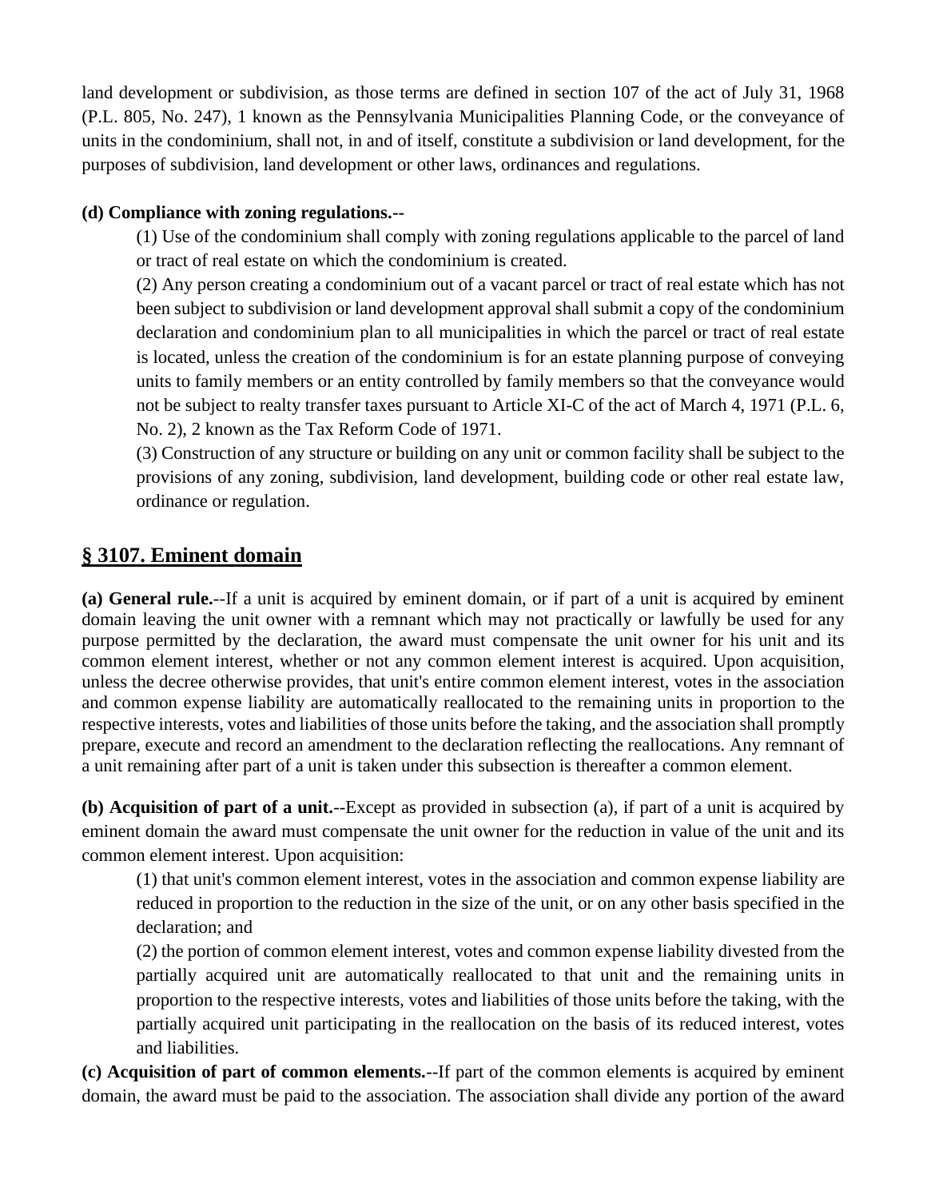land development or subdivision, as those terms are defined in section 107 of the act of July 31, 1968 (P.L. 805, No. 247), 1 known as the Pennsylvania Municipalities Planning Code, or the conveyance of units in the condominium, shall not, in and of itself, constitute a subdivision or land development, for the purposes of subdivision, land development or other laws, ordinances and regulations.

**(d) Compliance with zoning regulations.--**

(1) Use of the condominium shall comply with zoning regulations applicable to the parcel of land or tract of real estate on which the condominium is created.

(2) Any person creating a condominium out of a vacant parcel or tract of real estate which has not been subject to subdivision or land development approval shall submit a copy of the condominium declaration and condominium plan to all municipalities in which the parcel or tract of real estate is located, unless the creation of the condominium is for an estate planning purpose of conveying units to family members or an entity controlled by family members so that the conveyance would not be subject to realty transfer taxes pursuant to Article XI-C of the act of March 4, 1971 (P.L. 6, No. 2), 2 known as the Tax Reform Code of 1971.

(3) Construction of any structure or building on any unit or common facility shall be subject to the provisions of any zoning, subdivision, land development, building code or other real estate law, ordinance or regulation.

## § 3107. Eminent domain

**(a) General rule.**--If a unit is acquired by eminent domain, or if part of a unit is acquired by eminent domain leaving the unit owner with a remnant which may not practically or lawfully be used for any purpose permitted by the declaration, the award must compensate the unit owner for his unit and its common element interest, whether or not any common element interest is acquired. Upon acquisition, unless the decree otherwise provides, that unit's entire common element interest, votes in the association and common expense liability are automatically reallocated to the remaining units in proportion to the respective interests, votes and liabilities of those units before the taking, and the association shall promptly prepare, execute and record an amendment to the declaration reflecting the reallocations. Any remnant of a unit remaining after part of a unit is taken under this subsection is thereafter a common element.

**(b) Acquisition of part of a unit.**--Except as provided in subsection (a), if part of a unit is acquired by eminent domain the award must compensate the unit owner for the reduction in value of the unit and its common element interest. Upon acquisition:

(1) that unit's common element interest, votes in the association and common expense liability are reduced in proportion to the reduction in the size of the unit, or on any other basis specified in the declaration; and

(2) the portion of common element interest, votes and common expense liability divested from the partially acquired unit are automatically reallocated to that unit and the remaining units in proportion to the respective interests, votes and liabilities of those units before the taking, with the partially acquired unit participating in the reallocation on the basis of its reduced interest, votes and liabilities.

**(c) Acquisition of part of common elements.**--If part of the common elements is acquired by eminent domain, the award must be paid to the association. The association shall divide any portion of the award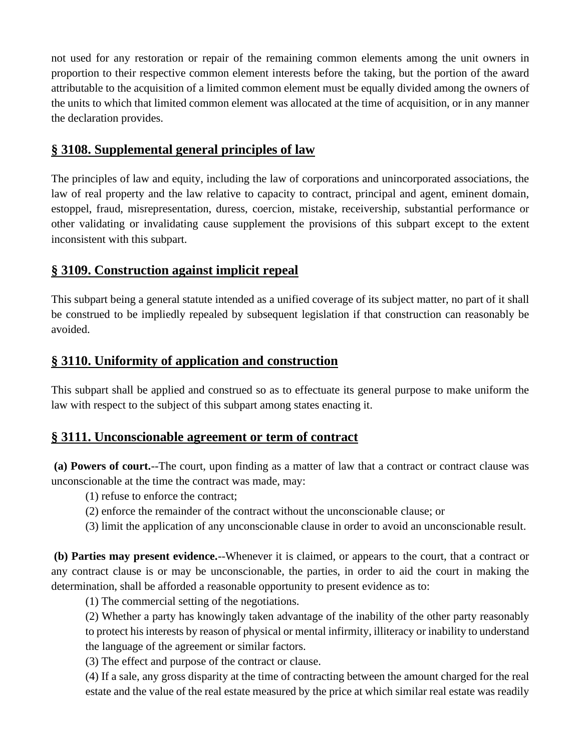not used for any restoration or repair of the remaining common elements among the unit owners in proportion to their respective common element interests before the taking, but the portion of the award attributable to the acquisition of a limited common element must be equally divided among the owners of the units to which that limited common element was allocated at the time of acquisition, or in any manner the declaration provides.

## § 3108. Supplemental general principles of law

The principles of law and equity, including the law of corporations and unincorporated associations, the law of real property and the law relative to capacity to contract, principal and agent, eminent domain, estoppel, fraud, misrepresentation, duress, coercion, mistake, receivership, substantial performance or other validating or invalidating cause supplement the provisions of this subpart except to the extent inconsistent with this subpart.

## § 3109. Construction against implicit repeal

This subpart being a general statute intended as a unified coverage of its subject matter, no part of it shall be construed to be impliedly repealed by subsequent legislation if that construction can reasonably be avoided.

## § 3110. Uniformity of application and construction

This subpart shall be applied and construed so as to effectuate its general purpose to make uniform the law with respect to the subject of this subpart among states enacting it.

## § 3111. Unconscionable agreement or term of contract

**(a) Powers of court.**--The court, upon finding as a matter of law that a contract or contract clause was unconscionable at the time the contract was made, may:

(1) refuse to enforce the contract;

(2) enforce the remainder of the contract without the unconscionable clause; or

(3) limit the application of any unconscionable clause in order to avoid an unconscionable result.

**(b) Parties may present evidence.**--Whenever it is claimed, or appears to the court, that a contract or any contract clause is or may be unconscionable, the parties, in order to aid the court in making the determination, shall be afforded a reasonable opportunity to present evidence as to:

(1) The commercial setting of the negotiations.

(2) Whether a party has knowingly taken advantage of the inability of the other party reasonably to protect his interests by reason of physical or mental infirmity, illiteracy or inability to understand the language of the agreement or similar factors.

(3) The effect and purpose of the contract or clause.

(4) If a sale, any gross disparity at the time of contracting between the amount charged for the real estate and the value of the real estate measured by the price at which similar real estate was readily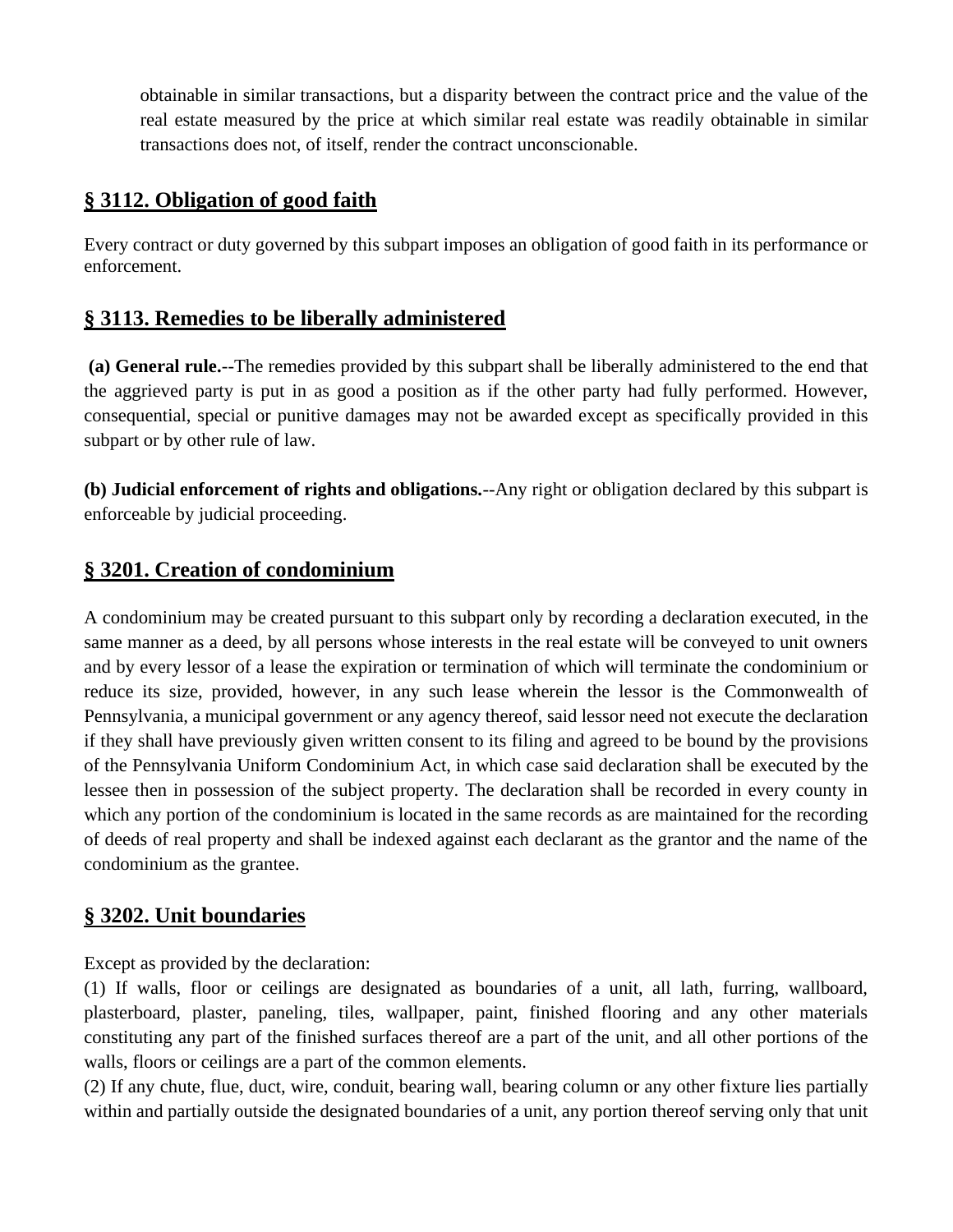obtainable in similar transactions, but a disparity between the contract price and the value of the real estate measured by the price at which similar real estate was readily obtainable in similar transactions does not, of itself, render the contract unconscionable.

## § 3112. Obligation of good faith

Every contract or duty governed by this subpart imposes an obligation of good faith in its performance or enforcement.

## § 3113. Remedies to be liberally administered

**(a) General rule.**--The remedies provided by this subpart shall be liberally administered to the end that the aggrieved party is put in as good a position as if the other party had fully performed. However, consequential, special or punitive damages may not be awarded except as specifically provided in this subpart or by other rule of law.

**(b) Judicial enforcement of rights and obligations.**--Any right or obligation declared by this subpart is enforceable by judicial proceeding.

## § 3201. Creation of condominium

A condominium may be created pursuant to this subpart only by recording a declaration executed, in the same manner as a deed, by all persons whose interests in the real estate will be conveyed to unit owners and by every lessor of a lease the expiration or termination of which will terminate the condominium or reduce its size, provided, however, in any such lease wherein the lessor is the Commonwealth of Pennsylvania, a municipal government or any agency thereof, said lessor need not execute the declaration if they shall have previously given written consent to its filing and agreed to be bound by the provisions of the Pennsylvania Uniform Condominium Act, in which case said declaration shall be executed by the lessee then in possession of the subject property. The declaration shall be recorded in every county in which any portion of the condominium is located in the same records as are maintained for the recording of deeds of real property and shall be indexed against each declarant as the grantor and the name of the condominium as the grantee.

## § 3202. Unit boundaries

Except as provided by the declaration:

(1) If walls, floor or ceilings are designated as boundaries of a unit, all lath, furring, wallboard, plasterboard, plaster, paneling, tiles, wallpaper, paint, finished flooring and any other materials constituting any part of the finished surfaces thereof are a part of the unit, and all other portions of the walls, floors or ceilings are a part of the common elements.

(2) If any chute, flue, duct, wire, conduit, bearing wall, bearing column or any other fixture lies partially within and partially outside the designated boundaries of a unit, any portion thereof serving only that unit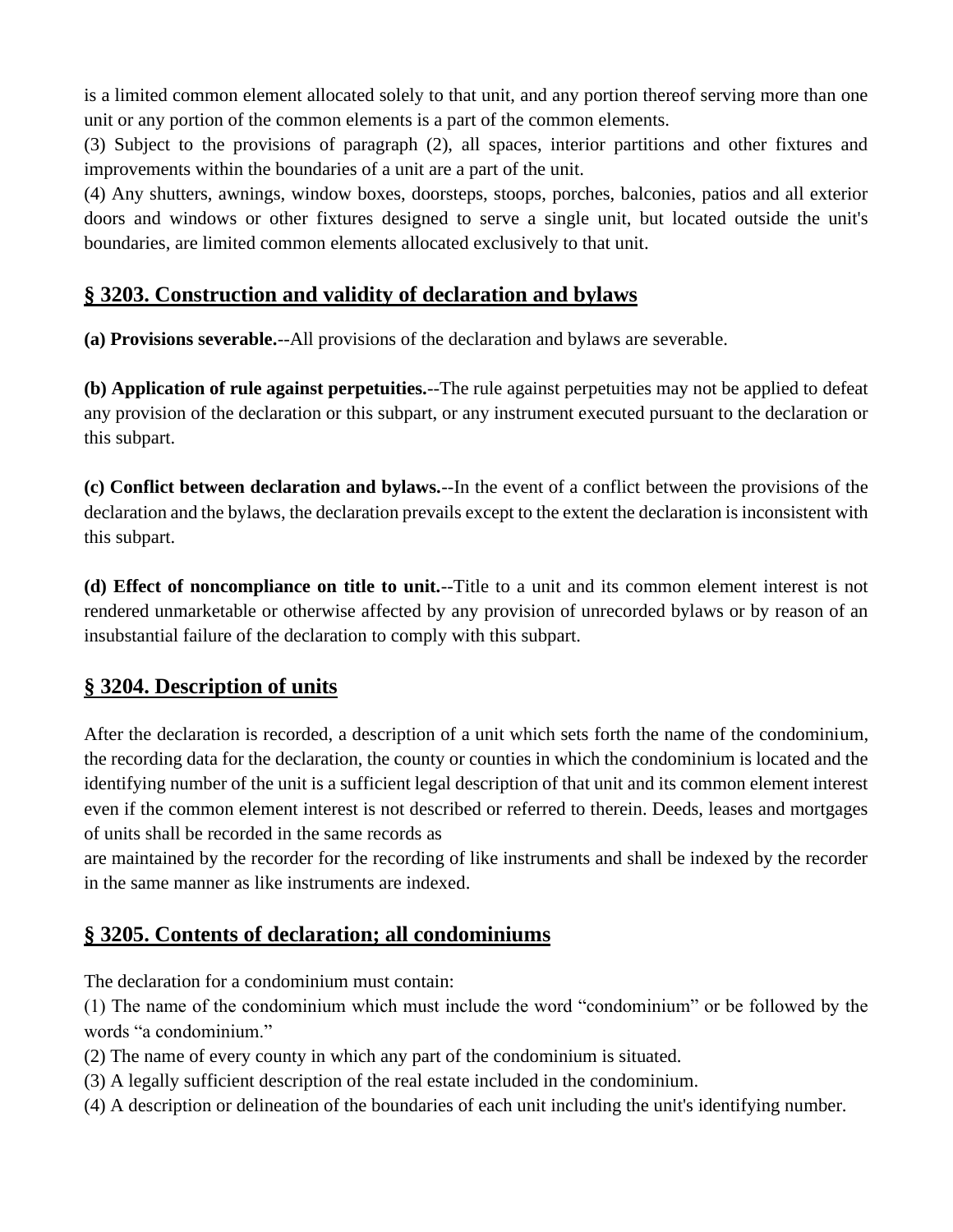is a limited common element allocated solely to that unit, and any portion thereof serving more than one unit or any portion of the common elements is a part of the common elements.

(3) Subject to the provisions of paragraph (2), all spaces, interior partitions and other fixtures and improvements within the boundaries of a unit are a part of the unit.

(4) Any shutters, awnings, window boxes, doorsteps, stoops, porches, balconies, patios and all exterior doors and windows or other fixtures designed to serve a single unit, but located outside the unit's boundaries, are limited common elements allocated exclusively to that unit.

## § 3203. Construction and validity of declaration and bylaws

**(a) Provisions severable.**--All provisions of the declaration and bylaws are severable.

**(b) Application of rule against perpetuities.**--The rule against perpetuities may not be applied to defeat any provision of the declaration or this subpart, or any instrument executed pursuant to the declaration or this subpart.

**(c) Conflict between declaration and bylaws.**--In the event of a conflict between the provisions of the declaration and the bylaws, the declaration prevails except to the extent the declaration is inconsistent with this subpart.

**(d) Effect of noncompliance on title to unit.**--Title to a unit and its common element interest is not rendered unmarketable or otherwise affected by any provision of unrecorded bylaws or by reason of an insubstantial failure of the declaration to comply with this subpart.

## § 3204. Description of units

After the declaration is recorded, a description of a unit which sets forth the name of the condominium, the recording data for the declaration, the county or counties in which the condominium is located and the identifying number of the unit is a sufficient legal description of that unit and its common element interest even if the common element interest is not described or referred to therein. Deeds, leases and mortgages of units shall be recorded in the same records as are maintained by the recorder for the recording of like instruments and shall be indexed by the recorder in the same manner as like instruments are indexed.

## § 3205. Contents of declaration; all condominiums

The declaration for a condominium must contain:

(1) The name of the condominium which must include the word "condominium" or be followed by the words "a condominium."

(2) The name of every county in which any part of the condominium is situated.

(3) A legally sufficient description of the real estate included in the condominium.

(4) A description or delineation of the boundaries of each unit including the unit's identifying number.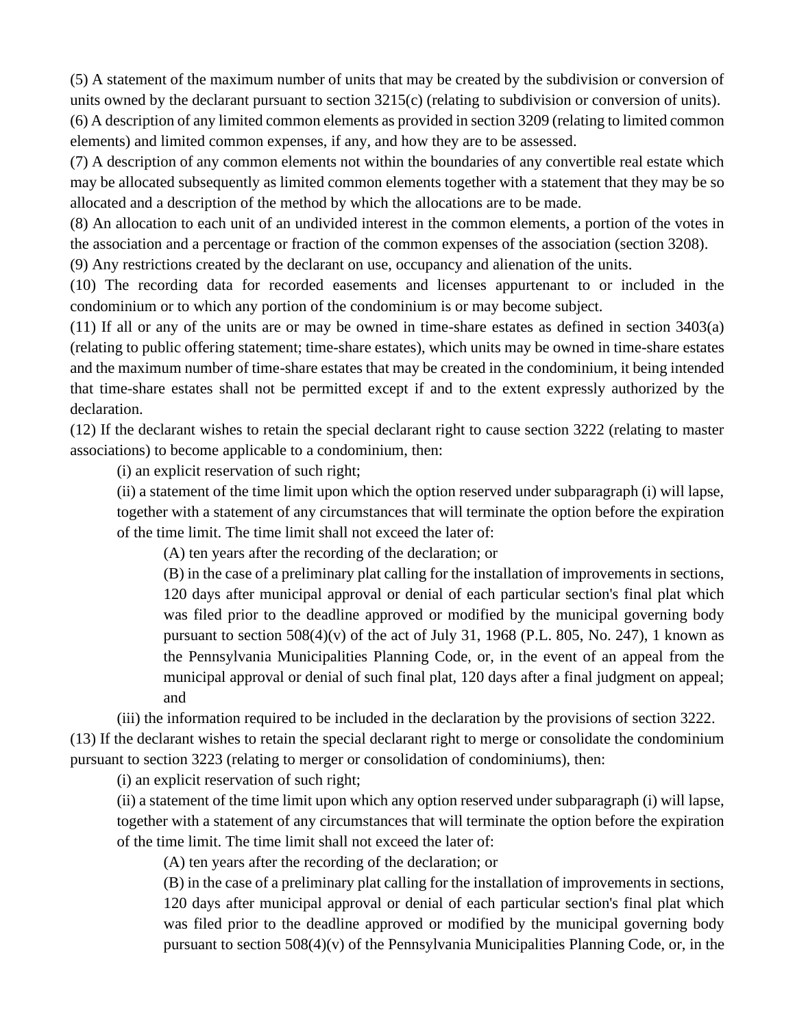(5) A statement of the maximum number of units that may be created by the subdivision or conversion of units owned by the declarant pursuant to section 3215(c) (relating to subdivision or conversion of units).

(6) A description of any limited common elements as provided in section 3209 (relating to limited common elements) and limited common expenses, if any, and how they are to be assessed.

(7) A description of any common elements not within the boundaries of any convertible real estate which may be allocated subsequently as limited common elements together with a statement that they may be so allocated and a description of the method by which the allocations are to be made.

(8) An allocation to each unit of an undivided interest in the common elements, a portion of the votes in the association and a percentage or fraction of the common expenses of the association (section 3208).

(9) Any restrictions created by the declarant on use, occupancy and alienation of the units.

(10) The recording data for recorded easements and licenses appurtenant to or included in the condominium or to which any portion of the condominium is or may become subject.

(11) If all or any of the units are or may be owned in time-share estates as defined in section 3403(a) (relating to public offering statement; time-share estates), which units may be owned in time-share estates and the maximum number of time-share estates that may be created in the condominium, it being intended that time-share estates shall not be permitted except if and to the extent expressly authorized by the declaration.

(12) If the declarant wishes to retain the special declarant right to cause section 3222 (relating to master associations) to become applicable to a condominium, then:

> (i) an explicit reservation of such right;
>
> (ii) a statement of the time limit upon which the option reserved under subparagraph (i) will lapse, together with a statement of any circumstances that will terminate the option before the expiration of the time limit. The time limit shall not exceed the later of:
>
> > (A) ten years after the recording of the declaration; or
> >
> > (B) in the case of a preliminary plat calling for the installation of improvements in sections, 120 days after municipal approval or denial of each particular section's final plat which was filed prior to the deadline approved or modified by the municipal governing body pursuant to section 508(4)(v) of the act of July 31, 1968 (P.L. 805, No. 247), 1 known as the Pennsylvania Municipalities Planning Code, or, in the event of an appeal from the municipal approval or denial of such final plat, 120 days after a final judgment on appeal; and
>
> (iii) the information required to be included in the declaration by the provisions of section 3222.

(13) If the declarant wishes to retain the special declarant right to merge or consolidate the condominium pursuant to section 3223 (relating to merger or consolidation of condominiums), then:

> (i) an explicit reservation of such right;
>
> (ii) a statement of the time limit upon which any option reserved under subparagraph (i) will lapse, together with a statement of any circumstances that will terminate the option before the expiration of the time limit. The time limit shall not exceed the later of:
>
> > (A) ten years after the recording of the declaration; or
> >
> > (B) in the case of a preliminary plat calling for the installation of improvements in sections, 120 days after municipal approval or denial of each particular section's final plat which was filed prior to the deadline approved or modified by the municipal governing body pursuant to section 508(4)(v) of the Pennsylvania Municipalities Planning Code, or, in the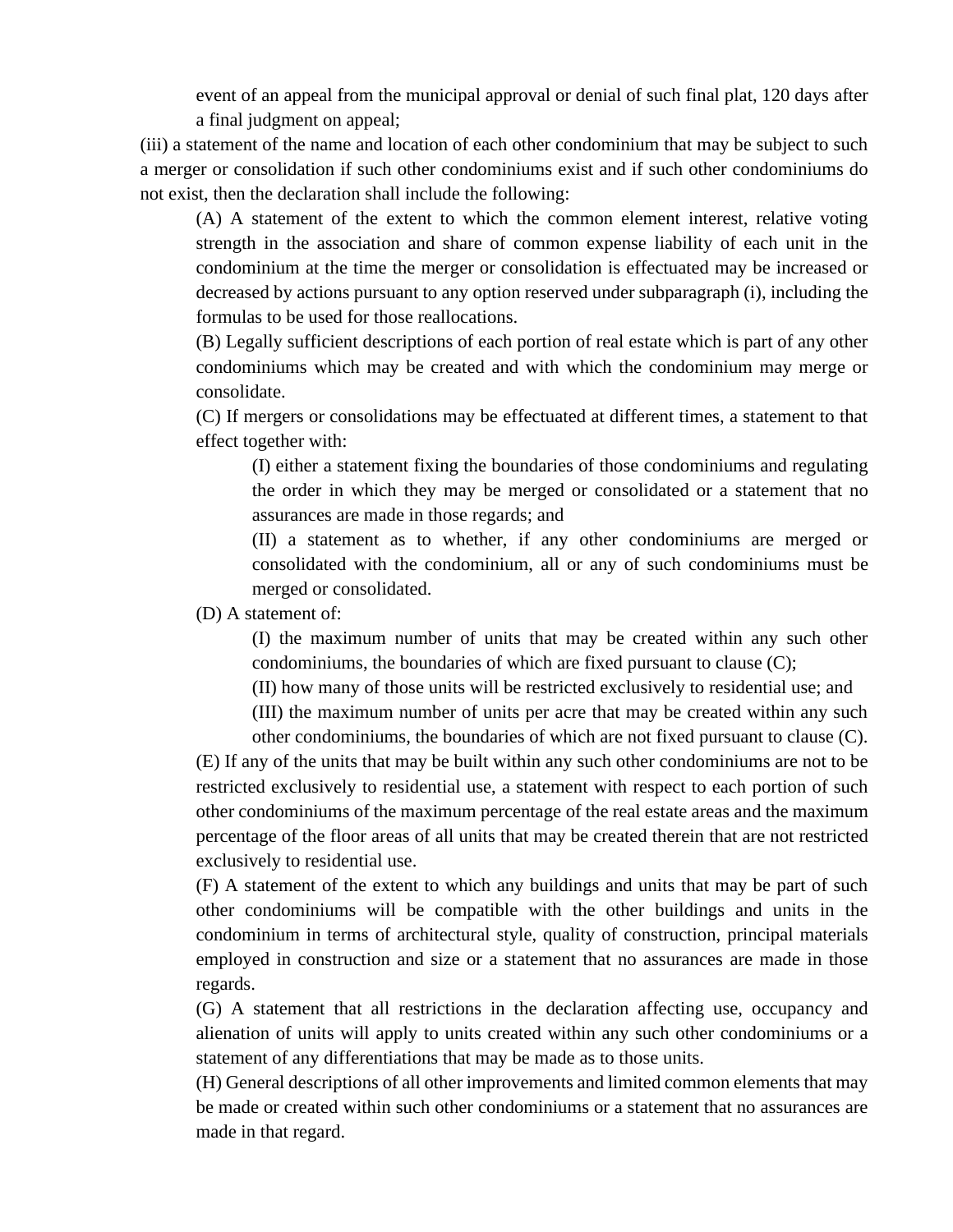event of an appeal from the municipal approval or denial of such final plat, 120 days after a final judgment on appeal;

(iii) a statement of the name and location of each other condominium that may be subject to such a merger or consolidation if such other condominiums exist and if such other condominiums do not exist, then the declaration shall include the following:

(A) A statement of the extent to which the common element interest, relative voting strength in the association and share of common expense liability of each unit in the condominium at the time the merger or consolidation is effectuated may be increased or decreased by actions pursuant to any option reserved under subparagraph (i), including the formulas to be used for those reallocations.

(B) Legally sufficient descriptions of each portion of real estate which is part of any other condominiums which may be created and with which the condominium may merge or consolidate.

(C) If mergers or consolidations may be effectuated at different times, a statement to that effect together with:

(I) either a statement fixing the boundaries of those condominiums and regulating the order in which they may be merged or consolidated or a statement that no assurances are made in those regards; and

(II) a statement as to whether, if any other condominiums are merged or consolidated with the condominium, all or any of such condominiums must be merged or consolidated.

(D) A statement of:

(I) the maximum number of units that may be created within any such other condominiums, the boundaries of which are fixed pursuant to clause (C);

(II) how many of those units will be restricted exclusively to residential use; and

(III) the maximum number of units per acre that may be created within any such other condominiums, the boundaries of which are not fixed pursuant to clause (C).

(E) If any of the units that may be built within any such other condominiums are not to be restricted exclusively to residential use, a statement with respect to each portion of such other condominiums of the maximum percentage of the real estate areas and the maximum percentage of the floor areas of all units that may be created therein that are not restricted exclusively to residential use.

(F) A statement of the extent to which any buildings and units that may be part of such other condominiums will be compatible with the other buildings and units in the condominium in terms of architectural style, quality of construction, principal materials employed in construction and size or a statement that no assurances are made in those regards.

(G) A statement that all restrictions in the declaration affecting use, occupancy and alienation of units will apply to units created within any such other condominiums or a statement of any differentiations that may be made as to those units.

(H) General descriptions of all other improvements and limited common elements that may be made or created within such other condominiums or a statement that no assurances are made in that regard.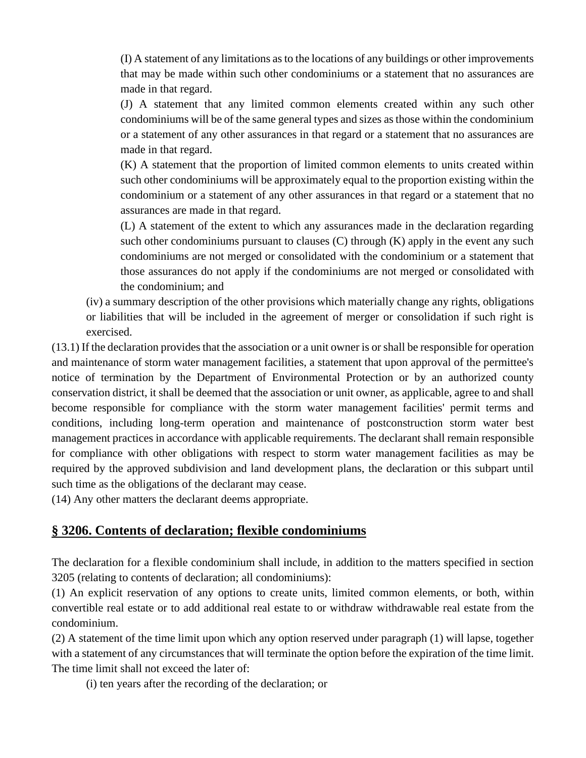(I) A statement of any limitations as to the locations of any buildings or other improvements that may be made within such other condominiums or a statement that no assurances are made in that regard.

(J) A statement that any limited common elements created within any such other condominiums will be of the same general types and sizes as those within the condominium or a statement of any other assurances in that regard or a statement that no assurances are made in that regard.

(K) A statement that the proportion of limited common elements to units created within such other condominiums will be approximately equal to the proportion existing within the condominium or a statement of any other assurances in that regard or a statement that no assurances are made in that regard.

(L) A statement of the extent to which any assurances made in the declaration regarding such other condominiums pursuant to clauses (C) through (K) apply in the event any such condominiums are not merged or consolidated with the condominium or a statement that those assurances do not apply if the condominiums are not merged or consolidated with the condominium; and

(iv) a summary description of the other provisions which materially change any rights, obligations or liabilities that will be included in the agreement of merger or consolidation if such right is exercised.

(13.1) If the declaration provides that the association or a unit owner is or shall be responsible for operation and maintenance of storm water management facilities, a statement that upon approval of the permittee's notice of termination by the Department of Environmental Protection or by an authorized county conservation district, it shall be deemed that the association or unit owner, as applicable, agree to and shall become responsible for compliance with the storm water management facilities' permit terms and conditions, including long-term operation and maintenance of postconstruction storm water best management practices in accordance with applicable requirements. The declarant shall remain responsible for compliance with other obligations with respect to storm water management facilities as may be required by the approved subdivision and land development plans, the declaration or this subpart until such time as the obligations of the declarant may cease.

(14) Any other matters the declarant deems appropriate.

## § 3206. Contents of declaration; flexible condominiums

The declaration for a flexible condominium shall include, in addition to the matters specified in section 3205 (relating to contents of declaration; all condominiums):

(1) An explicit reservation of any options to create units, limited common elements, or both, within convertible real estate or to add additional real estate to or withdraw withdrawable real estate from the condominium.

(2) A statement of the time limit upon which any option reserved under paragraph (1) will lapse, together with a statement of any circumstances that will terminate the option before the expiration of the time limit. The time limit shall not exceed the later of:

(i) ten years after the recording of the declaration; or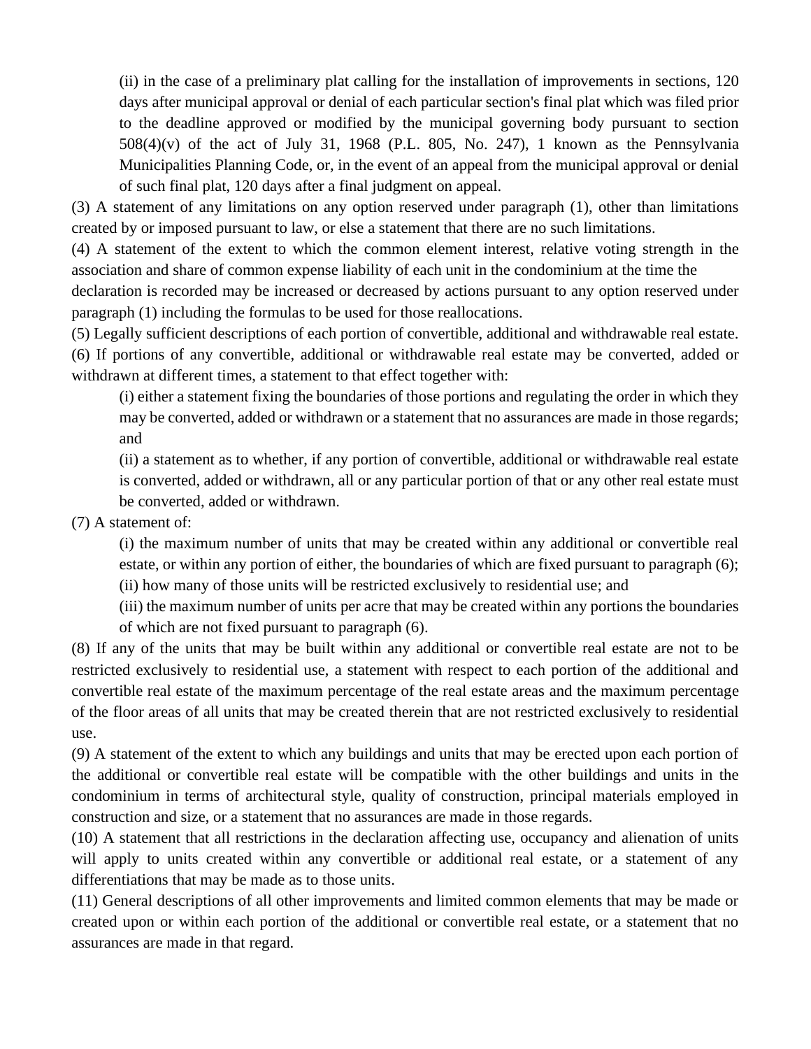(ii) in the case of a preliminary plat calling for the installation of improvements in sections, 120 days after municipal approval or denial of each particular section's final plat which was filed prior to the deadline approved or modified by the municipal governing body pursuant to section 508(4)(v) of the act of July 31, 1968 (P.L. 805, No. 247), 1 known as the Pennsylvania Municipalities Planning Code, or, in the event of an appeal from the municipal approval or denial of such final plat, 120 days after a final judgment on appeal.

(3) A statement of any limitations on any option reserved under paragraph (1), other than limitations created by or imposed pursuant to law, or else a statement that there are no such limitations.

(4) A statement of the extent to which the common element interest, relative voting strength in the association and share of common expense liability of each unit in the condominium at the time the declaration is recorded may be increased or decreased by actions pursuant to any option reserved under paragraph (1) including the formulas to be used for those reallocations.

(5) Legally sufficient descriptions of each portion of convertible, additional and withdrawable real estate.

(6) If portions of any convertible, additional or withdrawable real estate may be converted, added or withdrawn at different times, a statement to that effect together with:

(i) either a statement fixing the boundaries of those portions and regulating the order in which they may be converted, added or withdrawn or a statement that no assurances are made in those regards; and

(ii) a statement as to whether, if any portion of convertible, additional or withdrawable real estate is converted, added or withdrawn, all or any particular portion of that or any other real estate must be converted, added or withdrawn.

(7) A statement of:

(i) the maximum number of units that may be created within any additional or convertible real estate, or within any portion of either, the boundaries of which are fixed pursuant to paragraph (6);

(ii) how many of those units will be restricted exclusively to residential use; and

(iii) the maximum number of units per acre that may be created within any portions the boundaries of which are not fixed pursuant to paragraph (6).

(8) If any of the units that may be built within any additional or convertible real estate are not to be restricted exclusively to residential use, a statement with respect to each portion of the additional and convertible real estate of the maximum percentage of the real estate areas and the maximum percentage of the floor areas of all units that may be created therein that are not restricted exclusively to residential use.

(9) A statement of the extent to which any buildings and units that may be erected upon each portion of the additional or convertible real estate will be compatible with the other buildings and units in the condominium in terms of architectural style, quality of construction, principal materials employed in construction and size, or a statement that no assurances are made in those regards.

(10) A statement that all restrictions in the declaration affecting use, occupancy and alienation of units will apply to units created within any convertible or additional real estate, or a statement of any differentiations that may be made as to those units.

(11) General descriptions of all other improvements and limited common elements that may be made or created upon or within each portion of the additional or convertible real estate, or a statement that no assurances are made in that regard.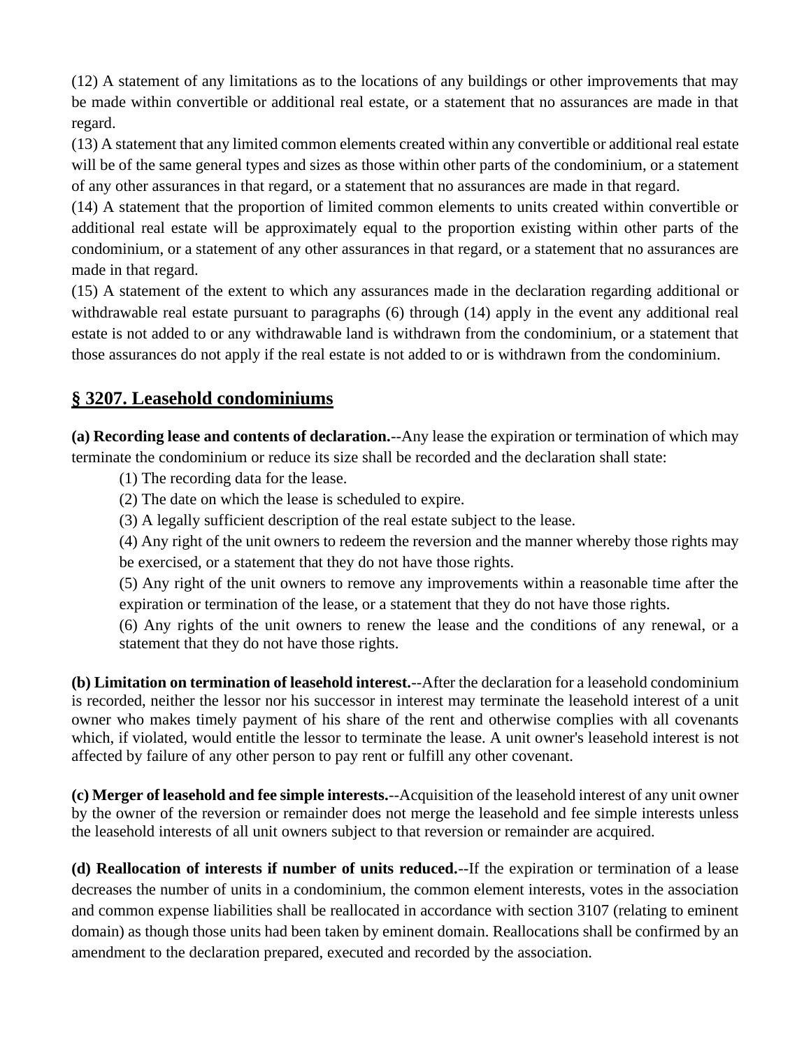(12) A statement of any limitations as to the locations of any buildings or other improvements that may be made within convertible or additional real estate, or a statement that no assurances are made in that regard.

(13) A statement that any limited common elements created within any convertible or additional real estate will be of the same general types and sizes as those within other parts of the condominium, or a statement of any other assurances in that regard, or a statement that no assurances are made in that regard.

(14) A statement that the proportion of limited common elements to units created within convertible or additional real estate will be approximately equal to the proportion existing within other parts of the condominium, or a statement of any other assurances in that regard, or a statement that no assurances are made in that regard.

(15) A statement of the extent to which any assurances made in the declaration regarding additional or withdrawable real estate pursuant to paragraphs (6) through (14) apply in the event any additional real estate is not added to or any withdrawable land is withdrawn from the condominium, or a statement that those assurances do not apply if the real estate is not added to or is withdrawn from the condominium.

## § 3207. Leasehold condominiums

**(a) Recording lease and contents of declaration.**--Any lease the expiration or termination of which may terminate the condominium or reduce its size shall be recorded and the declaration shall state:

(1) The recording data for the lease.

(2) The date on which the lease is scheduled to expire.

(3) A legally sufficient description of the real estate subject to the lease.

(4) Any right of the unit owners to redeem the reversion and the manner whereby those rights may be exercised, or a statement that they do not have those rights.

(5) Any right of the unit owners to remove any improvements within a reasonable time after the expiration or termination of the lease, or a statement that they do not have those rights.

(6) Any rights of the unit owners to renew the lease and the conditions of any renewal, or a statement that they do not have those rights.

**(b) Limitation on termination of leasehold interest.**--After the declaration for a leasehold condominium is recorded, neither the lessor nor his successor in interest may terminate the leasehold interest of a unit owner who makes timely payment of his share of the rent and otherwise complies with all covenants which, if violated, would entitle the lessor to terminate the lease. A unit owner's leasehold interest is not affected by failure of any other person to pay rent or fulfill any other covenant.

**(c) Merger of leasehold and fee simple interests.**--Acquisition of the leasehold interest of any unit owner by the owner of the reversion or remainder does not merge the leasehold and fee simple interests unless the leasehold interests of all unit owners subject to that reversion or remainder are acquired.

**(d) Reallocation of interests if number of units reduced.**--If the expiration or termination of a lease decreases the number of units in a condominium, the common element interests, votes in the association and common expense liabilities shall be reallocated in accordance with section 3107 (relating to eminent domain) as though those units had been taken by eminent domain. Reallocations shall be confirmed by an amendment to the declaration prepared, executed and recorded by the association.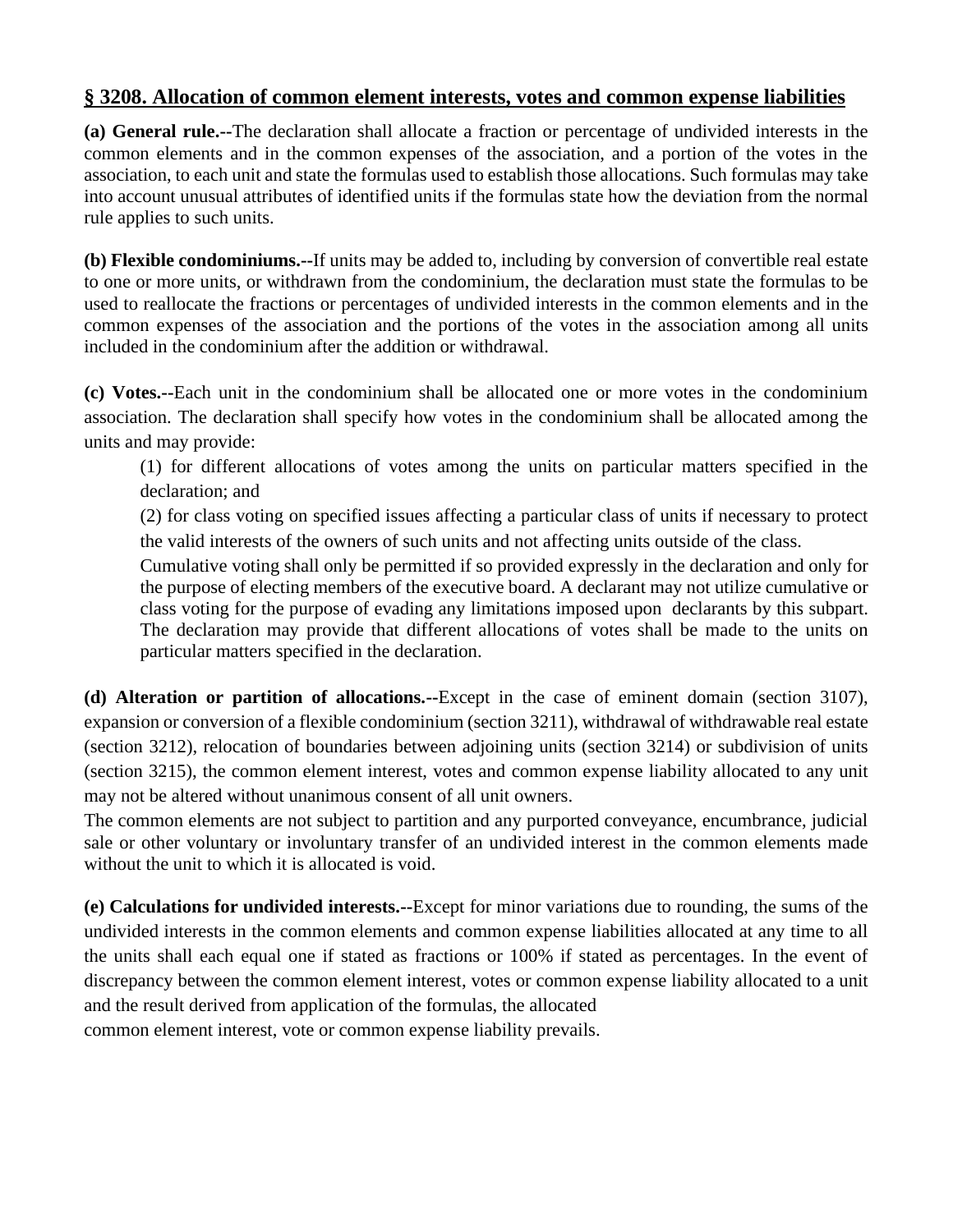## § 3208. Allocation of common element interests, votes and common expense liabilities

**(a) General rule.--**The declaration shall allocate a fraction or percentage of undivided interests in the common elements and in the common expenses of the association, and a portion of the votes in the association, to each unit and state the formulas used to establish those allocations. Such formulas may take into account unusual attributes of identified units if the formulas state how the deviation from the normal rule applies to such units.

**(b) Flexible condominiums.--**If units may be added to, including by conversion of convertible real estate to one or more units, or withdrawn from the condominium, the declaration must state the formulas to be used to reallocate the fractions or percentages of undivided interests in the common elements and in the common expenses of the association and the portions of the votes in the association among all units included in the condominium after the addition or withdrawal.

**(c) Votes.--**Each unit in the condominium shall be allocated one or more votes in the condominium association. The declaration shall specify how votes in the condominium shall be allocated among the units and may provide:

(1) for different allocations of votes among the units on particular matters specified in the declaration; and

(2) for class voting on specified issues affecting a particular class of units if necessary to protect the valid interests of the owners of such units and not affecting units outside of the class.

Cumulative voting shall only be permitted if so provided expressly in the declaration and only for the purpose of electing members of the executive board. A declarant may not utilize cumulative or class voting for the purpose of evading any limitations imposed upon declarants by this subpart. The declaration may provide that different allocations of votes shall be made to the units on particular matters specified in the declaration.

**(d) Alteration or partition of allocations.--**Except in the case of eminent domain (section 3107), expansion or conversion of a flexible condominium (section 3211), withdrawal of withdrawable real estate (section 3212), relocation of boundaries between adjoining units (section 3214) or subdivision of units (section 3215), the common element interest, votes and common expense liability allocated to any unit may not be altered without unanimous consent of all unit owners.

The common elements are not subject to partition and any purported conveyance, encumbrance, judicial sale or other voluntary or involuntary transfer of an undivided interest in the common elements made without the unit to which it is allocated is void.

**(e) Calculations for undivided interests.--**Except for minor variations due to rounding, the sums of the undivided interests in the common elements and common expense liabilities allocated at any time to all the units shall each equal one if stated as fractions or 100% if stated as percentages. In the event of discrepancy between the common element interest, votes or common expense liability allocated to a unit and the result derived from application of the formulas, the allocated common element interest, vote or common expense liability prevails.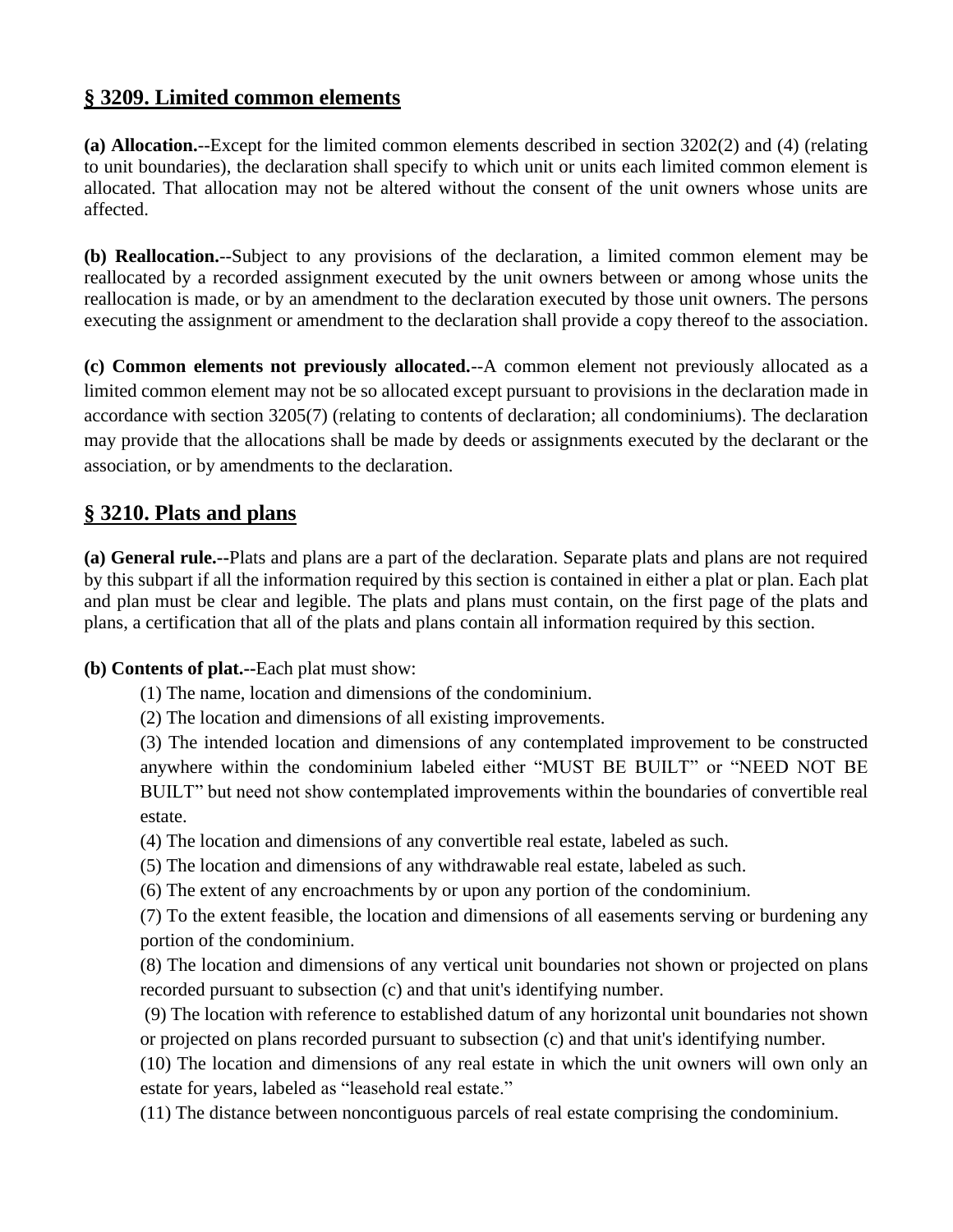## § 3209. Limited common elements

**(a) Allocation.**--Except for the limited common elements described in section 3202(2) and (4) (relating to unit boundaries), the declaration shall specify to which unit or units each limited common element is allocated. That allocation may not be altered without the consent of the unit owners whose units are affected.

**(b) Reallocation.**--Subject to any provisions of the declaration, a limited common element may be reallocated by a recorded assignment executed by the unit owners between or among whose units the reallocation is made, or by an amendment to the declaration executed by those unit owners. The persons executing the assignment or amendment to the declaration shall provide a copy thereof to the association.

**(c) Common elements not previously allocated.**--A common element not previously allocated as a limited common element may not be so allocated except pursuant to provisions in the declaration made in accordance with section 3205(7) (relating to contents of declaration; all condominiums). The declaration may provide that the allocations shall be made by deeds or assignments executed by the declarant or the association, or by amendments to the declaration.

## § 3210. Plats and plans

**(a) General rule.--**Plats and plans are a part of the declaration. Separate plats and plans are not required by this subpart if all the information required by this section is contained in either a plat or plan. Each plat and plan must be clear and legible. The plats and plans must contain, on the first page of the plats and plans, a certification that all of the plats and plans contain all information required by this section.

**(b) Contents of plat.--**Each plat must show:

(1) The name, location and dimensions of the condominium.

(2) The location and dimensions of all existing improvements.

(3) The intended location and dimensions of any contemplated improvement to be constructed anywhere within the condominium labeled either "MUST BE BUILT" or "NEED NOT BE BUILT" but need not show contemplated improvements within the boundaries of convertible real estate.

(4) The location and dimensions of any convertible real estate, labeled as such.

(5) The location and dimensions of any withdrawable real estate, labeled as such.

(6) The extent of any encroachments by or upon any portion of the condominium.

(7) To the extent feasible, the location and dimensions of all easements serving or burdening any portion of the condominium.

(8) The location and dimensions of any vertical unit boundaries not shown or projected on plans recorded pursuant to subsection (c) and that unit's identifying number.

(9) The location with reference to established datum of any horizontal unit boundaries not shown or projected on plans recorded pursuant to subsection (c) and that unit's identifying number.

(10) The location and dimensions of any real estate in which the unit owners will own only an estate for years, labeled as "leasehold real estate."

(11) The distance between noncontiguous parcels of real estate comprising the condominium.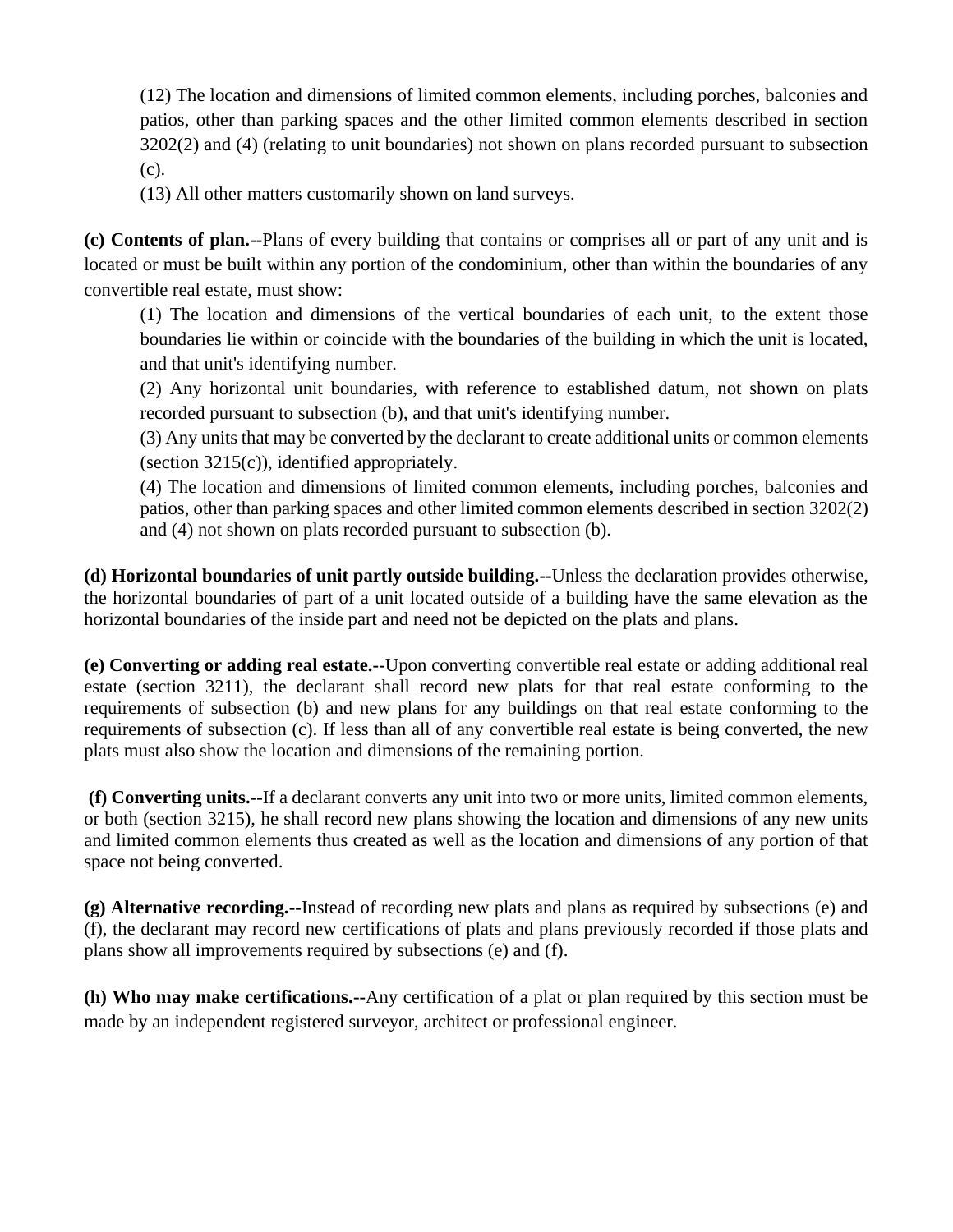(12) The location and dimensions of limited common elements, including porches, balconies and patios, other than parking spaces and the other limited common elements described in section 3202(2) and (4) (relating to unit boundaries) not shown on plans recorded pursuant to subsection (c).

(13) All other matters customarily shown on land surveys.

**(c) Contents of plan.--**Plans of every building that contains or comprises all or part of any unit and is located or must be built within any portion of the condominium, other than within the boundaries of any convertible real estate, must show:

(1) The location and dimensions of the vertical boundaries of each unit, to the extent those boundaries lie within or coincide with the boundaries of the building in which the unit is located, and that unit's identifying number.

(2) Any horizontal unit boundaries, with reference to established datum, not shown on plats recorded pursuant to subsection (b), and that unit's identifying number.

(3) Any units that may be converted by the declarant to create additional units or common elements (section 3215(c)), identified appropriately.

(4) The location and dimensions of limited common elements, including porches, balconies and patios, other than parking spaces and other limited common elements described in section 3202(2) and (4) not shown on plats recorded pursuant to subsection (b).

**(d) Horizontal boundaries of unit partly outside building.--**Unless the declaration provides otherwise, the horizontal boundaries of part of a unit located outside of a building have the same elevation as the horizontal boundaries of the inside part and need not be depicted on the plats and plans.

**(e) Converting or adding real estate.--**Upon converting convertible real estate or adding additional real estate (section 3211), the declarant shall record new plats for that real estate conforming to the requirements of subsection (b) and new plans for any buildings on that real estate conforming to the requirements of subsection (c). If less than all of any convertible real estate is being converted, the new plats must also show the location and dimensions of the remaining portion.

**(f) Converting units.--**If a declarant converts any unit into two or more units, limited common elements, or both (section 3215), he shall record new plans showing the location and dimensions of any new units and limited common elements thus created as well as the location and dimensions of any portion of that space not being converted.

**(g) Alternative recording.--**Instead of recording new plats and plans as required by subsections (e) and (f), the declarant may record new certifications of plats and plans previously recorded if those plats and plans show all improvements required by subsections (e) and (f).

**(h) Who may make certifications.--**Any certification of a plat or plan required by this section must be made by an independent registered surveyor, architect or professional engineer.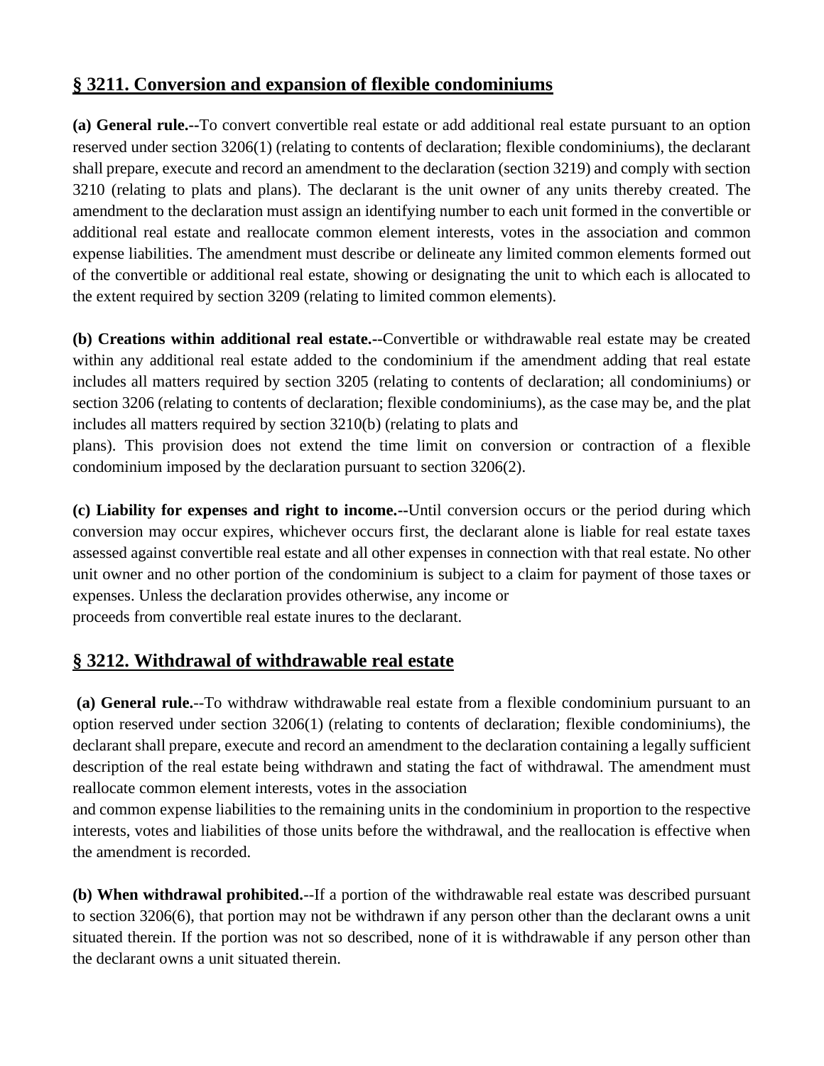## § 3211. Conversion and expansion of flexible condominiums

**(a) General rule.--**To convert convertible real estate or add additional real estate pursuant to an option reserved under section 3206(1) (relating to contents of declaration; flexible condominiums), the declarant shall prepare, execute and record an amendment to the declaration (section 3219) and comply with section 3210 (relating to plats and plans). The declarant is the unit owner of any units thereby created. The amendment to the declaration must assign an identifying number to each unit formed in the convertible or additional real estate and reallocate common element interests, votes in the association and common expense liabilities. The amendment must describe or delineate any limited common elements formed out of the convertible or additional real estate, showing or designating the unit to which each is allocated to the extent required by section 3209 (relating to limited common elements).

**(b) Creations within additional real estate.--**Convertible or withdrawable real estate may be created within any additional real estate added to the condominium if the amendment adding that real estate includes all matters required by section 3205 (relating to contents of declaration; all condominiums) or section 3206 (relating to contents of declaration; flexible condominiums), as the case may be, and the plat includes all matters required by section 3210(b) (relating to plats and plans). This provision does not extend the time limit on conversion or contraction of a flexible condominium imposed by the declaration pursuant to section 3206(2).

**(c) Liability for expenses and right to income.--**Until conversion occurs or the period during which conversion may occur expires, whichever occurs first, the declarant alone is liable for real estate taxes assessed against convertible real estate and all other expenses in connection with that real estate. No other unit owner and no other portion of the condominium is subject to a claim for payment of those taxes or expenses. Unless the declaration provides otherwise, any income or proceeds from convertible real estate inures to the declarant.

## § 3212. Withdrawal of withdrawable real estate

**(a) General rule.**--To withdraw withdrawable real estate from a flexible condominium pursuant to an option reserved under section 3206(1) (relating to contents of declaration; flexible condominiums), the declarant shall prepare, execute and record an amendment to the declaration containing a legally sufficient description of the real estate being withdrawn and stating the fact of withdrawal. The amendment must reallocate common element interests, votes in the association and common expense liabilities to the remaining units in the condominium in proportion to the respective interests, votes and liabilities of those units before the withdrawal, and the reallocation is effective when the amendment is recorded.

**(b) When withdrawal prohibited.**--If a portion of the withdrawable real estate was described pursuant to section 3206(6), that portion may not be withdrawn if any person other than the declarant owns a unit situated therein. If the portion was not so described, none of it is withdrawable if any person other than the declarant owns a unit situated therein.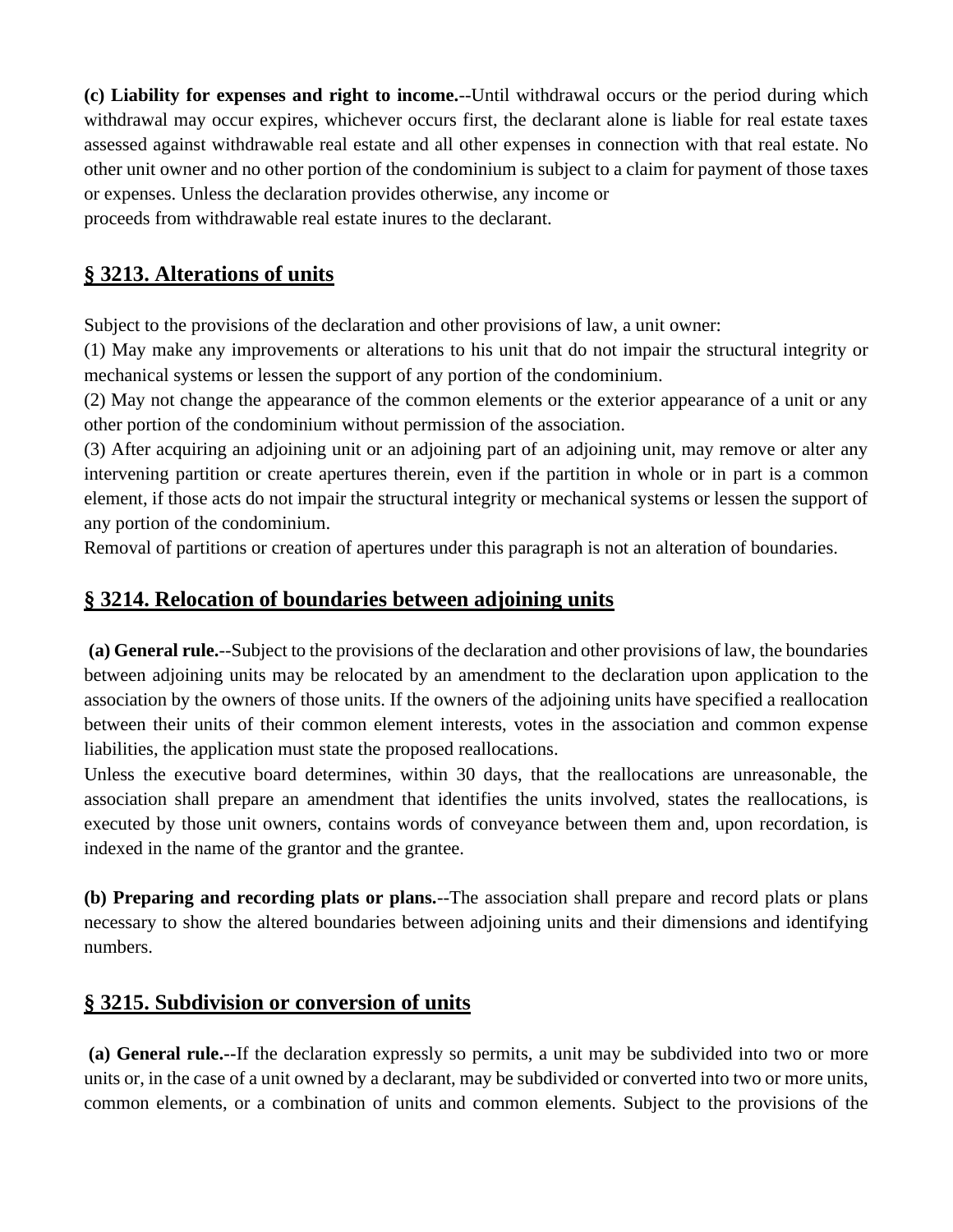**(c) Liability for expenses and right to income.**--Until withdrawal occurs or the period during which withdrawal may occur expires, whichever occurs first, the declarant alone is liable for real estate taxes assessed against withdrawable real estate and all other expenses in connection with that real estate. No other unit owner and no other portion of the condominium is subject to a claim for payment of those taxes or expenses. Unless the declaration provides otherwise, any income or proceeds from withdrawable real estate inures to the declarant.

## § 3213. Alterations of units

Subject to the provisions of the declaration and other provisions of law, a unit owner:

(1) May make any improvements or alterations to his unit that do not impair the structural integrity or mechanical systems or lessen the support of any portion of the condominium.

(2) May not change the appearance of the common elements or the exterior appearance of a unit or any other portion of the condominium without permission of the association.

(3) After acquiring an adjoining unit or an adjoining part of an adjoining unit, may remove or alter any intervening partition or create apertures therein, even if the partition in whole or in part is a common element, if those acts do not impair the structural integrity or mechanical systems or lessen the support of any portion of the condominium.

Removal of partitions or creation of apertures under this paragraph is not an alteration of boundaries.

## § 3214. Relocation of boundaries between adjoining units

**(a) General rule.**--Subject to the provisions of the declaration and other provisions of law, the boundaries between adjoining units may be relocated by an amendment to the declaration upon application to the association by the owners of those units. If the owners of the adjoining units have specified a reallocation between their units of their common element interests, votes in the association and common expense liabilities, the application must state the proposed reallocations.

Unless the executive board determines, within 30 days, that the reallocations are unreasonable, the association shall prepare an amendment that identifies the units involved, states the reallocations, is executed by those unit owners, contains words of conveyance between them and, upon recordation, is indexed in the name of the grantor and the grantee.

**(b) Preparing and recording plats or plans.**--The association shall prepare and record plats or plans necessary to show the altered boundaries between adjoining units and their dimensions and identifying numbers.

## § 3215. Subdivision or conversion of units

**(a) General rule.--**If the declaration expressly so permits, a unit may be subdivided into two or more units or, in the case of a unit owned by a declarant, may be subdivided or converted into two or more units, common elements, or a combination of units and common elements. Subject to the provisions of the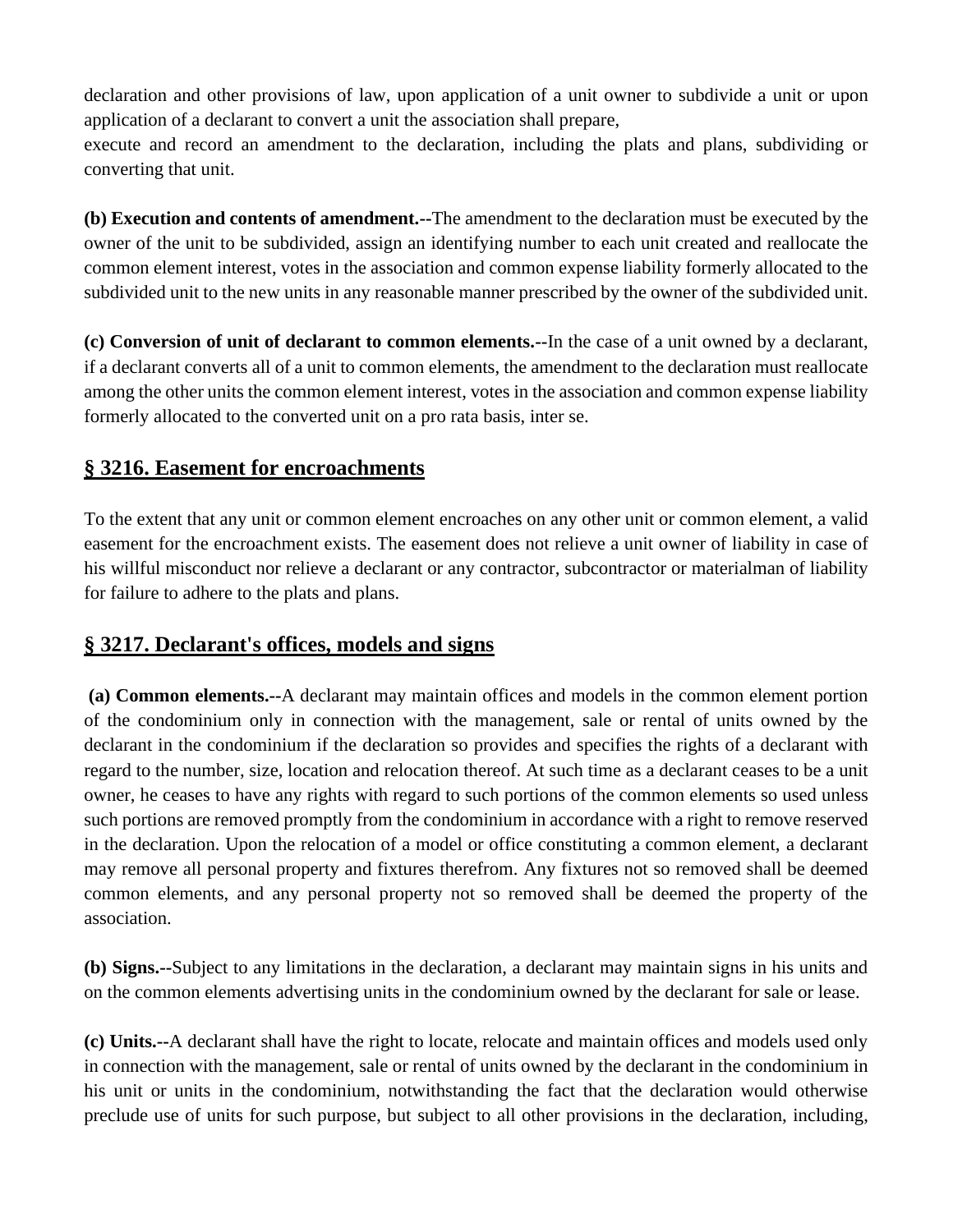declaration and other provisions of law, upon application of a unit owner to subdivide a unit or upon application of a declarant to convert a unit the association shall prepare,
execute and record an amendment to the declaration, including the plats and plans, subdividing or converting that unit.

**(b) Execution and contents of amendment.--**The amendment to the declaration must be executed by the owner of the unit to be subdivided, assign an identifying number to each unit created and reallocate the common element interest, votes in the association and common expense liability formerly allocated to the subdivided unit to the new units in any reasonable manner prescribed by the owner of the subdivided unit.

**(c) Conversion of unit of declarant to common elements.--**In the case of a unit owned by a declarant, if a declarant converts all of a unit to common elements, the amendment to the declaration must reallocate among the other units the common element interest, votes in the association and common expense liability formerly allocated to the converted unit on a pro rata basis, inter se.

## § 3216. Easement for encroachments

To the extent that any unit or common element encroaches on any other unit or common element, a valid easement for the encroachment exists. The easement does not relieve a unit owner of liability in case of his willful misconduct nor relieve a declarant or any contractor, subcontractor or materialman of liability for failure to adhere to the plats and plans.

## § 3217. Declarant's offices, models and signs

**(a) Common elements.--**A declarant may maintain offices and models in the common element portion of the condominium only in connection with the management, sale or rental of units owned by the declarant in the condominium if the declaration so provides and specifies the rights of a declarant with regard to the number, size, location and relocation thereof. At such time as a declarant ceases to be a unit owner, he ceases to have any rights with regard to such portions of the common elements so used unless such portions are removed promptly from the condominium in accordance with a right to remove reserved in the declaration. Upon the relocation of a model or office constituting a common element, a declarant may remove all personal property and fixtures therefrom. Any fixtures not so removed shall be deemed common elements, and any personal property not so removed shall be deemed the property of the association.

**(b) Signs.--**Subject to any limitations in the declaration, a declarant may maintain signs in his units and on the common elements advertising units in the condominium owned by the declarant for sale or lease.

**(c) Units.--**A declarant shall have the right to locate, relocate and maintain offices and models used only in connection with the management, sale or rental of units owned by the declarant in the condominium in his unit or units in the condominium, notwithstanding the fact that the declaration would otherwise preclude use of units for such purpose, but subject to all other provisions in the declaration, including,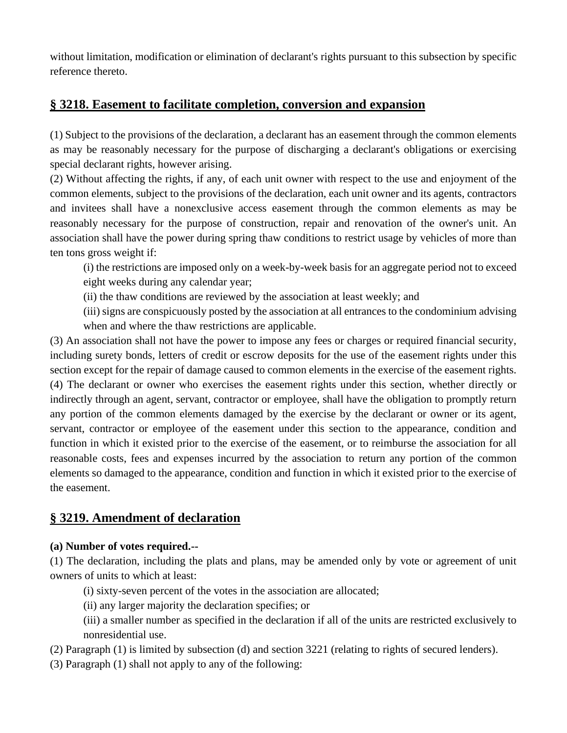without limitation, modification or elimination of declarant's rights pursuant to this subsection by specific reference thereto.

## § 3218. Easement to facilitate completion, conversion and expansion

(1) Subject to the provisions of the declaration, a declarant has an easement through the common elements as may be reasonably necessary for the purpose of discharging a declarant's obligations or exercising special declarant rights, however arising.

(2) Without affecting the rights, if any, of each unit owner with respect to the use and enjoyment of the common elements, subject to the provisions of the declaration, each unit owner and its agents, contractors and invitees shall have a nonexclusive access easement through the common elements as may be reasonably necessary for the purpose of construction, repair and renovation of the owner's unit. An association shall have the power during spring thaw conditions to restrict usage by vehicles of more than ten tons gross weight if:

> (i) the restrictions are imposed only on a week-by-week basis for an aggregate period not to exceed eight weeks during any calendar year;
>
> (ii) the thaw conditions are reviewed by the association at least weekly; and
>
> (iii) signs are conspicuously posted by the association at all entrances to the condominium advising when and where the thaw restrictions are applicable.

(3) An association shall not have the power to impose any fees or charges or required financial security, including surety bonds, letters of credit or escrow deposits for the use of the easement rights under this section except for the repair of damage caused to common elements in the exercise of the easement rights.

(4) The declarant or owner who exercises the easement rights under this section, whether directly or indirectly through an agent, servant, contractor or employee, shall have the obligation to promptly return any portion of the common elements damaged by the exercise by the declarant or owner or its agent, servant, contractor or employee of the easement under this section to the appearance, condition and function in which it existed prior to the exercise of the easement, or to reimburse the association for all reasonable costs, fees and expenses incurred by the association to return any portion of the common elements so damaged to the appearance, condition and function in which it existed prior to the exercise of the easement.

## § 3219. Amendment of declaration

**(a) Number of votes required.--**

(1) The declaration, including the plats and plans, may be amended only by vote or agreement of unit owners of units to which at least:

> (i) sixty-seven percent of the votes in the association are allocated;
>
> (ii) any larger majority the declaration specifies; or
>
> (iii) a smaller number as specified in the declaration if all of the units are restricted exclusively to nonresidential use.

(2) Paragraph (1) is limited by subsection (d) and section 3221 (relating to rights of secured lenders).

(3) Paragraph (1) shall not apply to any of the following: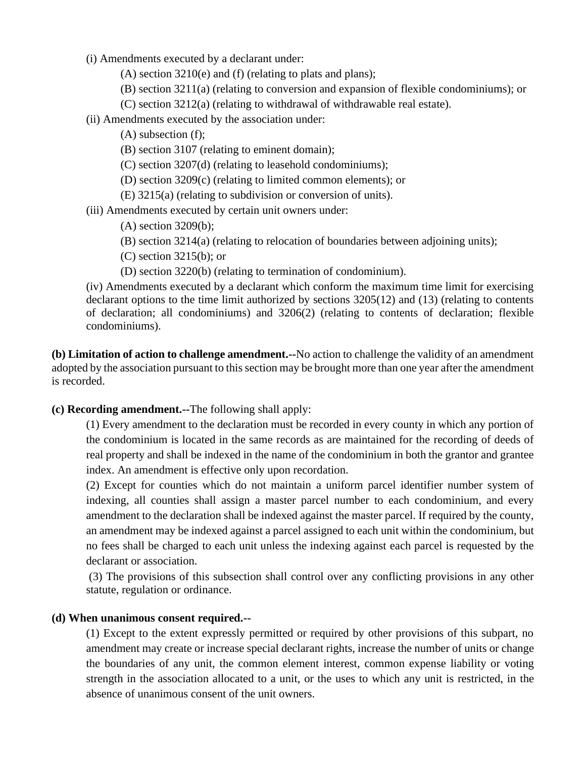(i) Amendments executed by a declarant under:

(A) section 3210(e) and (f) (relating to plats and plans);

(B) section 3211(a) (relating to conversion and expansion of flexible condominiums); or

(C) section 3212(a) (relating to withdrawal of withdrawable real estate).

(ii) Amendments executed by the association under:

(A) subsection (f);

(B) section 3107 (relating to eminent domain);

(C) section 3207(d) (relating to leasehold condominiums);

(D) section 3209(c) (relating to limited common elements); or

(E) 3215(a) (relating to subdivision or conversion of units).

(iii) Amendments executed by certain unit owners under:

(A) section 3209(b);

(B) section 3214(a) (relating to relocation of boundaries between adjoining units);

(C) section 3215(b); or

(D) section 3220(b) (relating to termination of condominium).

(iv) Amendments executed by a declarant which conform the maximum time limit for exercising declarant options to the time limit authorized by sections 3205(12) and (13) (relating to contents of declaration; all condominiums) and 3206(2) (relating to contents of declaration; flexible condominiums).

**(b) Limitation of action to challenge amendment.--**No action to challenge the validity of an amendment adopted by the association pursuant to this section may be brought more than one year after the amendment is recorded.

**(c) Recording amendment.--**The following shall apply:

(1) Every amendment to the declaration must be recorded in every county in which any portion of the condominium is located in the same records as are maintained for the recording of deeds of real property and shall be indexed in the name of the condominium in both the grantor and grantee index. An amendment is effective only upon recordation.

(2) Except for counties which do not maintain a uniform parcel identifier number system of indexing, all counties shall assign a master parcel number to each condominium, and every amendment to the declaration shall be indexed against the master parcel. If required by the county, an amendment may be indexed against a parcel assigned to each unit within the condominium, but no fees shall be charged to each unit unless the indexing against each parcel is requested by the declarant or association.

(3) The provisions of this subsection shall control over any conflicting provisions in any other statute, regulation or ordinance.

**(d) When unanimous consent required.--**

(1) Except to the extent expressly permitted or required by other provisions of this subpart, no amendment may create or increase special declarant rights, increase the number of units or change the boundaries of any unit, the common element interest, common expense liability or voting strength in the association allocated to a unit, or the uses to which any unit is restricted, in the absence of unanimous consent of the unit owners.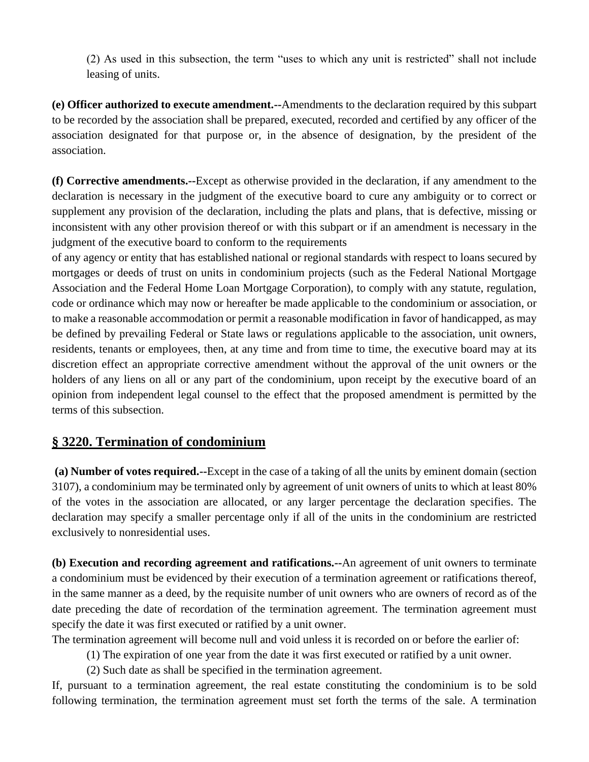(2) As used in this subsection, the term "uses to which any unit is restricted" shall not include leasing of units.

**(e) Officer authorized to execute amendment.--**Amendments to the declaration required by this subpart to be recorded by the association shall be prepared, executed, recorded and certified by any officer of the association designated for that purpose or, in the absence of designation, by the president of the association.

**(f) Corrective amendments.--**Except as otherwise provided in the declaration, if any amendment to the declaration is necessary in the judgment of the executive board to cure any ambiguity or to correct or supplement any provision of the declaration, including the plats and plans, that is defective, missing or inconsistent with any other provision thereof or with this subpart or if an amendment is necessary in the judgment of the executive board to conform to the requirements of any agency or entity that has established national or regional standards with respect to loans secured by mortgages or deeds of trust on units in condominium projects (such as the Federal National Mortgage Association and the Federal Home Loan Mortgage Corporation), to comply with any statute, regulation, code or ordinance which may now or hereafter be made applicable to the condominium or association, or to make a reasonable accommodation or permit a reasonable modification in favor of handicapped, as may be defined by prevailing Federal or State laws or regulations applicable to the association, unit owners, residents, tenants or employees, then, at any time and from time to time, the executive board may at its discretion effect an appropriate corrective amendment without the approval of the unit owners or the holders of any liens on all or any part of the condominium, upon receipt by the executive board of an opinion from independent legal counsel to the effect that the proposed amendment is permitted by the terms of this subsection.

## § 3220. Termination of condominium

**(a) Number of votes required.--**Except in the case of a taking of all the units by eminent domain (section 3107), a condominium may be terminated only by agreement of unit owners of units to which at least 80% of the votes in the association are allocated, or any larger percentage the declaration specifies. The declaration may specify a smaller percentage only if all of the units in the condominium are restricted exclusively to nonresidential uses.

**(b) Execution and recording agreement and ratifications.--**An agreement of unit owners to terminate a condominium must be evidenced by their execution of a termination agreement or ratifications thereof, in the same manner as a deed, by the requisite number of unit owners who are owners of record as of the date preceding the date of recordation of the termination agreement. The termination agreement must specify the date it was first executed or ratified by a unit owner.

The termination agreement will become null and void unless it is recorded on or before the earlier of:

(1) The expiration of one year from the date it was first executed or ratified by a unit owner.

(2) Such date as shall be specified in the termination agreement.

If, pursuant to a termination agreement, the real estate constituting the condominium is to be sold following termination, the termination agreement must set forth the terms of the sale. A termination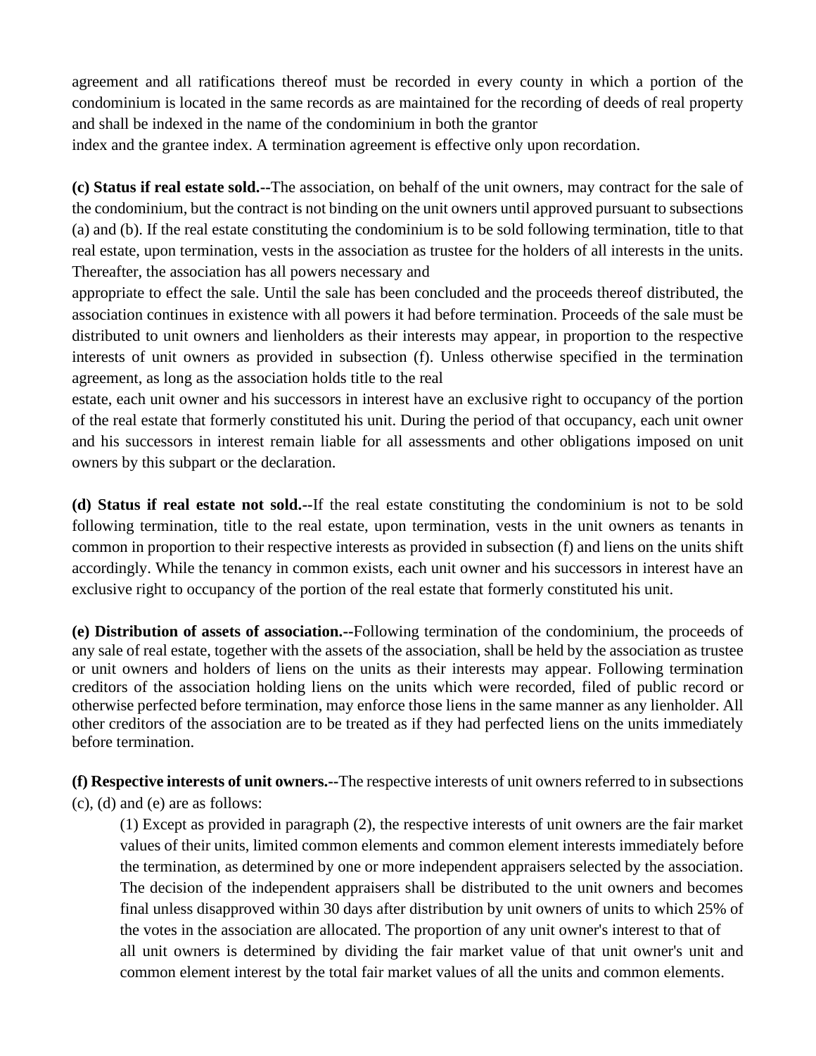agreement and all ratifications thereof must be recorded in every county in which a portion of the condominium is located in the same records as are maintained for the recording of deeds of real property and shall be indexed in the name of the condominium in both the grantor index and the grantee index. A termination agreement is effective only upon recordation.

**(c) Status if real estate sold.--**The association, on behalf of the unit owners, may contract for the sale of the condominium, but the contract is not binding on the unit owners until approved pursuant to subsections (a) and (b). If the real estate constituting the condominium is to be sold following termination, title to that real estate, upon termination, vests in the association as trustee for the holders of all interests in the units. Thereafter, the association has all powers necessary and appropriate to effect the sale. Until the sale has been concluded and the proceeds thereof distributed, the association continues in existence with all powers it had before termination. Proceeds of the sale must be distributed to unit owners and lienholders as their interests may appear, in proportion to the respective interests of unit owners as provided in subsection (f). Unless otherwise specified in the termination agreement, as long as the association holds title to the real estate, each unit owner and his successors in interest have an exclusive right to occupancy of the portion of the real estate that formerly constituted his unit. During the period of that occupancy, each unit owner and his successors in interest remain liable for all assessments and other obligations imposed on unit owners by this subpart or the declaration.

**(d) Status if real estate not sold.--**If the real estate constituting the condominium is not to be sold following termination, title to the real estate, upon termination, vests in the unit owners as tenants in common in proportion to their respective interests as provided in subsection (f) and liens on the units shift accordingly. While the tenancy in common exists, each unit owner and his successors in interest have an exclusive right to occupancy of the portion of the real estate that formerly constituted his unit.

**(e) Distribution of assets of association.--**Following termination of the condominium, the proceeds of any sale of real estate, together with the assets of the association, shall be held by the association as trustee or unit owners and holders of liens on the units as their interests may appear. Following termination creditors of the association holding liens on the units which were recorded, filed of public record or otherwise perfected before termination, may enforce those liens in the same manner as any lienholder. All other creditors of the association are to be treated as if they had perfected liens on the units immediately before termination.

**(f) Respective interests of unit owners.--**The respective interests of unit owners referred to in subsections (c), (d) and (e) are as follows:

(1) Except as provided in paragraph (2), the respective interests of unit owners are the fair market values of their units, limited common elements and common element interests immediately before the termination, as determined by one or more independent appraisers selected by the association. The decision of the independent appraisers shall be distributed to the unit owners and becomes final unless disapproved within 30 days after distribution by unit owners of units to which 25% of the votes in the association are allocated. The proportion of any unit owner's interest to that of all unit owners is determined by dividing the fair market value of that unit owner's unit and common element interest by the total fair market values of all the units and common elements.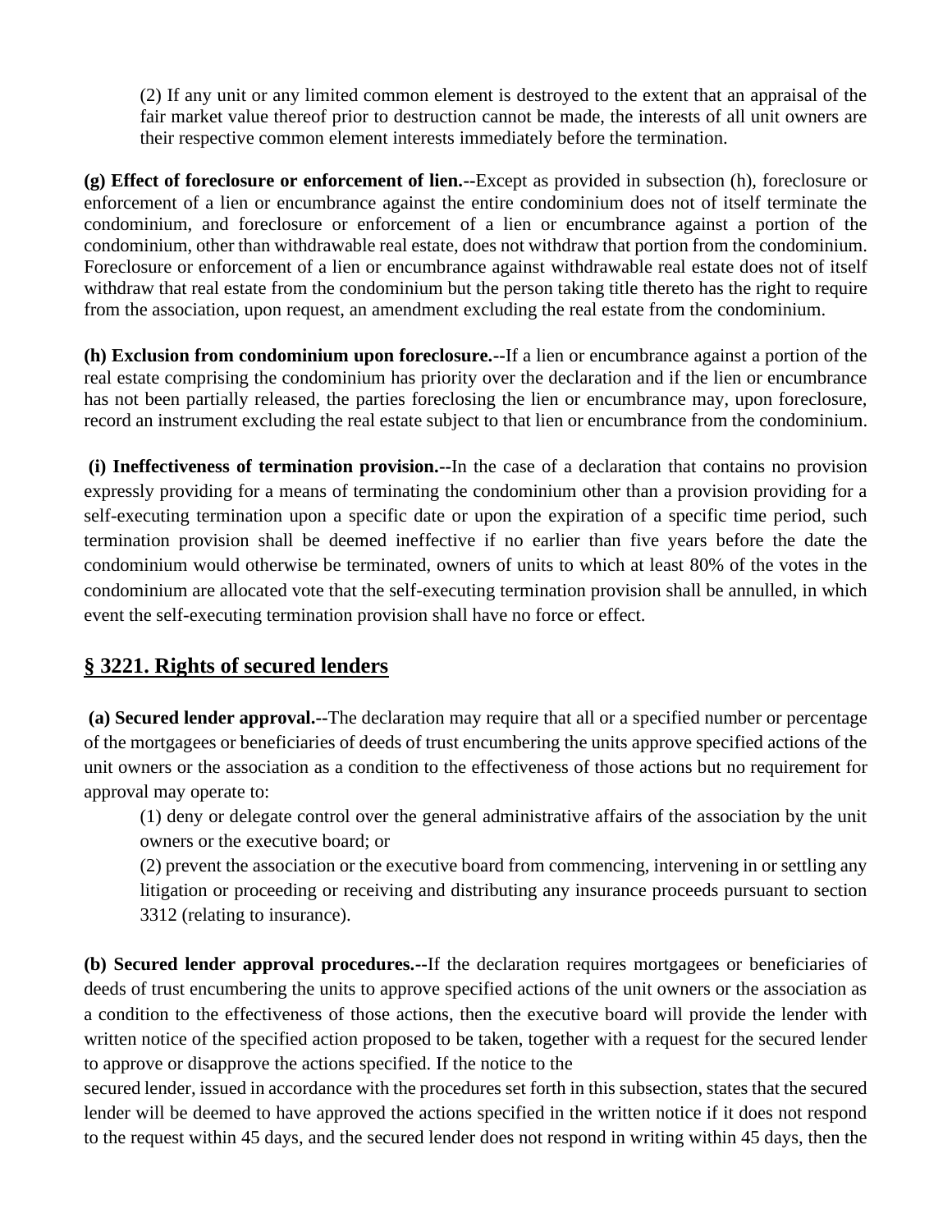(2) If any unit or any limited common element is destroyed to the extent that an appraisal of the fair market value thereof prior to destruction cannot be made, the interests of all unit owners are their respective common element interests immediately before the termination.

**(g) Effect of foreclosure or enforcement of lien.--**Except as provided in subsection (h), foreclosure or enforcement of a lien or encumbrance against the entire condominium does not of itself terminate the condominium, and foreclosure or enforcement of a lien or encumbrance against a portion of the condominium, other than withdrawable real estate, does not withdraw that portion from the condominium. Foreclosure or enforcement of a lien or encumbrance against withdrawable real estate does not of itself withdraw that real estate from the condominium but the person taking title thereto has the right to require from the association, upon request, an amendment excluding the real estate from the condominium.

**(h) Exclusion from condominium upon foreclosure.--**If a lien or encumbrance against a portion of the real estate comprising the condominium has priority over the declaration and if the lien or encumbrance has not been partially released, the parties foreclosing the lien or encumbrance may, upon foreclosure, record an instrument excluding the real estate subject to that lien or encumbrance from the condominium.

**(i) Ineffectiveness of termination provision.--**In the case of a declaration that contains no provision expressly providing for a means of terminating the condominium other than a provision providing for a self-executing termination upon a specific date or upon the expiration of a specific time period, such termination provision shall be deemed ineffective if no earlier than five years before the date the condominium would otherwise be terminated, owners of units to which at least 80% of the votes in the condominium are allocated vote that the self-executing termination provision shall be annulled, in which event the self-executing termination provision shall have no force or effect.

## § 3221. Rights of secured lenders

**(a) Secured lender approval.--**The declaration may require that all or a specified number or percentage of the mortgagees or beneficiaries of deeds of trust encumbering the units approve specified actions of the unit owners or the association as a condition to the effectiveness of those actions but no requirement for approval may operate to:

(1) deny or delegate control over the general administrative affairs of the association by the unit owners or the executive board; or

(2) prevent the association or the executive board from commencing, intervening in or settling any litigation or proceeding or receiving and distributing any insurance proceeds pursuant to section 3312 (relating to insurance).

**(b) Secured lender approval procedures.--**If the declaration requires mortgagees or beneficiaries of deeds of trust encumbering the units to approve specified actions of the unit owners or the association as a condition to the effectiveness of those actions, then the executive board will provide the lender with written notice of the specified action proposed to be taken, together with a request for the secured lender to approve or disapprove the actions specified. If the notice to the secured lender, issued in accordance with the procedures set forth in this subsection, states that the secured lender will be deemed to have approved the actions specified in the written notice if it does not respond to the request within 45 days, and the secured lender does not respond in writing within 45 days, then the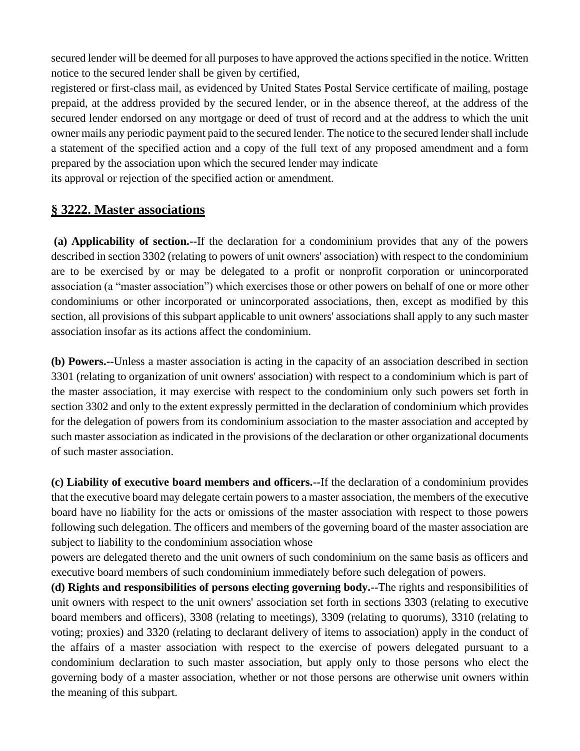secured lender will be deemed for all purposes to have approved the actions specified in the notice. Written notice to the secured lender shall be given by certified, registered or first-class mail, as evidenced by United States Postal Service certificate of mailing, postage prepaid, at the address provided by the secured lender, or in the absence thereof, at the address of the secured lender endorsed on any mortgage or deed of trust of record and at the address to which the unit owner mails any periodic payment paid to the secured lender. The notice to the secured lender shall include a statement of the specified action and a copy of the full text of any proposed amendment and a form prepared by the association upon which the secured lender may indicate its approval or rejection of the specified action or amendment.

## § 3222. Master associations

**(a) Applicability of section.--**If the declaration for a condominium provides that any of the powers described in section 3302 (relating to powers of unit owners' association) with respect to the condominium are to be exercised by or may be delegated to a profit or nonprofit corporation or unincorporated association (a "master association") which exercises those or other powers on behalf of one or more other condominiums or other incorporated or unincorporated associations, then, except as modified by this section, all provisions of this subpart applicable to unit owners' associations shall apply to any such master association insofar as its actions affect the condominium.

**(b) Powers.--**Unless a master association is acting in the capacity of an association described in section 3301 (relating to organization of unit owners' association) with respect to a condominium which is part of the master association, it may exercise with respect to the condominium only such powers set forth in section 3302 and only to the extent expressly permitted in the declaration of condominium which provides for the delegation of powers from its condominium association to the master association and accepted by such master association as indicated in the provisions of the declaration or other organizational documents of such master association.

**(c) Liability of executive board members and officers.--**If the declaration of a condominium provides that the executive board may delegate certain powers to a master association, the members of the executive board have no liability for the acts or omissions of the master association with respect to those powers following such delegation. The officers and members of the governing board of the master association are subject to liability to the condominium association whose powers are delegated thereto and the unit owners of such condominium on the same basis as officers and executive board members of such condominium immediately before such delegation of powers.

**(d) Rights and responsibilities of persons electing governing body.--**The rights and responsibilities of unit owners with respect to the unit owners' association set forth in sections 3303 (relating to executive board members and officers), 3308 (relating to meetings), 3309 (relating to quorums), 3310 (relating to voting; proxies) and 3320 (relating to declarant delivery of items to association) apply in the conduct of the affairs of a master association with respect to the exercise of powers delegated pursuant to a condominium declaration to such master association, but apply only to those persons who elect the governing body of a master association, whether or not those persons are otherwise unit owners within the meaning of this subpart.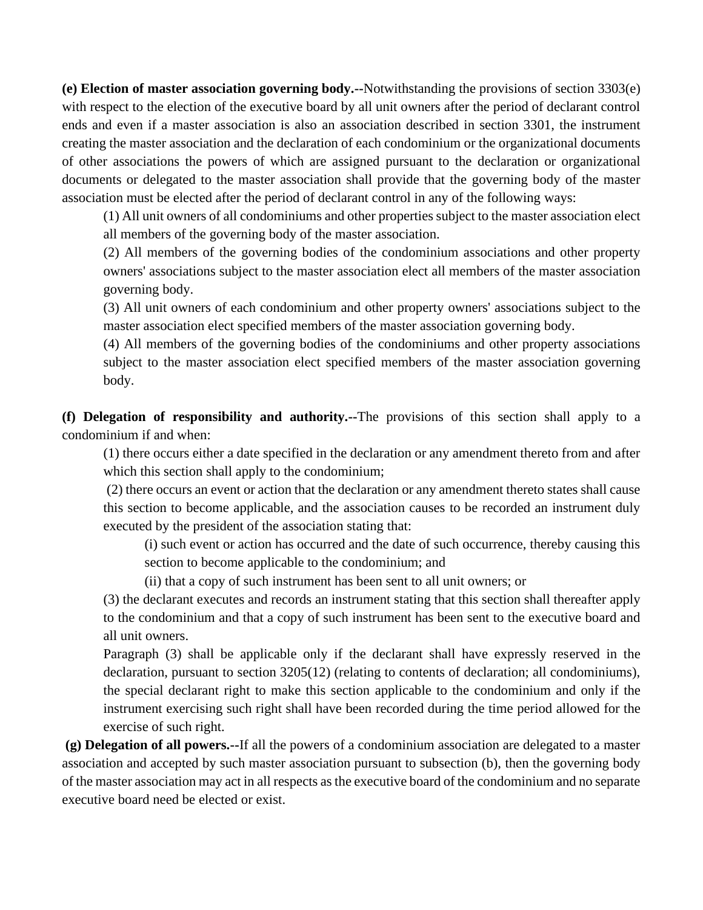**(e) Election of master association governing body.--**Notwithstanding the provisions of section 3303(e) with respect to the election of the executive board by all unit owners after the period of declarant control ends and even if a master association is also an association described in section 3301, the instrument creating the master association and the declaration of each condominium or the organizational documents of other associations the powers of which are assigned pursuant to the declaration or organizational documents or delegated to the master association shall provide that the governing body of the master association must be elected after the period of declarant control in any of the following ways:

(1) All unit owners of all condominiums and other properties subject to the master association elect all members of the governing body of the master association.

(2) All members of the governing bodies of the condominium associations and other property owners' associations subject to the master association elect all members of the master association governing body.

(3) All unit owners of each condominium and other property owners' associations subject to the master association elect specified members of the master association governing body.

(4) All members of the governing bodies of the condominiums and other property associations subject to the master association elect specified members of the master association governing body.

**(f) Delegation of responsibility and authority.**--The provisions of this section shall apply to a condominium if and when:

(1) there occurs either a date specified in the declaration or any amendment thereto from and after which this section shall apply to the condominium;

(2) there occurs an event or action that the declaration or any amendment thereto states shall cause this section to become applicable, and the association causes to be recorded an instrument duly executed by the president of the association stating that:

(i) such event or action has occurred and the date of such occurrence, thereby causing this section to become applicable to the condominium; and

(ii) that a copy of such instrument has been sent to all unit owners; or

(3) the declarant executes and records an instrument stating that this section shall thereafter apply to the condominium and that a copy of such instrument has been sent to the executive board and all unit owners.

Paragraph (3) shall be applicable only if the declarant shall have expressly reserved in the declaration, pursuant to section 3205(12) (relating to contents of declaration; all condominiums), the special declarant right to make this section applicable to the condominium and only if the instrument exercising such right shall have been recorded during the time period allowed for the exercise of such right.

**(g) Delegation of all powers.--**If all the powers of a condominium association are delegated to a master association and accepted by such master association pursuant to subsection (b), then the governing body of the master association may act in all respects as the executive board of the condominium and no separate executive board need be elected or exist.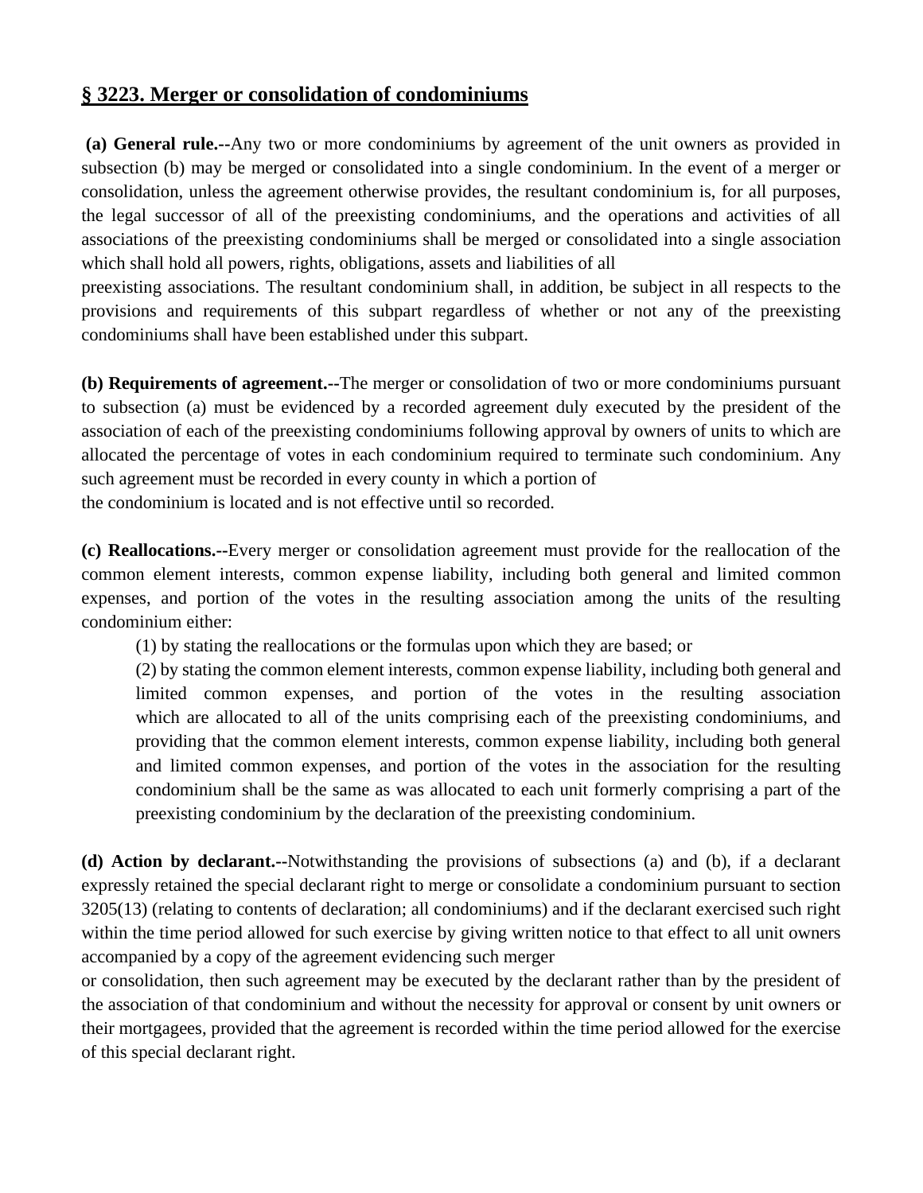## § 3223. Merger or consolidation of condominiums

**(a) General rule.--**Any two or more condominiums by agreement of the unit owners as provided in subsection (b) may be merged or consolidated into a single condominium. In the event of a merger or consolidation, unless the agreement otherwise provides, the resultant condominium is, for all purposes, the legal successor of all of the preexisting condominiums, and the operations and activities of all associations of the preexisting condominiums shall be merged or consolidated into a single association which shall hold all powers, rights, obligations, assets and liabilities of all preexisting associations. The resultant condominium shall, in addition, be subject in all respects to the provisions and requirements of this subpart regardless of whether or not any of the preexisting condominiums shall have been established under this subpart.

**(b) Requirements of agreement.--**The merger or consolidation of two or more condominiums pursuant to subsection (a) must be evidenced by a recorded agreement duly executed by the president of the association of each of the preexisting condominiums following approval by owners of units to which are allocated the percentage of votes in each condominium required to terminate such condominium. Any such agreement must be recorded in every county in which a portion of the condominium is located and is not effective until so recorded.

**(c) Reallocations.--**Every merger or consolidation agreement must provide for the reallocation of the common element interests, common expense liability, including both general and limited common expenses, and portion of the votes in the resulting association among the units of the resulting condominium either:

(1) by stating the reallocations or the formulas upon which they are based; or

(2) by stating the common element interests, common expense liability, including both general and limited common expenses, and portion of the votes in the resulting association which are allocated to all of the units comprising each of the preexisting condominiums, and providing that the common element interests, common expense liability, including both general and limited common expenses, and portion of the votes in the association for the resulting condominium shall be the same as was allocated to each unit formerly comprising a part of the preexisting condominium by the declaration of the preexisting condominium.

**(d) Action by declarant.--**Notwithstanding the provisions of subsections (a) and (b), if a declarant expressly retained the special declarant right to merge or consolidate a condominium pursuant to section 3205(13) (relating to contents of declaration; all condominiums) and if the declarant exercised such right within the time period allowed for such exercise by giving written notice to that effect to all unit owners accompanied by a copy of the agreement evidencing such merger or consolidation, then such agreement may be executed by the declarant rather than by the president of the association of that condominium and without the necessity for approval or consent by unit owners or their mortgagees, provided that the agreement is recorded within the time period allowed for the exercise of this special declarant right.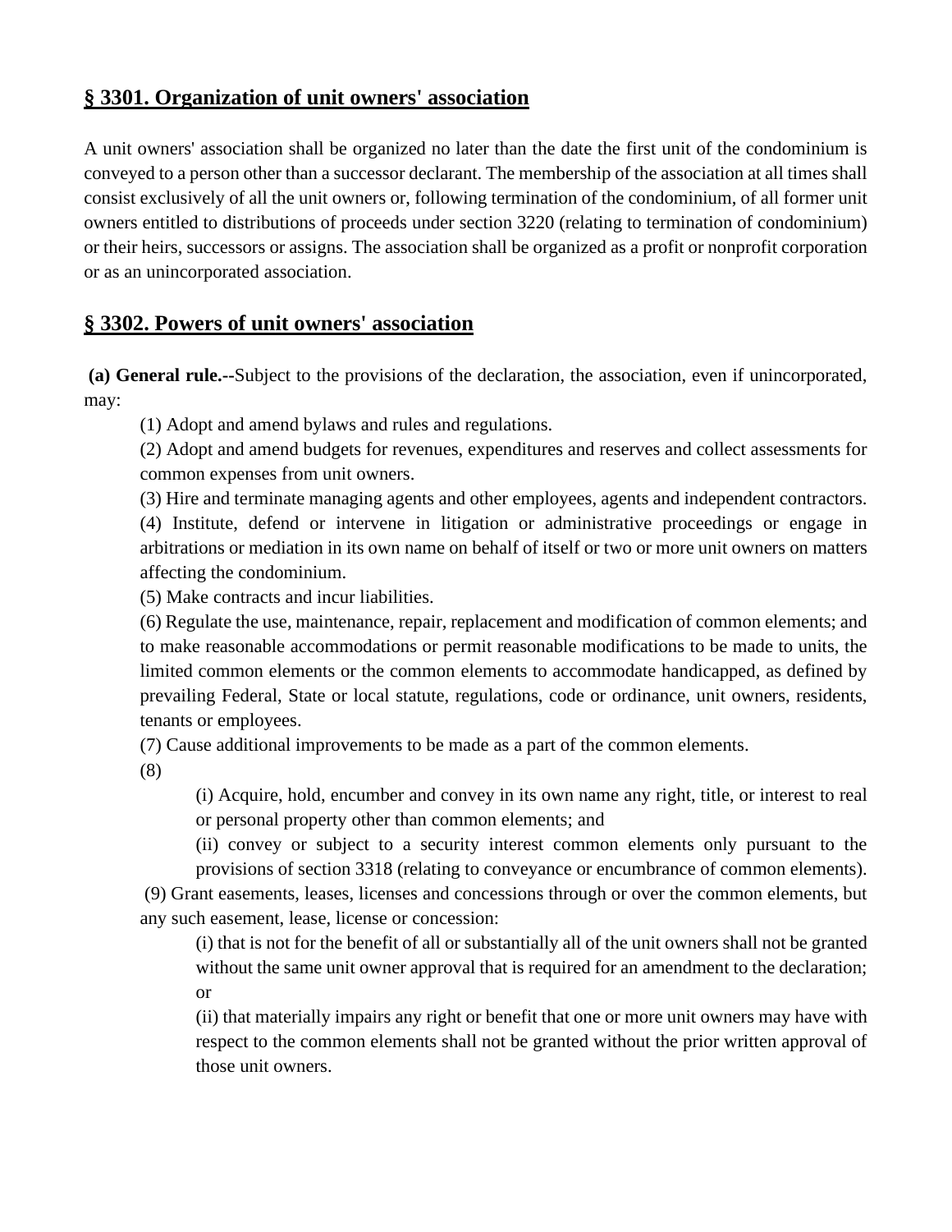## **§ 3301. Organization of unit owners' association**

A unit owners' association shall be organized no later than the date the first unit of the condominium is conveyed to a person other than a successor declarant. The membership of the association at all times shall consist exclusively of all the unit owners or, following termination of the condominium, of all former unit owners entitled to distributions of proceeds under section 3220 (relating to termination of condominium) or their heirs, successors or assigns. The association shall be organized as a profit or nonprofit corporation or as an unincorporated association.

## **§ 3302. Powers of unit owners' association**

**(a) General rule.--**Subject to the provisions of the declaration, the association, even if unincorporated, may:

(1) Adopt and amend bylaws and rules and regulations.

(2) Adopt and amend budgets for revenues, expenditures and reserves and collect assessments for common expenses from unit owners.

(3) Hire and terminate managing agents and other employees, agents and independent contractors.

(4) Institute, defend or intervene in litigation or administrative proceedings or engage in arbitrations or mediation in its own name on behalf of itself or two or more unit owners on matters affecting the condominium.

(5) Make contracts and incur liabilities.

(6) Regulate the use, maintenance, repair, replacement and modification of common elements; and to make reasonable accommodations or permit reasonable modifications to be made to units, the limited common elements or the common elements to accommodate handicapped, as defined by prevailing Federal, State or local statute, regulations, code or ordinance, unit owners, residents, tenants or employees.

(7) Cause additional improvements to be made as a part of the common elements.

(8)

(i) Acquire, hold, encumber and convey in its own name any right, title, or interest to real or personal property other than common elements; and

(ii) convey or subject to a security interest common elements only pursuant to the provisions of section 3318 (relating to conveyance or encumbrance of common elements).

(9) Grant easements, leases, licenses and concessions through or over the common elements, but any such easement, lease, license or concession:

(i) that is not for the benefit of all or substantially all of the unit owners shall not be granted without the same unit owner approval that is required for an amendment to the declaration; or

(ii) that materially impairs any right or benefit that one or more unit owners may have with respect to the common elements shall not be granted without the prior written approval of those unit owners.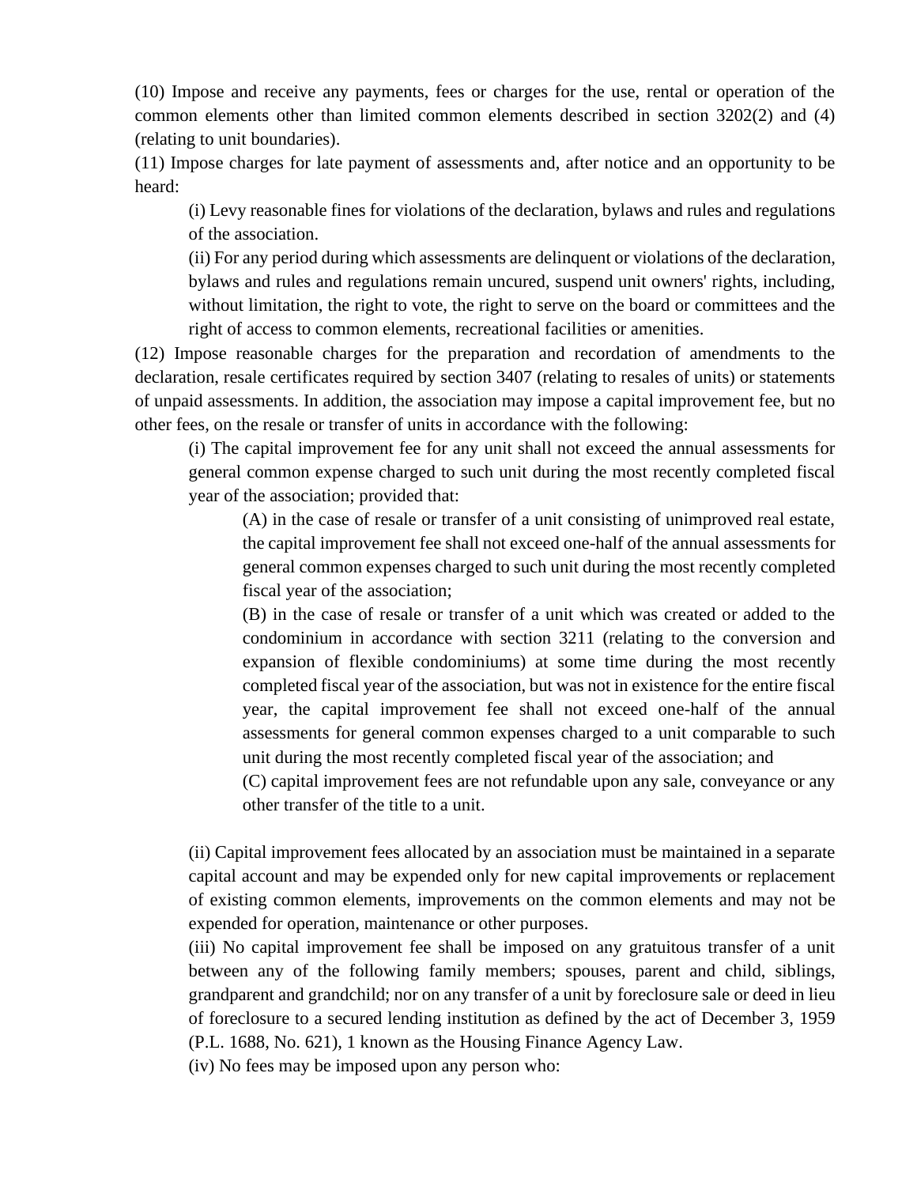(10) Impose and receive any payments, fees or charges for the use, rental or operation of the common elements other than limited common elements described in section 3202(2) and (4) (relating to unit boundaries).

(11) Impose charges for late payment of assessments and, after notice and an opportunity to be heard:

> (i) Levy reasonable fines for violations of the declaration, bylaws and rules and regulations of the association.
>
> (ii) For any period during which assessments are delinquent or violations of the declaration, bylaws and rules and regulations remain uncured, suspend unit owners' rights, including, without limitation, the right to vote, the right to serve on the board or committees and the right of access to common elements, recreational facilities or amenities.

(12) Impose reasonable charges for the preparation and recordation of amendments to the declaration, resale certificates required by section 3407 (relating to resales of units) or statements of unpaid assessments. In addition, the association may impose a capital improvement fee, but no other fees, on the resale or transfer of units in accordance with the following:

> (i) The capital improvement fee for any unit shall not exceed the annual assessments for general common expense charged to such unit during the most recently completed fiscal year of the association; provided that:
>
> > (A) in the case of resale or transfer of a unit consisting of unimproved real estate, the capital improvement fee shall not exceed one-half of the annual assessments for general common expenses charged to such unit during the most recently completed fiscal year of the association;
> >
> > (B) in the case of resale or transfer of a unit which was created or added to the condominium in accordance with section 3211 (relating to the conversion and expansion of flexible condominiums) at some time during the most recently completed fiscal year of the association, but was not in existence for the entire fiscal year, the capital improvement fee shall not exceed one-half of the annual assessments for general common expenses charged to a unit comparable to such unit during the most recently completed fiscal year of the association; and
> >
> > (C) capital improvement fees are not refundable upon any sale, conveyance or any other transfer of the title to a unit.
>
> (ii) Capital improvement fees allocated by an association must be maintained in a separate capital account and may be expended only for new capital improvements or replacement of existing common elements, improvements on the common elements and may not be expended for operation, maintenance or other purposes.
>
> (iii) No capital improvement fee shall be imposed on any gratuitous transfer of a unit between any of the following family members; spouses, parent and child, siblings, grandparent and grandchild; nor on any transfer of a unit by foreclosure sale or deed in lieu of foreclosure to a secured lending institution as defined by the act of December 3, 1959 (P.L. 1688, No. 621), 1 known as the Housing Finance Agency Law.
>
> (iv) No fees may be imposed upon any person who: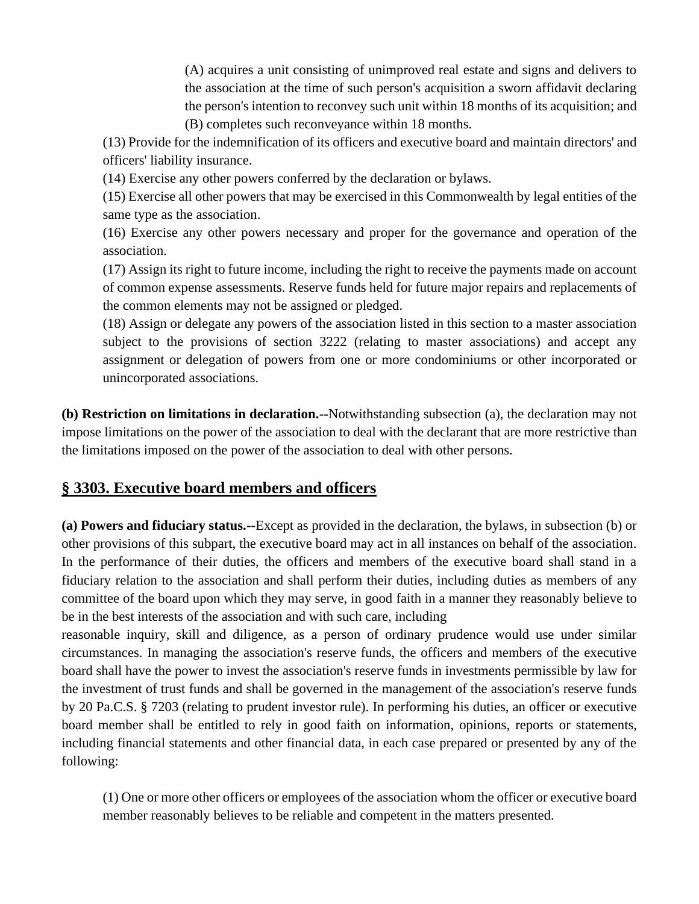(A) acquires a unit consisting of unimproved real estate and signs and delivers to the association at the time of such person's acquisition a sworn affidavit declaring the person's intention to reconvey such unit within 18 months of its acquisition; and

(B) completes such reconveyance within 18 months.

(13) Provide for the indemnification of its officers and executive board and maintain directors' and officers' liability insurance.

(14) Exercise any other powers conferred by the declaration or bylaws.

(15) Exercise all other powers that may be exercised in this Commonwealth by legal entities of the same type as the association.

(16) Exercise any other powers necessary and proper for the governance and operation of the association.

(17) Assign its right to future income, including the right to receive the payments made on account of common expense assessments. Reserve funds held for future major repairs and replacements of the common elements may not be assigned or pledged.

(18) Assign or delegate any powers of the association listed in this section to a master association subject to the provisions of section 3222 (relating to master associations) and accept any assignment or delegation of powers from one or more condominiums or other incorporated or unincorporated associations.

**(b) Restriction on limitations in declaration.--**Notwithstanding subsection (a), the declaration may not impose limitations on the power of the association to deal with the declarant that are more restrictive than the limitations imposed on the power of the association to deal with other persons.

## § 3303. Executive board members and officers

**(a) Powers and fiduciary status.--**Except as provided in the declaration, the bylaws, in subsection (b) or other provisions of this subpart, the executive board may act in all instances on behalf of the association. In the performance of their duties, the officers and members of the executive board shall stand in a fiduciary relation to the association and shall perform their duties, including duties as members of any committee of the board upon which they may serve, in good faith in a manner they reasonably believe to be in the best interests of the association and with such care, including reasonable inquiry, skill and diligence, as a person of ordinary prudence would use under similar circumstances. In managing the association's reserve funds, the officers and members of the executive board shall have the power to invest the association's reserve funds in investments permissible by law for the investment of trust funds and shall be governed in the management of the association's reserve funds by 20 Pa.C.S. § 7203 (relating to prudent investor rule). In performing his duties, an officer or executive board member shall be entitled to rely in good faith on information, opinions, reports or statements, including financial statements and other financial data, in each case prepared or presented by any of the following:

(1) One or more other officers or employees of the association whom the officer or executive board member reasonably believes to be reliable and competent in the matters presented.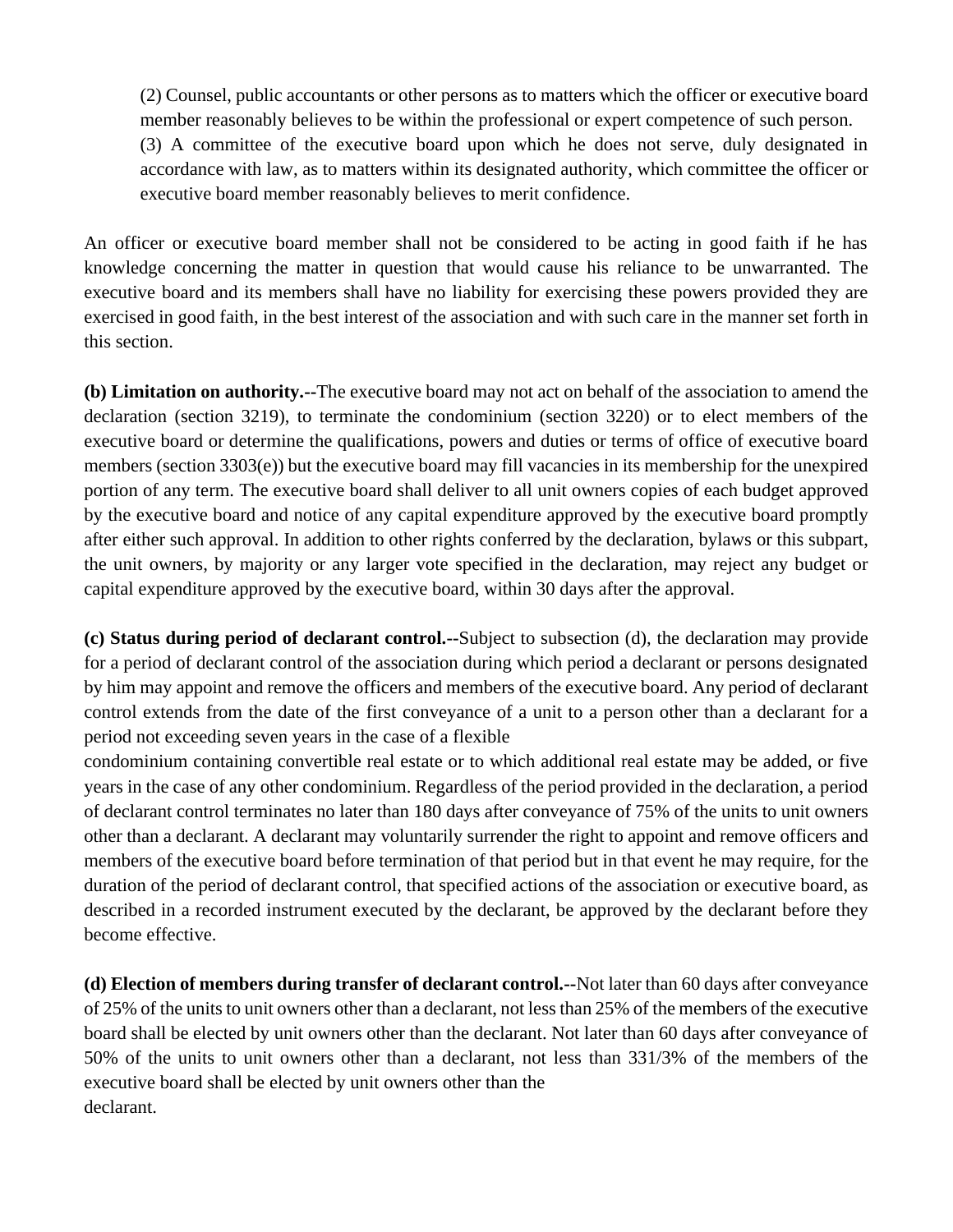(2) Counsel, public accountants or other persons as to matters which the officer or executive board member reasonably believes to be within the professional or expert competence of such person.

(3) A committee of the executive board upon which he does not serve, duly designated in accordance with law, as to matters within its designated authority, which committee the officer or executive board member reasonably believes to merit confidence.

An officer or executive board member shall not be considered to be acting in good faith if he has knowledge concerning the matter in question that would cause his reliance to be unwarranted. The executive board and its members shall have no liability for exercising these powers provided they are exercised in good faith, in the best interest of the association and with such care in the manner set forth in this section.

**(b) Limitation on authority.--**The executive board may not act on behalf of the association to amend the declaration (section 3219), to terminate the condominium (section 3220) or to elect members of the executive board or determine the qualifications, powers and duties or terms of office of executive board members (section 3303(e)) but the executive board may fill vacancies in its membership for the unexpired portion of any term. The executive board shall deliver to all unit owners copies of each budget approved by the executive board and notice of any capital expenditure approved by the executive board promptly after either such approval. In addition to other rights conferred by the declaration, bylaws or this subpart, the unit owners, by majority or any larger vote specified in the declaration, may reject any budget or capital expenditure approved by the executive board, within 30 days after the approval.

**(c) Status during period of declarant control.--**Subject to subsection (d), the declaration may provide for a period of declarant control of the association during which period a declarant or persons designated by him may appoint and remove the officers and members of the executive board. Any period of declarant control extends from the date of the first conveyance of a unit to a person other than a declarant for a period not exceeding seven years in the case of a flexible condominium containing convertible real estate or to which additional real estate may be added, or five years in the case of any other condominium. Regardless of the period provided in the declaration, a period of declarant control terminates no later than 180 days after conveyance of 75% of the units to unit owners other than a declarant. A declarant may voluntarily surrender the right to appoint and remove officers and members of the executive board before termination of that period but in that event he may require, for the duration of the period of declarant control, that specified actions of the association or executive board, as described in a recorded instrument executed by the declarant, be approved by the declarant before they become effective.

**(d) Election of members during transfer of declarant control.--**Not later than 60 days after conveyance of 25% of the units to unit owners other than a declarant, not less than 25% of the members of the executive board shall be elected by unit owners other than the declarant. Not later than 60 days after conveyance of 50% of the units to unit owners other than a declarant, not less than 331/3% of the members of the executive board shall be elected by unit owners other than the declarant.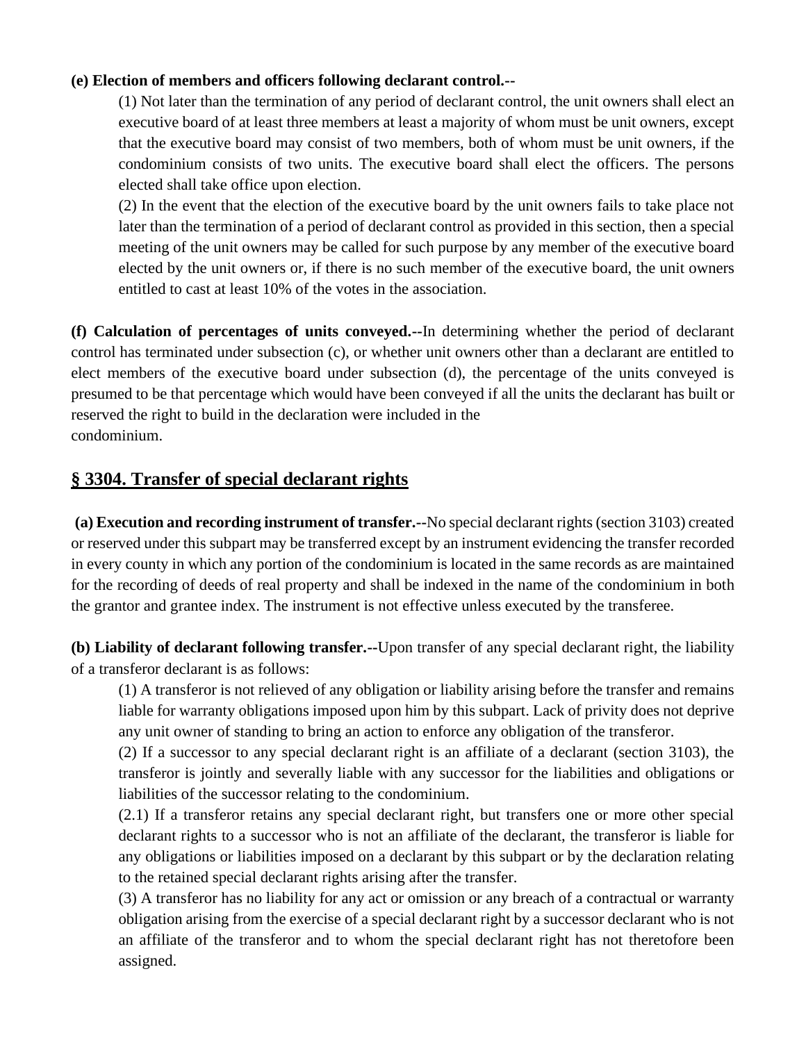**(e) Election of members and officers following declarant control.--**

(1) Not later than the termination of any period of declarant control, the unit owners shall elect an executive board of at least three members at least a majority of whom must be unit owners, except that the executive board may consist of two members, both of whom must be unit owners, if the condominium consists of two units. The executive board shall elect the officers. The persons elected shall take office upon election.

(2) In the event that the election of the executive board by the unit owners fails to take place not later than the termination of a period of declarant control as provided in this section, then a special meeting of the unit owners may be called for such purpose by any member of the executive board elected by the unit owners or, if there is no such member of the executive board, the unit owners entitled to cast at least 10% of the votes in the association.

**(f) Calculation of percentages of units conveyed.--**In determining whether the period of declarant control has terminated under subsection (c), or whether unit owners other than a declarant are entitled to elect members of the executive board under subsection (d), the percentage of the units conveyed is presumed to be that percentage which would have been conveyed if all the units the declarant has built or reserved the right to build in the declaration were included in the condominium.

## § 3304. Transfer of special declarant rights

**(a) Execution and recording instrument of transfer.--**No special declarant rights (section 3103) created or reserved under this subpart may be transferred except by an instrument evidencing the transfer recorded in every county in which any portion of the condominium is located in the same records as are maintained for the recording of deeds of real property and shall be indexed in the name of the condominium in both the grantor and grantee index. The instrument is not effective unless executed by the transferee.

**(b) Liability of declarant following transfer.--**Upon transfer of any special declarant right, the liability of a transferor declarant is as follows:

(1) A transferor is not relieved of any obligation or liability arising before the transfer and remains liable for warranty obligations imposed upon him by this subpart. Lack of privity does not deprive any unit owner of standing to bring an action to enforce any obligation of the transferor.

(2) If a successor to any special declarant right is an affiliate of a declarant (section 3103), the transferor is jointly and severally liable with any successor for the liabilities and obligations or liabilities of the successor relating to the condominium.

(2.1) If a transferor retains any special declarant right, but transfers one or more other special declarant rights to a successor who is not an affiliate of the declarant, the transferor is liable for any obligations or liabilities imposed on a declarant by this subpart or by the declaration relating to the retained special declarant rights arising after the transfer.

(3) A transferor has no liability for any act or omission or any breach of a contractual or warranty obligation arising from the exercise of a special declarant right by a successor declarant who is not an affiliate of the transferor and to whom the special declarant right has not theretofore been assigned.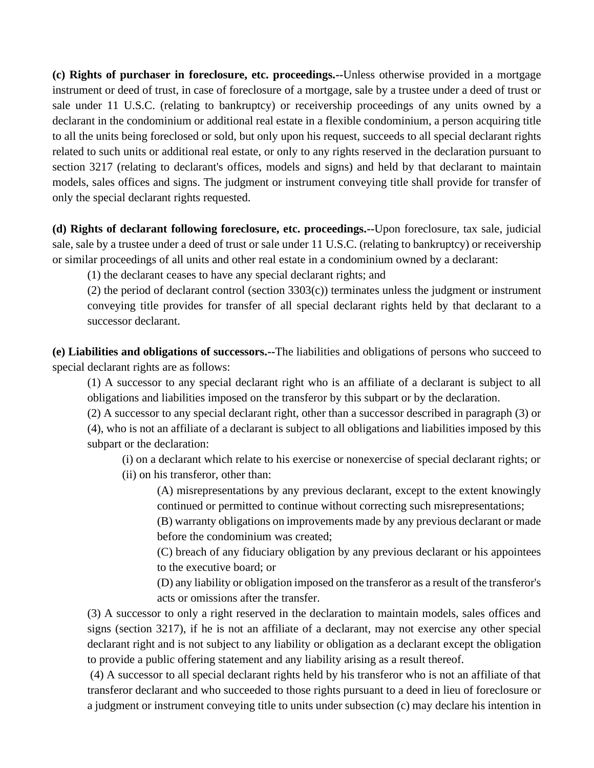**(c) Rights of purchaser in foreclosure, etc. proceedings.--**Unless otherwise provided in a mortgage instrument or deed of trust, in case of foreclosure of a mortgage, sale by a trustee under a deed of trust or sale under 11 U.S.C. (relating to bankruptcy) or receivership proceedings of any units owned by a declarant in the condominium or additional real estate in a flexible condominium, a person acquiring title to all the units being foreclosed or sold, but only upon his request, succeeds to all special declarant rights related to such units or additional real estate, or only to any rights reserved in the declaration pursuant to section 3217 (relating to declarant's offices, models and signs) and held by that declarant to maintain models, sales offices and signs. The judgment or instrument conveying title shall provide for transfer of only the special declarant rights requested.

**(d) Rights of declarant following foreclosure, etc. proceedings.--**Upon foreclosure, tax sale, judicial sale, sale by a trustee under a deed of trust or sale under 11 U.S.C. (relating to bankruptcy) or receivership or similar proceedings of all units and other real estate in a condominium owned by a declarant:

(1) the declarant ceases to have any special declarant rights; and

(2) the period of declarant control (section 3303(c)) terminates unless the judgment or instrument conveying title provides for transfer of all special declarant rights held by that declarant to a successor declarant.

**(e) Liabilities and obligations of successors.--**The liabilities and obligations of persons who succeed to special declarant rights are as follows:

(1) A successor to any special declarant right who is an affiliate of a declarant is subject to all obligations and liabilities imposed on the transferor by this subpart or by the declaration.

(2) A successor to any special declarant right, other than a successor described in paragraph (3) or (4), who is not an affiliate of a declarant is subject to all obligations and liabilities imposed by this subpart or the declaration:

(i) on a declarant which relate to his exercise or nonexercise of special declarant rights; or

(ii) on his transferor, other than:

(A) misrepresentations by any previous declarant, except to the extent knowingly continued or permitted to continue without correcting such misrepresentations;

(B) warranty obligations on improvements made by any previous declarant or made before the condominium was created;

(C) breach of any fiduciary obligation by any previous declarant or his appointees to the executive board; or

(D) any liability or obligation imposed on the transferor as a result of the transferor's acts or omissions after the transfer.

(3) A successor to only a right reserved in the declaration to maintain models, sales offices and signs (section 3217), if he is not an affiliate of a declarant, may not exercise any other special declarant right and is not subject to any liability or obligation as a declarant except the obligation to provide a public offering statement and any liability arising as a result thereof.

(4) A successor to all special declarant rights held by his transferor who is not an affiliate of that transferor declarant and who succeeded to those rights pursuant to a deed in lieu of foreclosure or a judgment or instrument conveying title to units under subsection (c) may declare his intention in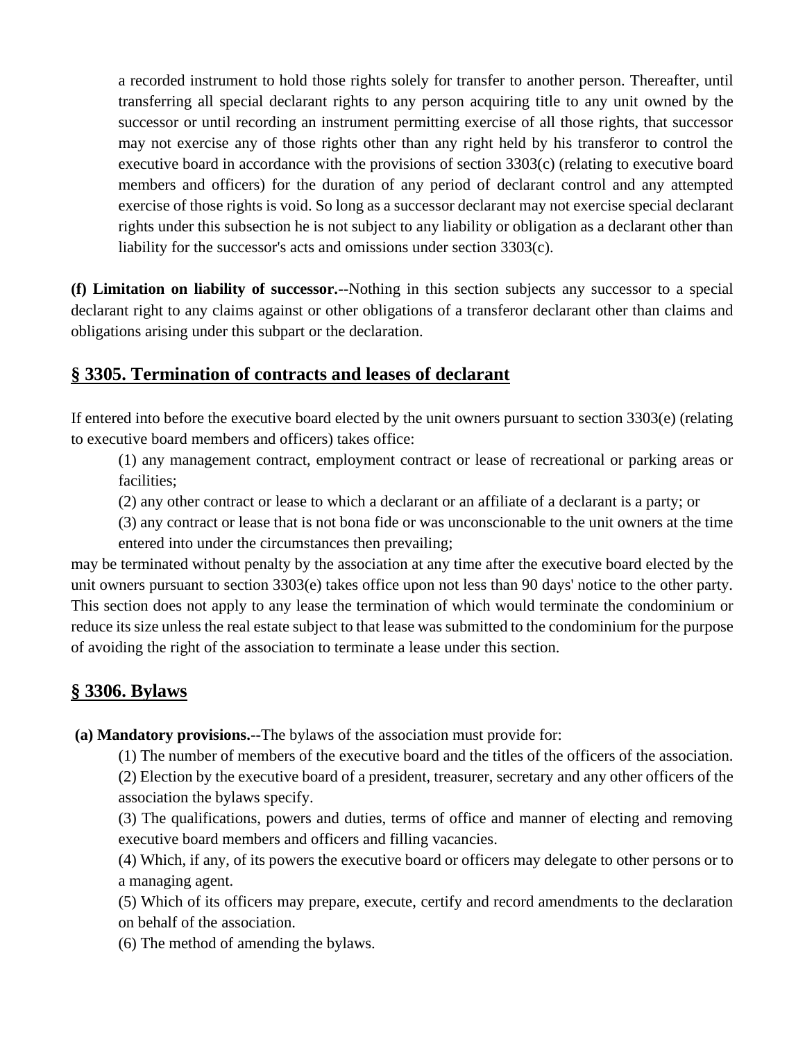a recorded instrument to hold those rights solely for transfer to another person. Thereafter, until transferring all special declarant rights to any person acquiring title to any unit owned by the successor or until recording an instrument permitting exercise of all those rights, that successor may not exercise any of those rights other than any right held by his transferor to control the executive board in accordance with the provisions of section 3303(c) (relating to executive board members and officers) for the duration of any period of declarant control and any attempted exercise of those rights is void. So long as a successor declarant may not exercise special declarant rights under this subsection he is not subject to any liability or obligation as a declarant other than liability for the successor's acts and omissions under section 3303(c).

**(f) Limitation on liability of successor.--**Nothing in this section subjects any successor to a special declarant right to any claims against or other obligations of a transferor declarant other than claims and obligations arising under this subpart or the declaration.

## § 3305. Termination of contracts and leases of declarant

If entered into before the executive board elected by the unit owners pursuant to section 3303(e) (relating to executive board members and officers) takes office:

(1) any management contract, employment contract or lease of recreational or parking areas or facilities;

(2) any other contract or lease to which a declarant or an affiliate of a declarant is a party; or

(3) any contract or lease that is not bona fide or was unconscionable to the unit owners at the time entered into under the circumstances then prevailing;

may be terminated without penalty by the association at any time after the executive board elected by the unit owners pursuant to section 3303(e) takes office upon not less than 90 days' notice to the other party. This section does not apply to any lease the termination of which would terminate the condominium or reduce its size unless the real estate subject to that lease was submitted to the condominium for the purpose of avoiding the right of the association to terminate a lease under this section.

## § 3306. Bylaws

**(a) Mandatory provisions.--**The bylaws of the association must provide for:

(1) The number of members of the executive board and the titles of the officers of the association.

(2) Election by the executive board of a president, treasurer, secretary and any other officers of the association the bylaws specify.

(3) The qualifications, powers and duties, terms of office and manner of electing and removing executive board members and officers and filling vacancies.

(4) Which, if any, of its powers the executive board or officers may delegate to other persons or to a managing agent.

(5) Which of its officers may prepare, execute, certify and record amendments to the declaration on behalf of the association.

(6) The method of amending the bylaws.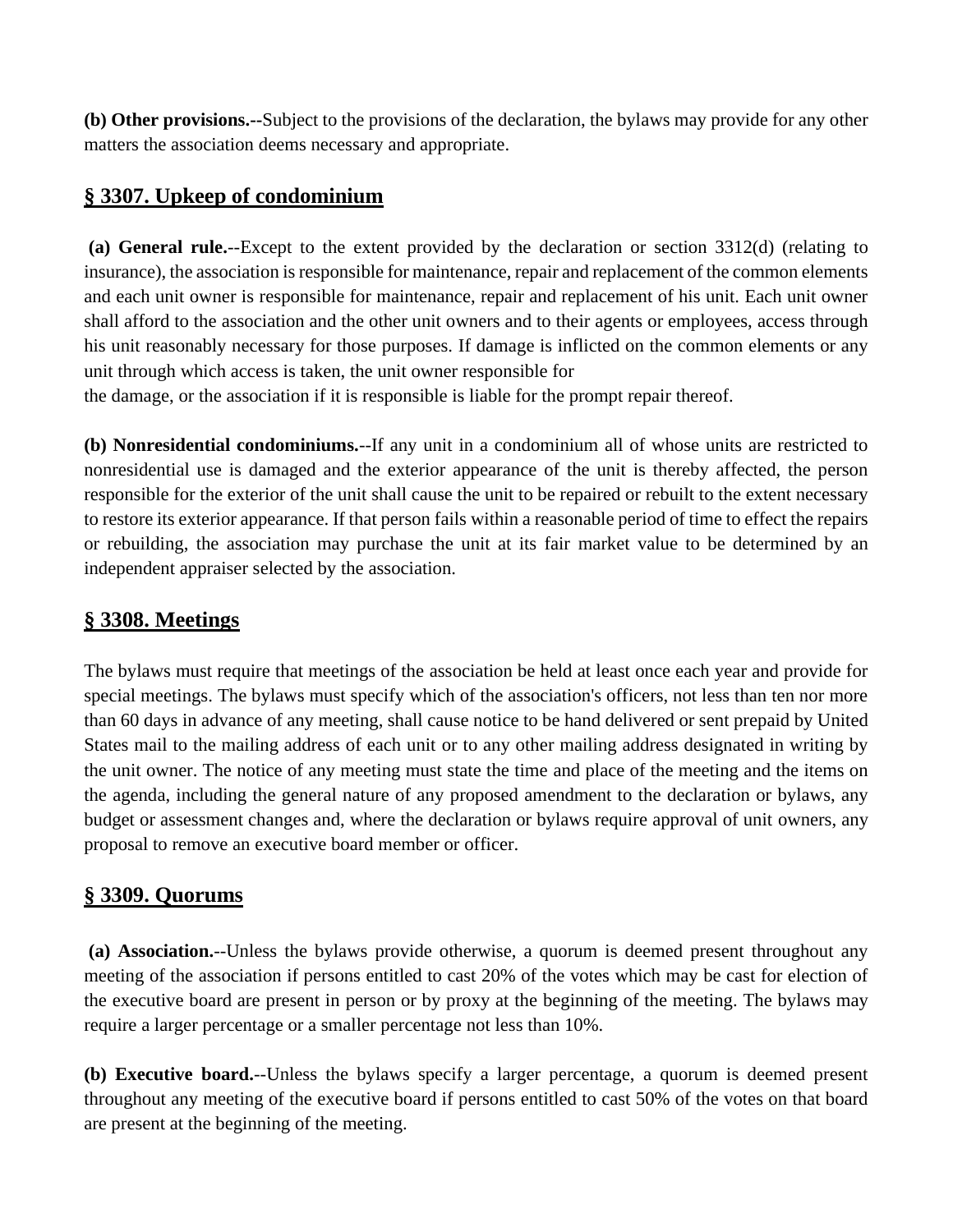**(b) Other provisions.--**Subject to the provisions of the declaration, the bylaws may provide for any other matters the association deems necessary and appropriate.

## § 3307. Upkeep of condominium

**(a) General rule.**--Except to the extent provided by the declaration or section 3312(d) (relating to insurance), the association is responsible for maintenance, repair and replacement of the common elements and each unit owner is responsible for maintenance, repair and replacement of his unit. Each unit owner shall afford to the association and the other unit owners and to their agents or employees, access through his unit reasonably necessary for those purposes. If damage is inflicted on the common elements or any unit through which access is taken, the unit owner responsible for the damage, or the association if it is responsible is liable for the prompt repair thereof.

**(b) Nonresidential condominiums.**--If any unit in a condominium all of whose units are restricted to nonresidential use is damaged and the exterior appearance of the unit is thereby affected, the person responsible for the exterior of the unit shall cause the unit to be repaired or rebuilt to the extent necessary to restore its exterior appearance. If that person fails within a reasonable period of time to effect the repairs or rebuilding, the association may purchase the unit at its fair market value to be determined by an independent appraiser selected by the association.

## § 3308. Meetings

The bylaws must require that meetings of the association be held at least once each year and provide for special meetings. The bylaws must specify which of the association's officers, not less than ten nor more than 60 days in advance of any meeting, shall cause notice to be hand delivered or sent prepaid by United States mail to the mailing address of each unit or to any other mailing address designated in writing by the unit owner. The notice of any meeting must state the time and place of the meeting and the items on the agenda, including the general nature of any proposed amendment to the declaration or bylaws, any budget or assessment changes and, where the declaration or bylaws require approval of unit owners, any proposal to remove an executive board member or officer.

## § 3309. Quorums

**(a) Association.--**Unless the bylaws provide otherwise, a quorum is deemed present throughout any meeting of the association if persons entitled to cast 20% of the votes which may be cast for election of the executive board are present in person or by proxy at the beginning of the meeting. The bylaws may require a larger percentage or a smaller percentage not less than 10%.

**(b) Executive board.**--Unless the bylaws specify a larger percentage, a quorum is deemed present throughout any meeting of the executive board if persons entitled to cast 50% of the votes on that board are present at the beginning of the meeting.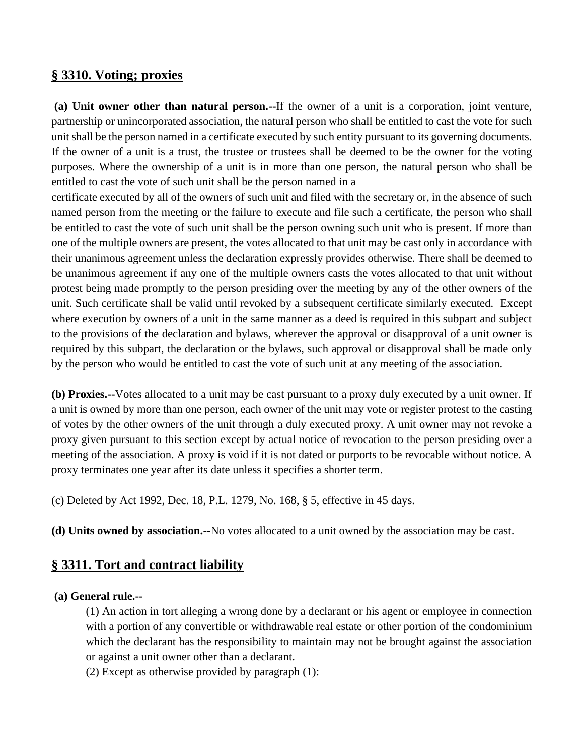## § 3310. Voting; proxies

**(a) Unit owner other than natural person.--**If the owner of a unit is a corporation, joint venture, partnership or unincorporated association, the natural person who shall be entitled to cast the vote for such unit shall be the person named in a certificate executed by such entity pursuant to its governing documents. If the owner of a unit is a trust, the trustee or trustees shall be deemed to be the owner for the voting purposes. Where the ownership of a unit is in more than one person, the natural person who shall be entitled to cast the vote of such unit shall be the person named in a certificate executed by all of the owners of such unit and filed with the secretary or, in the absence of such named person from the meeting or the failure to execute and file such a certificate, the person who shall be entitled to cast the vote of such unit shall be the person owning such unit who is present. If more than one of the multiple owners are present, the votes allocated to that unit may be cast only in accordance with their unanimous agreement unless the declaration expressly provides otherwise. There shall be deemed to be unanimous agreement if any one of the multiple owners casts the votes allocated to that unit without protest being made promptly to the person presiding over the meeting by any of the other owners of the unit. Such certificate shall be valid until revoked by a subsequent certificate similarly executed. Except where execution by owners of a unit in the same manner as a deed is required in this subpart and subject to the provisions of the declaration and bylaws, wherever the approval or disapproval of a unit owner is required by this subpart, the declaration or the bylaws, such approval or disapproval shall be made only by the person who would be entitled to cast the vote of such unit at any meeting of the association.

**(b) Proxies.--**Votes allocated to a unit may be cast pursuant to a proxy duly executed by a unit owner. If a unit is owned by more than one person, each owner of the unit may vote or register protest to the casting of votes by the other owners of the unit through a duly executed proxy. A unit owner may not revoke a proxy given pursuant to this section except by actual notice of revocation to the person presiding over a meeting of the association. A proxy is void if it is not dated or purports to be revocable without notice. A proxy terminates one year after its date unless it specifies a shorter term.

(c) Deleted by Act 1992, Dec. 18, P.L. 1279, No. 168, § 5, effective in 45 days.

**(d) Units owned by association.--**No votes allocated to a unit owned by the association may be cast.

## § 3311. Tort and contract liability

**(a) General rule.--**

(1) An action in tort alleging a wrong done by a declarant or his agent or employee in connection with a portion of any convertible or withdrawable real estate or other portion of the condominium which the declarant has the responsibility to maintain may not be brought against the association or against a unit owner other than a declarant.

(2) Except as otherwise provided by paragraph (1):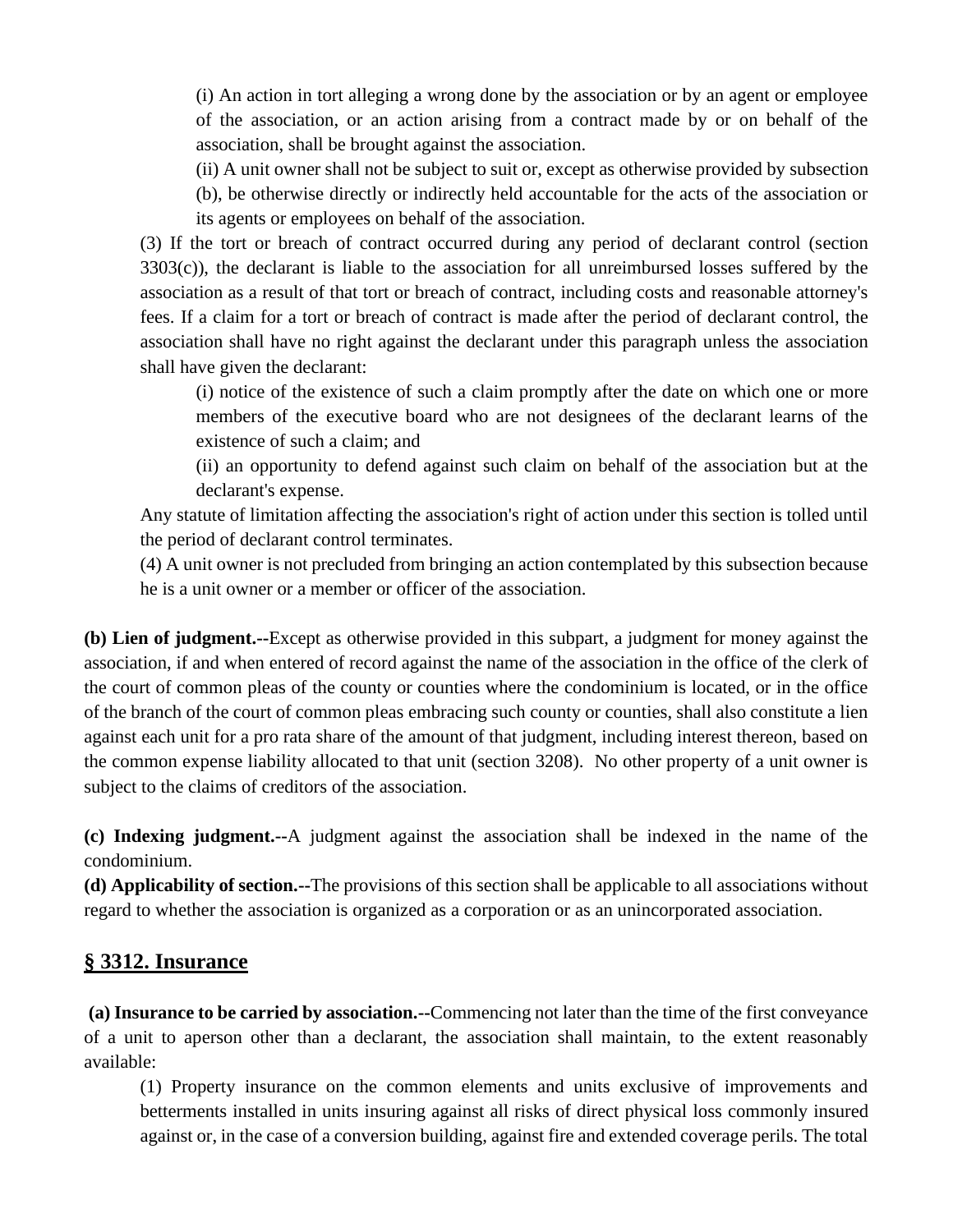(i) An action in tort alleging a wrong done by the association or by an agent or employee of the association, or an action arising from a contract made by or on behalf of the association, shall be brought against the association.

(ii) A unit owner shall not be subject to suit or, except as otherwise provided by subsection (b), be otherwise directly or indirectly held accountable for the acts of the association or its agents or employees on behalf of the association.

(3) If the tort or breach of contract occurred during any period of declarant control (section 3303(c)), the declarant is liable to the association for all unreimbursed losses suffered by the association as a result of that tort or breach of contract, including costs and reasonable attorney's fees. If a claim for a tort or breach of contract is made after the period of declarant control, the association shall have no right against the declarant under this paragraph unless the association shall have given the declarant:

(i) notice of the existence of such a claim promptly after the date on which one or more members of the executive board who are not designees of the declarant learns of the existence of such a claim; and

(ii) an opportunity to defend against such claim on behalf of the association but at the declarant's expense.

Any statute of limitation affecting the association's right of action under this section is tolled until the period of declarant control terminates.

(4) A unit owner is not precluded from bringing an action contemplated by this subsection because he is a unit owner or a member or officer of the association.

**(b) Lien of judgment.--**Except as otherwise provided in this subpart, a judgment for money against the association, if and when entered of record against the name of the association in the office of the clerk of the court of common pleas of the county or counties where the condominium is located, or in the office of the branch of the court of common pleas embracing such county or counties, shall also constitute a lien against each unit for a pro rata share of the amount of that judgment, including interest thereon, based on the common expense liability allocated to that unit (section 3208). No other property of a unit owner is subject to the claims of creditors of the association.

**(c) Indexing judgment.--**A judgment against the association shall be indexed in the name of the condominium.

**(d) Applicability of section.--**The provisions of this section shall be applicable to all associations without regard to whether the association is organized as a corporation or as an unincorporated association.

## § 3312. Insurance

**(a) Insurance to be carried by association.--**Commencing not later than the time of the first conveyance of a unit to aperson other than a declarant, the association shall maintain, to the extent reasonably available:

(1) Property insurance on the common elements and units exclusive of improvements and betterments installed in units insuring against all risks of direct physical loss commonly insured against or, in the case of a conversion building, against fire and extended coverage perils. The total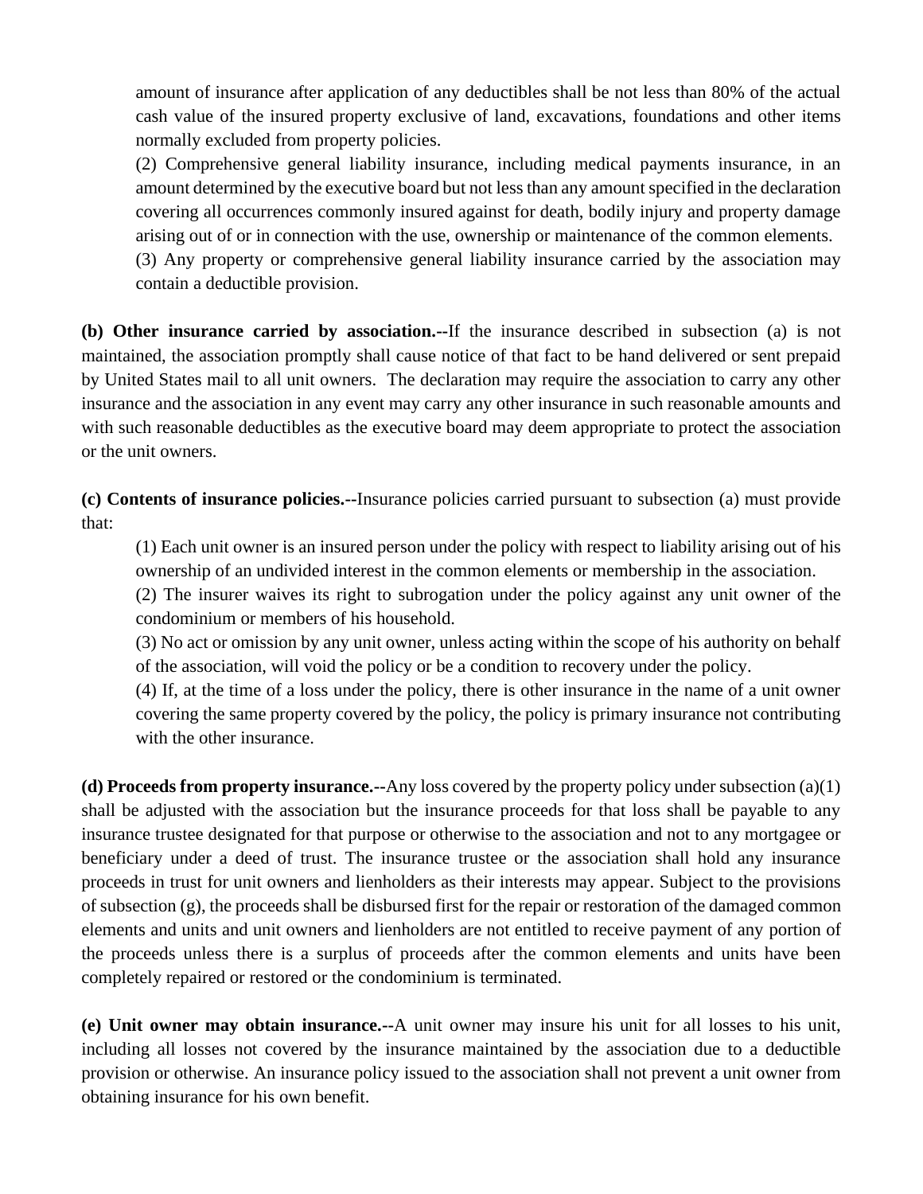amount of insurance after application of any deductibles shall be not less than 80% of the actual cash value of the insured property exclusive of land, excavations, foundations and other items normally excluded from property policies.

(2) Comprehensive general liability insurance, including medical payments insurance, in an amount determined by the executive board but not less than any amount specified in the declaration covering all occurrences commonly insured against for death, bodily injury and property damage arising out of or in connection with the use, ownership or maintenance of the common elements.

(3) Any property or comprehensive general liability insurance carried by the association may contain a deductible provision.

**(b) Other insurance carried by association.--**If the insurance described in subsection (a) is not maintained, the association promptly shall cause notice of that fact to be hand delivered or sent prepaid by United States mail to all unit owners. The declaration may require the association to carry any other insurance and the association in any event may carry any other insurance in such reasonable amounts and with such reasonable deductibles as the executive board may deem appropriate to protect the association or the unit owners.

**(c) Contents of insurance policies.--**Insurance policies carried pursuant to subsection (a) must provide that:

(1) Each unit owner is an insured person under the policy with respect to liability arising out of his ownership of an undivided interest in the common elements or membership in the association.

(2) The insurer waives its right to subrogation under the policy against any unit owner of the condominium or members of his household.

(3) No act or omission by any unit owner, unless acting within the scope of his authority on behalf of the association, will void the policy or be a condition to recovery under the policy.

(4) If, at the time of a loss under the policy, there is other insurance in the name of a unit owner covering the same property covered by the policy, the policy is primary insurance not contributing with the other insurance.

**(d) Proceeds from property insurance.--**Any loss covered by the property policy under subsection (a)(1) shall be adjusted with the association but the insurance proceeds for that loss shall be payable to any insurance trustee designated for that purpose or otherwise to the association and not to any mortgagee or beneficiary under a deed of trust. The insurance trustee or the association shall hold any insurance proceeds in trust for unit owners and lienholders as their interests may appear. Subject to the provisions of subsection (g), the proceeds shall be disbursed first for the repair or restoration of the damaged common elements and units and unit owners and lienholders are not entitled to receive payment of any portion of the proceeds unless there is a surplus of proceeds after the common elements and units have been completely repaired or restored or the condominium is terminated.

**(e) Unit owner may obtain insurance.--**A unit owner may insure his unit for all losses to his unit, including all losses not covered by the insurance maintained by the association due to a deductible provision or otherwise. An insurance policy issued to the association shall not prevent a unit owner from obtaining insurance for his own benefit.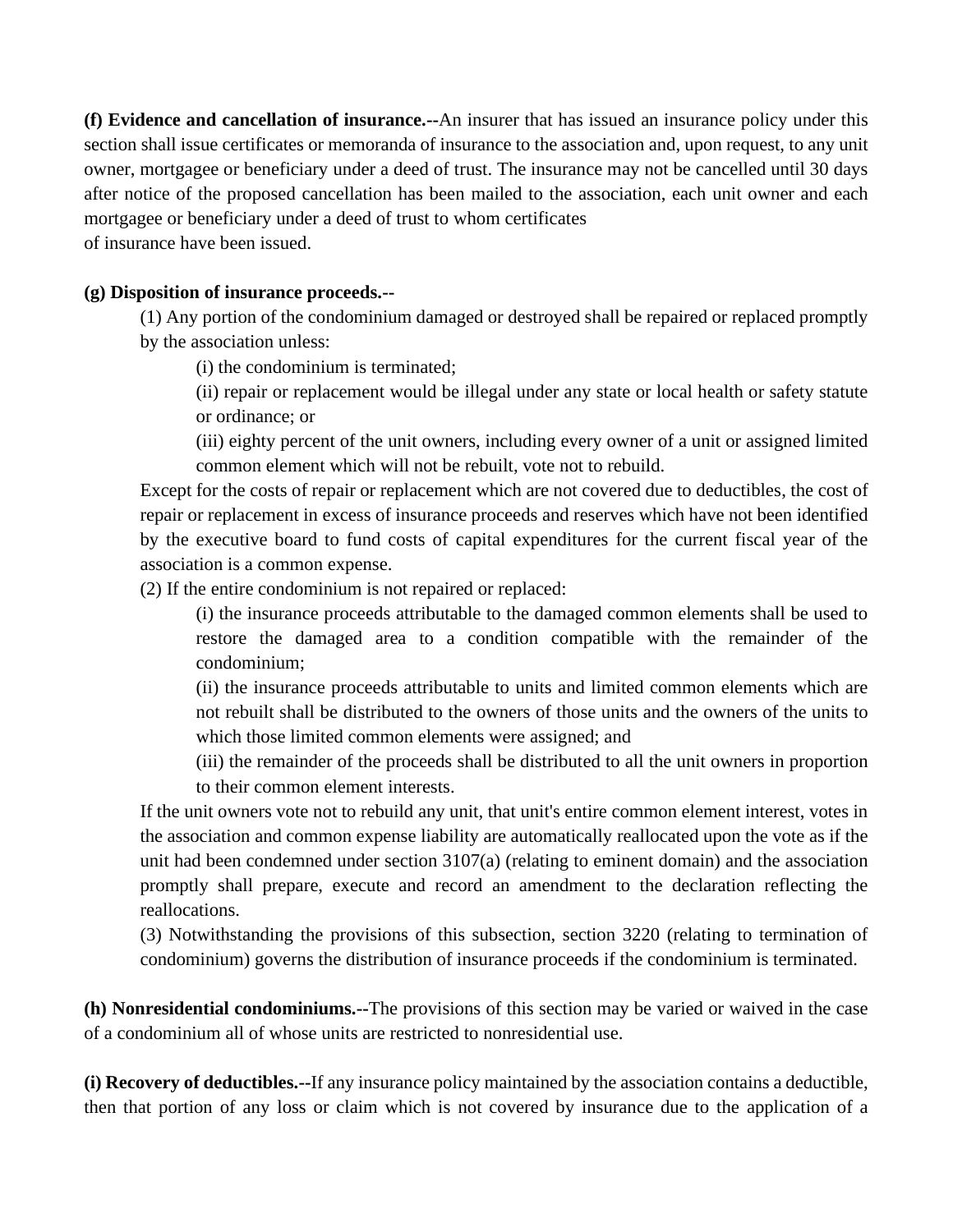**(f) Evidence and cancellation of insurance.--**An insurer that has issued an insurance policy under this section shall issue certificates or memoranda of insurance to the association and, upon request, to any unit owner, mortgagee or beneficiary under a deed of trust. The insurance may not be cancelled until 30 days after notice of the proposed cancellation has been mailed to the association, each unit owner and each mortgagee or beneficiary under a deed of trust to whom certificates of insurance have been issued.

**(g) Disposition of insurance proceeds.--**

(1) Any portion of the condominium damaged or destroyed shall be repaired or replaced promptly by the association unless:

(i) the condominium is terminated;

(ii) repair or replacement would be illegal under any state or local health or safety statute or ordinance; or

(iii) eighty percent of the unit owners, including every owner of a unit or assigned limited common element which will not be rebuilt, vote not to rebuild.

Except for the costs of repair or replacement which are not covered due to deductibles, the cost of repair or replacement in excess of insurance proceeds and reserves which have not been identified by the executive board to fund costs of capital expenditures for the current fiscal year of the association is a common expense.

(2) If the entire condominium is not repaired or replaced:

(i) the insurance proceeds attributable to the damaged common elements shall be used to restore the damaged area to a condition compatible with the remainder of the condominium;

(ii) the insurance proceeds attributable to units and limited common elements which are not rebuilt shall be distributed to the owners of those units and the owners of the units to which those limited common elements were assigned; and

(iii) the remainder of the proceeds shall be distributed to all the unit owners in proportion to their common element interests.

If the unit owners vote not to rebuild any unit, that unit's entire common element interest, votes in the association and common expense liability are automatically reallocated upon the vote as if the unit had been condemned under section 3107(a) (relating to eminent domain) and the association promptly shall prepare, execute and record an amendment to the declaration reflecting the reallocations.

(3) Notwithstanding the provisions of this subsection, section 3220 (relating to termination of condominium) governs the distribution of insurance proceeds if the condominium is terminated.

**(h) Nonresidential condominiums.--**The provisions of this section may be varied or waived in the case of a condominium all of whose units are restricted to nonresidential use.

**(i) Recovery of deductibles.--**If any insurance policy maintained by the association contains a deductible, then that portion of any loss or claim which is not covered by insurance due to the application of a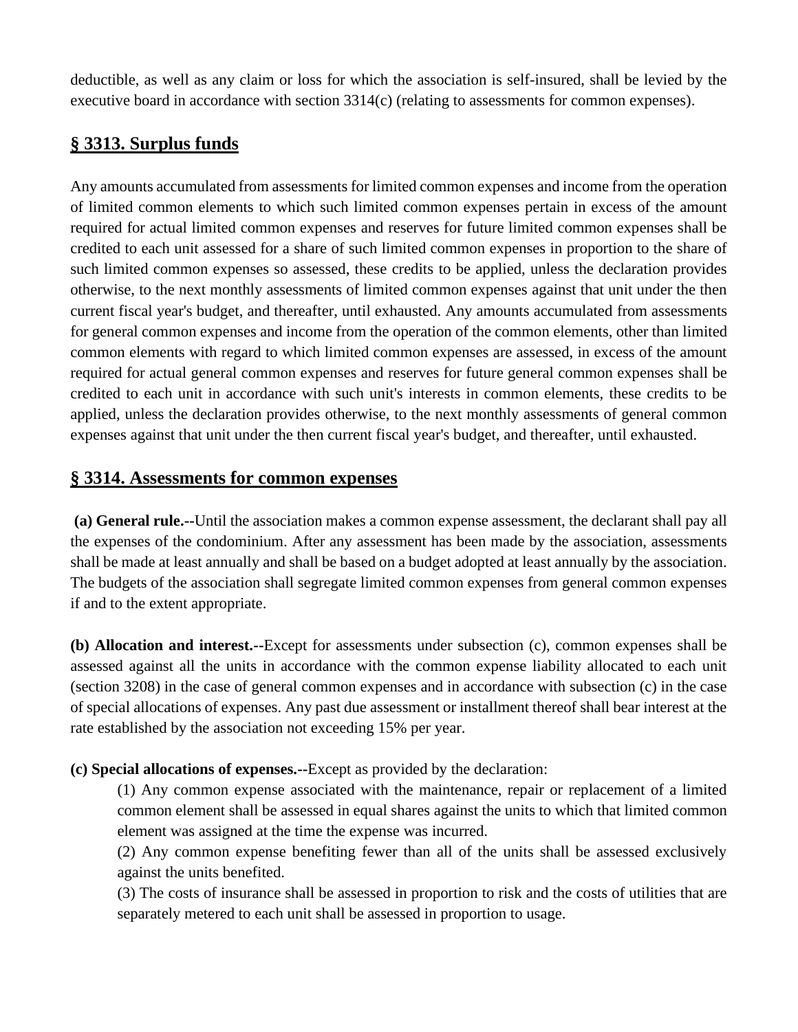deductible, as well as any claim or loss for which the association is self-insured, shall be levied by the executive board in accordance with section 3314(c) (relating to assessments for common expenses).

## § 3313. Surplus funds

Any amounts accumulated from assessments for limited common expenses and income from the operation of limited common elements to which such limited common expenses pertain in excess of the amount required for actual limited common expenses and reserves for future limited common expenses shall be credited to each unit assessed for a share of such limited common expenses in proportion to the share of such limited common expenses so assessed, these credits to be applied, unless the declaration provides otherwise, to the next monthly assessments of limited common expenses against that unit under the then current fiscal year's budget, and thereafter, until exhausted. Any amounts accumulated from assessments for general common expenses and income from the operation of the common elements, other than limited common elements with regard to which limited common expenses are assessed, in excess of the amount required for actual general common expenses and reserves for future general common expenses shall be credited to each unit in accordance with such unit's interests in common elements, these credits to be applied, unless the declaration provides otherwise, to the next monthly assessments of general common expenses against that unit under the then current fiscal year's budget, and thereafter, until exhausted.

## § 3314. Assessments for common expenses

**(a) General rule.--**Until the association makes a common expense assessment, the declarant shall pay all the expenses of the condominium. After any assessment has been made by the association, assessments shall be made at least annually and shall be based on a budget adopted at least annually by the association. The budgets of the association shall segregate limited common expenses from general common expenses if and to the extent appropriate.

**(b) Allocation and interest.--**Except for assessments under subsection (c), common expenses shall be assessed against all the units in accordance with the common expense liability allocated to each unit (section 3208) in the case of general common expenses and in accordance with subsection (c) in the case of special allocations of expenses. Any past due assessment or installment thereof shall bear interest at the rate established by the association not exceeding 15% per year.

**(c) Special allocations of expenses.--**Except as provided by the declaration:

(1) Any common expense associated with the maintenance, repair or replacement of a limited common element shall be assessed in equal shares against the units to which that limited common element was assigned at the time the expense was incurred.

(2) Any common expense benefiting fewer than all of the units shall be assessed exclusively against the units benefited.

(3) The costs of insurance shall be assessed in proportion to risk and the costs of utilities that are separately metered to each unit shall be assessed in proportion to usage.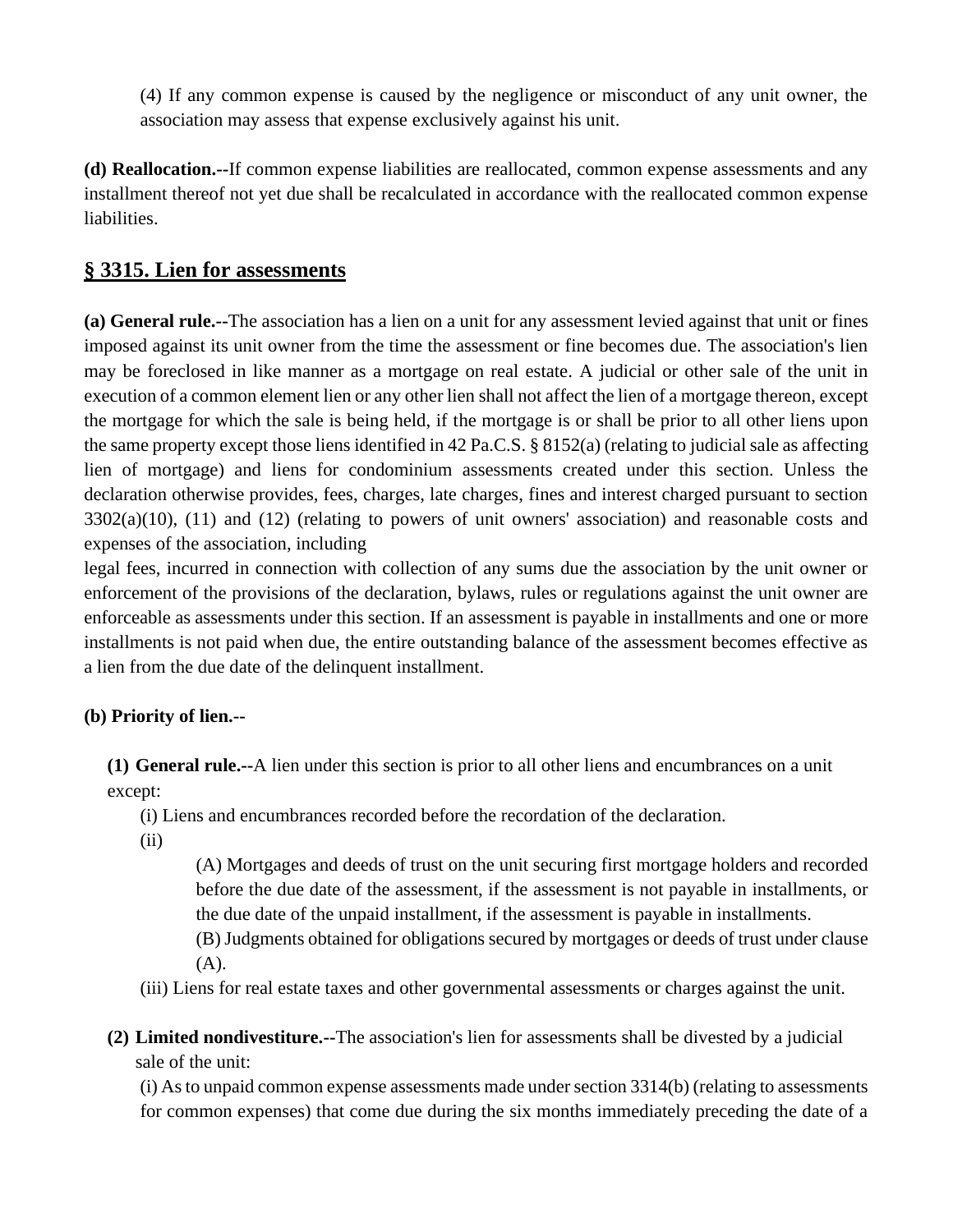(4) If any common expense is caused by the negligence or misconduct of any unit owner, the association may assess that expense exclusively against his unit.

**(d) Reallocation.--**If common expense liabilities are reallocated, common expense assessments and any installment thereof not yet due shall be recalculated in accordance with the reallocated common expense liabilities.

## § 3315. Lien for assessments

**(a) General rule.--**The association has a lien on a unit for any assessment levied against that unit or fines imposed against its unit owner from the time the assessment or fine becomes due. The association's lien may be foreclosed in like manner as a mortgage on real estate. A judicial or other sale of the unit in execution of a common element lien or any other lien shall not affect the lien of a mortgage thereon, except the mortgage for which the sale is being held, if the mortgage is or shall be prior to all other liens upon the same property except those liens identified in 42 Pa.C.S. § 8152(a) (relating to judicial sale as affecting lien of mortgage) and liens for condominium assessments created under this section. Unless the declaration otherwise provides, fees, charges, late charges, fines and interest charged pursuant to section 3302(a)(10), (11) and (12) (relating to powers of unit owners' association) and reasonable costs and expenses of the association, including legal fees, incurred in connection with collection of any sums due the association by the unit owner or enforcement of the provisions of the declaration, bylaws, rules or regulations against the unit owner are enforceable as assessments under this section. If an assessment is payable in installments and one or more installments is not paid when due, the entire outstanding balance of the assessment becomes effective as a lien from the due date of the delinquent installment.

**(b) Priority of lien.--**

**(1) General rule.--**A lien under this section is prior to all other liens and encumbrances on a unit except:

(i) Liens and encumbrances recorded before the recordation of the declaration.

(ii)

(A) Mortgages and deeds of trust on the unit securing first mortgage holders and recorded before the due date of the assessment, if the assessment is not payable in installments, or the due date of the unpaid installment, if the assessment is payable in installments.

(B) Judgments obtained for obligations secured by mortgages or deeds of trust under clause (A).

(iii) Liens for real estate taxes and other governmental assessments or charges against the unit.

**(2) Limited nondivestiture.--**The association's lien for assessments shall be divested by a judicial sale of the unit:

(i) As to unpaid common expense assessments made under section 3314(b) (relating to assessments for common expenses) that come due during the six months immediately preceding the date of a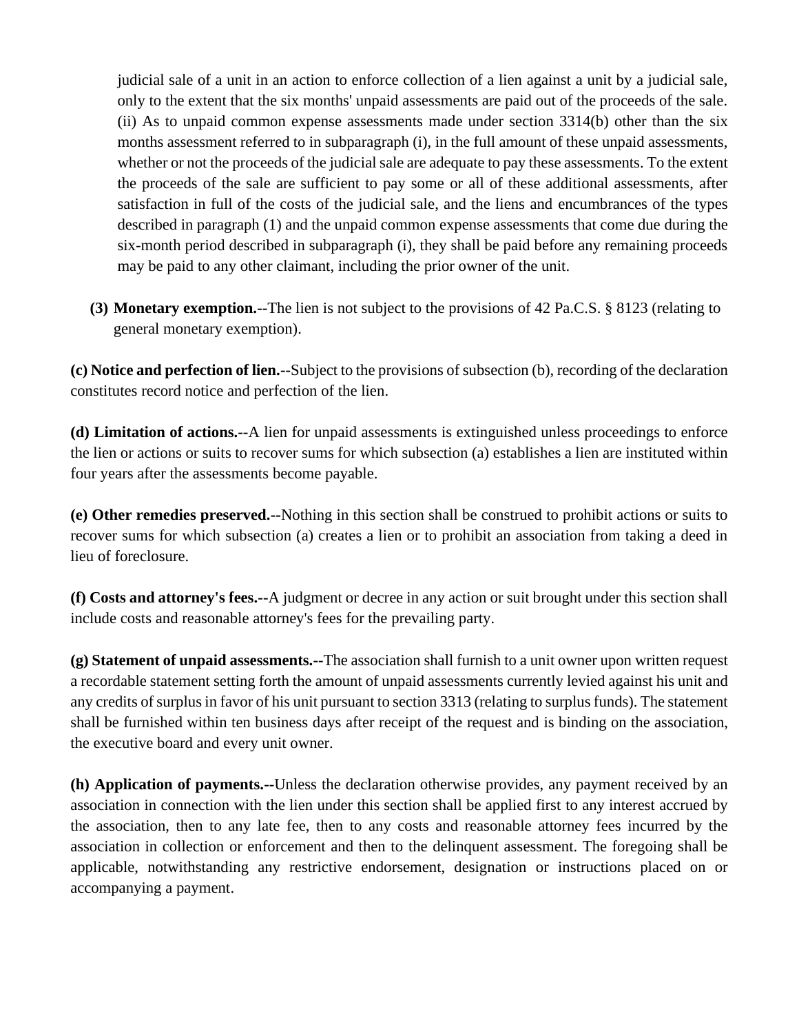judicial sale of a unit in an action to enforce collection of a lien against a unit by a judicial sale, only to the extent that the six months' unpaid assessments are paid out of the proceeds of the sale. (ii) As to unpaid common expense assessments made under section 3314(b) other than the six months assessment referred to in subparagraph (i), in the full amount of these unpaid assessments, whether or not the proceeds of the judicial sale are adequate to pay these assessments. To the extent the proceeds of the sale are sufficient to pay some or all of these additional assessments, after satisfaction in full of the costs of the judicial sale, and the liens and encumbrances of the types described in paragraph (1) and the unpaid common expense assessments that come due during the six-month period described in subparagraph (i), they shall be paid before any remaining proceeds may be paid to any other claimant, including the prior owner of the unit.

(3) **Monetary exemption.--**The lien is not subject to the provisions of 42 Pa.C.S. § 8123 (relating to general monetary exemption).

**(c) Notice and perfection of lien.--**Subject to the provisions of subsection (b), recording of the declaration constitutes record notice and perfection of the lien.

**(d) Limitation of actions.--**A lien for unpaid assessments is extinguished unless proceedings to enforce the lien or actions or suits to recover sums for which subsection (a) establishes a lien are instituted within four years after the assessments become payable.

**(e) Other remedies preserved.--**Nothing in this section shall be construed to prohibit actions or suits to recover sums for which subsection (a) creates a lien or to prohibit an association from taking a deed in lieu of foreclosure.

**(f) Costs and attorney's fees.--**A judgment or decree in any action or suit brought under this section shall include costs and reasonable attorney's fees for the prevailing party.

**(g) Statement of unpaid assessments.--**The association shall furnish to a unit owner upon written request a recordable statement setting forth the amount of unpaid assessments currently levied against his unit and any credits of surplus in favor of his unit pursuant to section 3313 (relating to surplus funds). The statement shall be furnished within ten business days after receipt of the request and is binding on the association, the executive board and every unit owner.

**(h) Application of payments.--**Unless the declaration otherwise provides, any payment received by an association in connection with the lien under this section shall be applied first to any interest accrued by the association, then to any late fee, then to any costs and reasonable attorney fees incurred by the association in collection or enforcement and then to the delinquent assessment. The foregoing shall be applicable, notwithstanding any restrictive endorsement, designation or instructions placed on or accompanying a payment.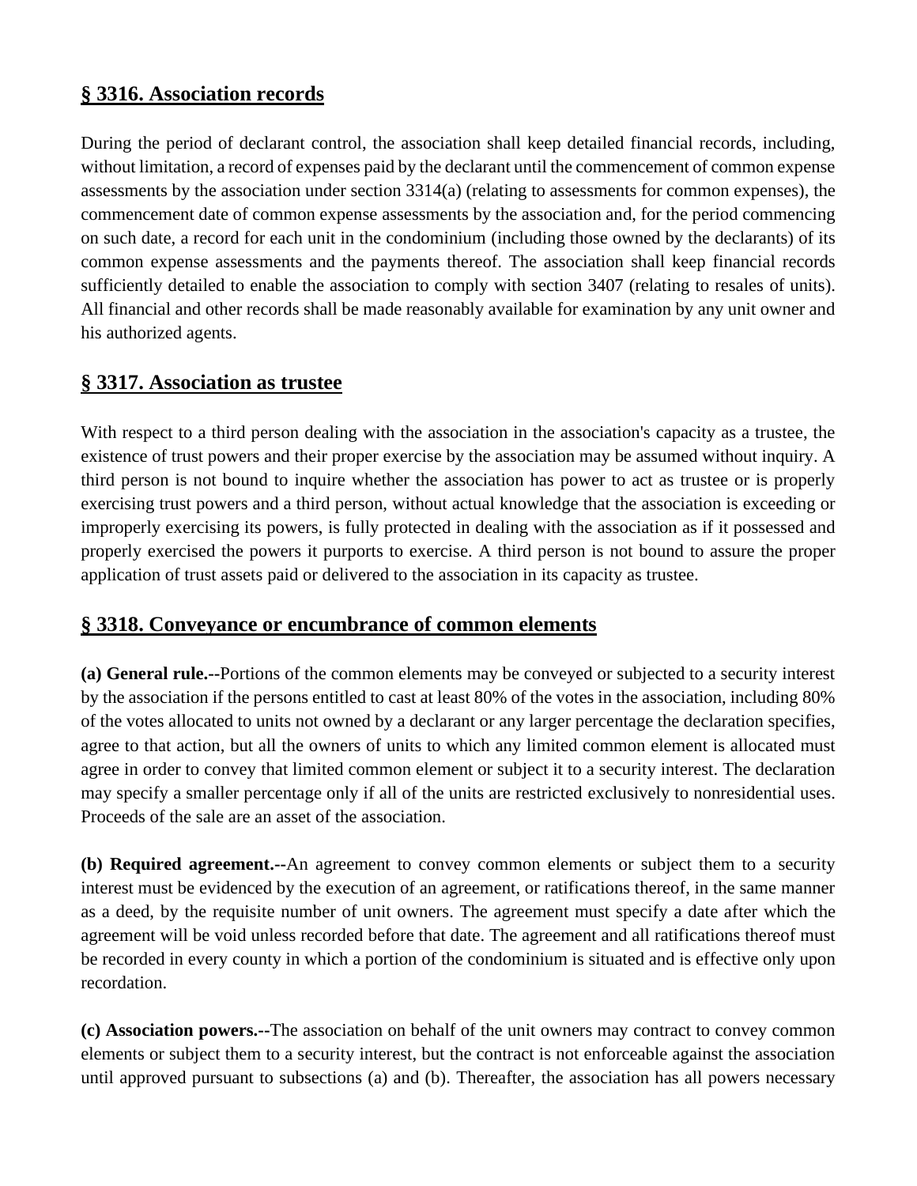## § 3316. Association records

During the period of declarant control, the association shall keep detailed financial records, including, without limitation, a record of expenses paid by the declarant until the commencement of common expense assessments by the association under section 3314(a) (relating to assessments for common expenses), the commencement date of common expense assessments by the association and, for the period commencing on such date, a record for each unit in the condominium (including those owned by the declarants) of its common expense assessments and the payments thereof. The association shall keep financial records sufficiently detailed to enable the association to comply with section 3407 (relating to resales of units). All financial and other records shall be made reasonably available for examination by any unit owner and his authorized agents.

## § 3317. Association as trustee

With respect to a third person dealing with the association in the association's capacity as a trustee, the existence of trust powers and their proper exercise by the association may be assumed without inquiry. A third person is not bound to inquire whether the association has power to act as trustee or is properly exercising trust powers and a third person, without actual knowledge that the association is exceeding or improperly exercising its powers, is fully protected in dealing with the association as if it possessed and properly exercised the powers it purports to exercise. A third person is not bound to assure the proper application of trust assets paid or delivered to the association in its capacity as trustee.

## § 3318. Conveyance or encumbrance of common elements

**(a) General rule.--**Portions of the common elements may be conveyed or subjected to a security interest by the association if the persons entitled to cast at least 80% of the votes in the association, including 80% of the votes allocated to units not owned by a declarant or any larger percentage the declaration specifies, agree to that action, but all the owners of units to which any limited common element is allocated must agree in order to convey that limited common element or subject it to a security interest. The declaration may specify a smaller percentage only if all of the units are restricted exclusively to nonresidential uses. Proceeds of the sale are an asset of the association.

**(b) Required agreement.--**An agreement to convey common elements or subject them to a security interest must be evidenced by the execution of an agreement, or ratifications thereof, in the same manner as a deed, by the requisite number of unit owners. The agreement must specify a date after which the agreement will be void unless recorded before that date. The agreement and all ratifications thereof must be recorded in every county in which a portion of the condominium is situated and is effective only upon recordation.

**(c) Association powers.--**The association on behalf of the unit owners may contract to convey common elements or subject them to a security interest, but the contract is not enforceable against the association until approved pursuant to subsections (a) and (b). Thereafter, the association has all powers necessary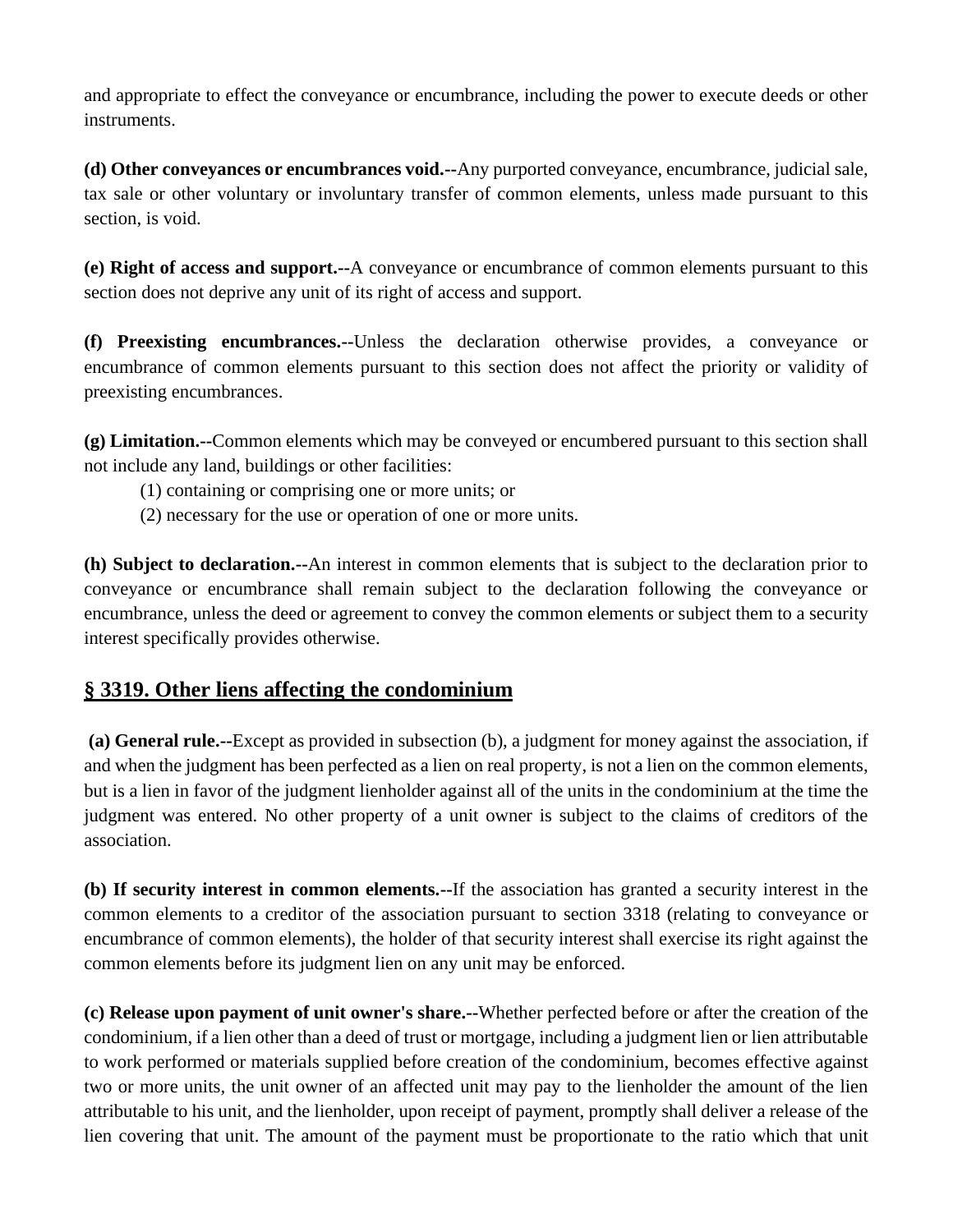and appropriate to effect the conveyance or encumbrance, including the power to execute deeds or other instruments.

**(d) Other conveyances or encumbrances void.--**Any purported conveyance, encumbrance, judicial sale, tax sale or other voluntary or involuntary transfer of common elements, unless made pursuant to this section, is void.

**(e) Right of access and support.--**A conveyance or encumbrance of common elements pursuant to this section does not deprive any unit of its right of access and support.

**(f) Preexisting encumbrances.--**Unless the declaration otherwise provides, a conveyance or encumbrance of common elements pursuant to this section does not affect the priority or validity of preexisting encumbrances.

**(g) Limitation.--**Common elements which may be conveyed or encumbered pursuant to this section shall not include any land, buildings or other facilities:

(1) containing or comprising one or more units; or

(2) necessary for the use or operation of one or more units.

**(h) Subject to declaration.--**An interest in common elements that is subject to the declaration prior to conveyance or encumbrance shall remain subject to the declaration following the conveyance or encumbrance, unless the deed or agreement to convey the common elements or subject them to a security interest specifically provides otherwise.

## § 3319. Other liens affecting the condominium

**(a) General rule.--**Except as provided in subsection (b), a judgment for money against the association, if and when the judgment has been perfected as a lien on real property, is not a lien on the common elements, but is a lien in favor of the judgment lienholder against all of the units in the condominium at the time the judgment was entered. No other property of a unit owner is subject to the claims of creditors of the association.

**(b) If security interest in common elements.--**If the association has granted a security interest in the common elements to a creditor of the association pursuant to section 3318 (relating to conveyance or encumbrance of common elements), the holder of that security interest shall exercise its right against the common elements before its judgment lien on any unit may be enforced.

**(c) Release upon payment of unit owner's share.--**Whether perfected before or after the creation of the condominium, if a lien other than a deed of trust or mortgage, including a judgment lien or lien attributable to work performed or materials supplied before creation of the condominium, becomes effective against two or more units, the unit owner of an affected unit may pay to the lienholder the amount of the lien attributable to his unit, and the lienholder, upon receipt of payment, promptly shall deliver a release of the lien covering that unit. The amount of the payment must be proportionate to the ratio which that unit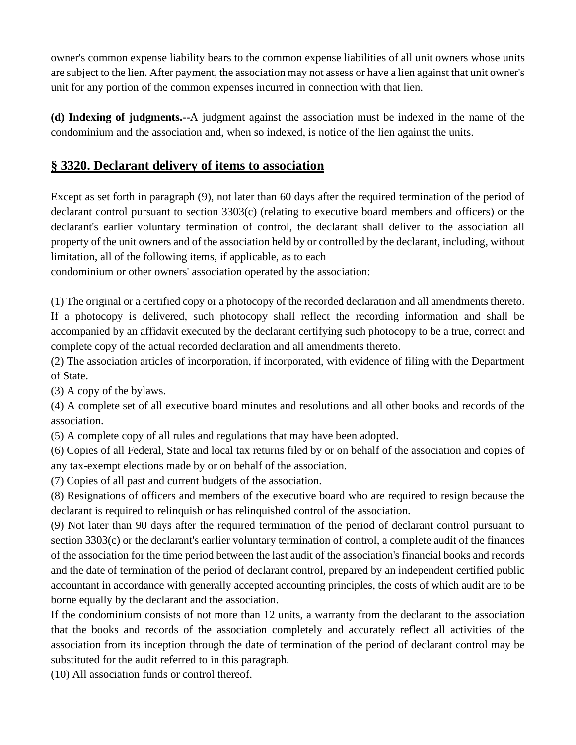owner's common expense liability bears to the common expense liabilities of all unit owners whose units are subject to the lien. After payment, the association may not assess or have a lien against that unit owner's unit for any portion of the common expenses incurred in connection with that lien.

**(d) Indexing of judgments.--**A judgment against the association must be indexed in the name of the condominium and the association and, when so indexed, is notice of the lien against the units.

## § 3320. Declarant delivery of items to association

Except as set forth in paragraph (9), not later than 60 days after the required termination of the period of declarant control pursuant to section 3303(c) (relating to executive board members and officers) or the declarant's earlier voluntary termination of control, the declarant shall deliver to the association all property of the unit owners and of the association held by or controlled by the declarant, including, without limitation, all of the following items, if applicable, as to each condominium or other owners' association operated by the association:

(1) The original or a certified copy or a photocopy of the recorded declaration and all amendments thereto. If a photocopy is delivered, such photocopy shall reflect the recording information and shall be accompanied by an affidavit executed by the declarant certifying such photocopy to be a true, correct and complete copy of the actual recorded declaration and all amendments thereto.
(2) The association articles of incorporation, if incorporated, with evidence of filing with the Department of State.
(3) A copy of the bylaws.
(4) A complete set of all executive board minutes and resolutions and all other books and records of the association.
(5) A complete copy of all rules and regulations that may have been adopted.
(6) Copies of all Federal, State and local tax returns filed by or on behalf of the association and copies of any tax-exempt elections made by or on behalf of the association.
(7) Copies of all past and current budgets of the association.
(8) Resignations of officers and members of the executive board who are required to resign because the declarant is required to relinquish or has relinquished control of the association.
(9) Not later than 90 days after the required termination of the period of declarant control pursuant to section 3303(c) or the declarant's earlier voluntary termination of control, a complete audit of the finances of the association for the time period between the last audit of the association's financial books and records and the date of termination of the period of declarant control, prepared by an independent certified public accountant in accordance with generally accepted accounting principles, the costs of which audit are to be borne equally by the declarant and the association.
If the condominium consists of not more than 12 units, a warranty from the declarant to the association that the books and records of the association completely and accurately reflect all activities of the association from its inception through the date of termination of the period of declarant control may be substituted for the audit referred to in this paragraph.
(10) All association funds or control thereof.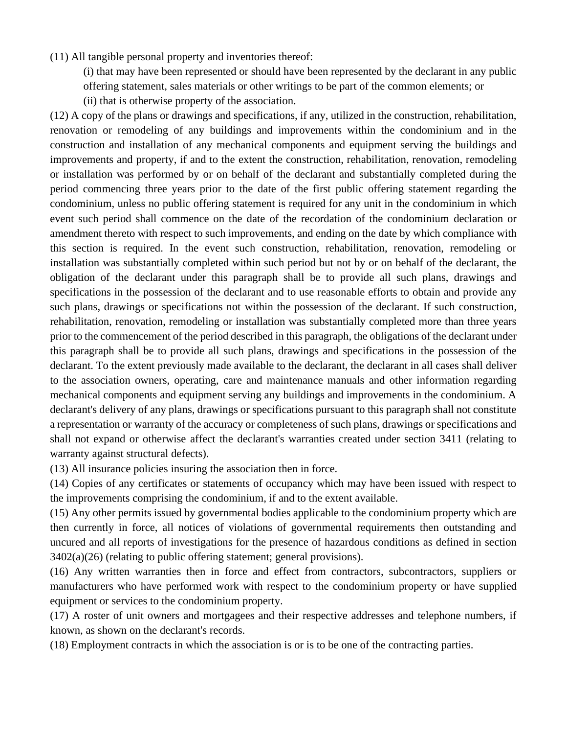(11) All tangible personal property and inventories thereof:

(i) that may have been represented or should have been represented by the declarant in any public offering statement, sales materials or other writings to be part of the common elements; or

(ii) that is otherwise property of the association.

(12) A copy of the plans or drawings and specifications, if any, utilized in the construction, rehabilitation, renovation or remodeling of any buildings and improvements within the condominium and in the construction and installation of any mechanical components and equipment serving the buildings and improvements and property, if and to the extent the construction, rehabilitation, renovation, remodeling or installation was performed by or on behalf of the declarant and substantially completed during the period commencing three years prior to the date of the first public offering statement regarding the condominium, unless no public offering statement is required for any unit in the condominium in which event such period shall commence on the date of the recordation of the condominium declaration or amendment thereto with respect to such improvements, and ending on the date by which compliance with this section is required. In the event such construction, rehabilitation, renovation, remodeling or installation was substantially completed within such period but not by or on behalf of the declarant, the obligation of the declarant under this paragraph shall be to provide all such plans, drawings and specifications in the possession of the declarant and to use reasonable efforts to obtain and provide any such plans, drawings or specifications not within the possession of the declarant. If such construction, rehabilitation, renovation, remodeling or installation was substantially completed more than three years prior to the commencement of the period described in this paragraph, the obligations of the declarant under this paragraph shall be to provide all such plans, drawings and specifications in the possession of the declarant. To the extent previously made available to the declarant, the declarant in all cases shall deliver to the association owners, operating, care and maintenance manuals and other information regarding mechanical components and equipment serving any buildings and improvements in the condominium. A declarant's delivery of any plans, drawings or specifications pursuant to this paragraph shall not constitute a representation or warranty of the accuracy or completeness of such plans, drawings or specifications and shall not expand or otherwise affect the declarant's warranties created under section 3411 (relating to warranty against structural defects).

(13) All insurance policies insuring the association then in force.

(14) Copies of any certificates or statements of occupancy which may have been issued with respect to the improvements comprising the condominium, if and to the extent available.

(15) Any other permits issued by governmental bodies applicable to the condominium property which are then currently in force, all notices of violations of governmental requirements then outstanding and uncured and all reports of investigations for the presence of hazardous conditions as defined in section 3402(a)(26) (relating to public offering statement; general provisions).

(16) Any written warranties then in force and effect from contractors, subcontractors, suppliers or manufacturers who have performed work with respect to the condominium property or have supplied equipment or services to the condominium property.

(17) A roster of unit owners and mortgagees and their respective addresses and telephone numbers, if known, as shown on the declarant's records.

(18) Employment contracts in which the association is or is to be one of the contracting parties.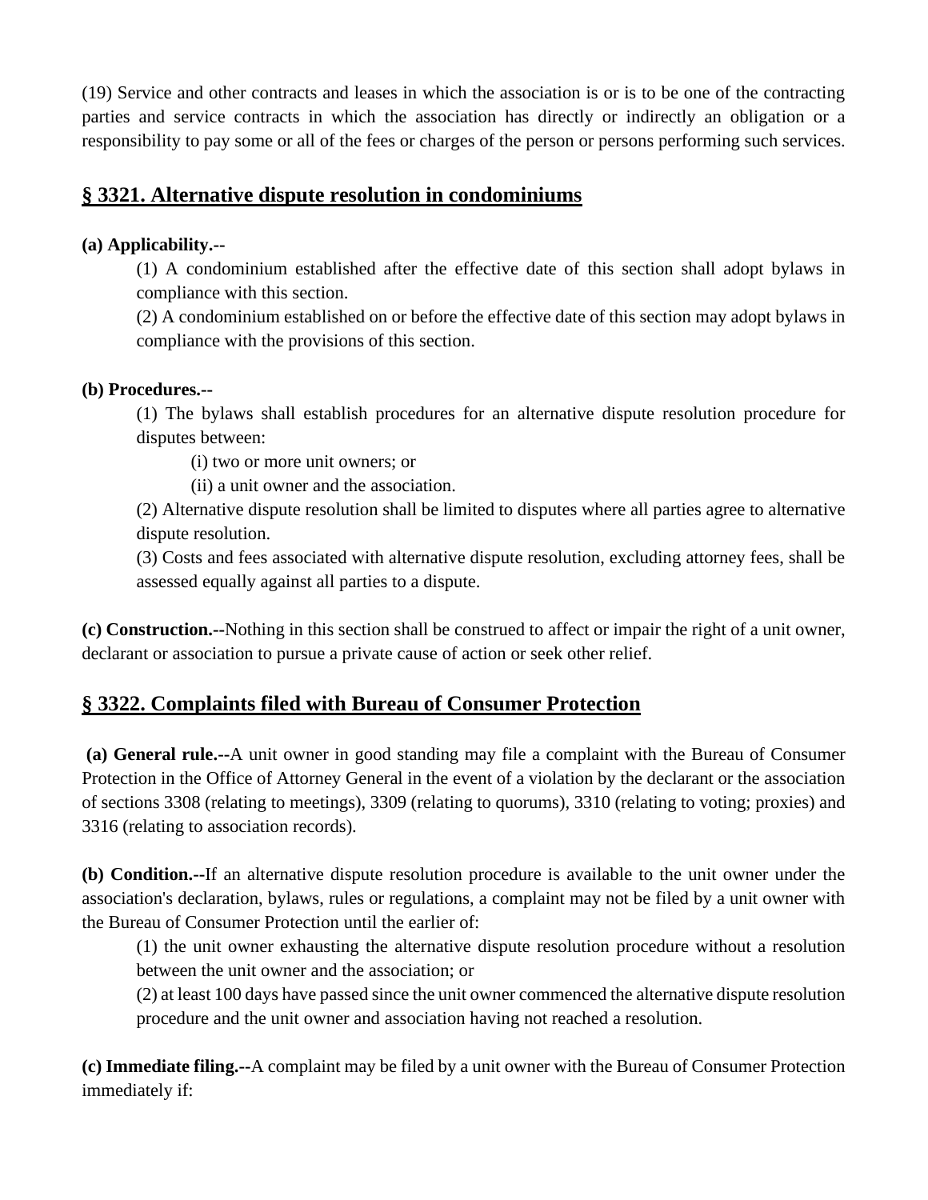(19) Service and other contracts and leases in which the association is or is to be one of the contracting parties and service contracts in which the association has directly or indirectly an obligation or a responsibility to pay some or all of the fees or charges of the person or persons performing such services.

## § 3321. Alternative dispute resolution in condominiums

**(a) Applicability.--**

(1) A condominium established after the effective date of this section shall adopt bylaws in compliance with this section.

(2) A condominium established on or before the effective date of this section may adopt bylaws in compliance with the provisions of this section.

**(b) Procedures.--**

(1) The bylaws shall establish procedures for an alternative dispute resolution procedure for disputes between:

(i) two or more unit owners; or

(ii) a unit owner and the association.

(2) Alternative dispute resolution shall be limited to disputes where all parties agree to alternative dispute resolution.

(3) Costs and fees associated with alternative dispute resolution, excluding attorney fees, shall be assessed equally against all parties to a dispute.

**(c) Construction.--**Nothing in this section shall be construed to affect or impair the right of a unit owner, declarant or association to pursue a private cause of action or seek other relief.

## § 3322. Complaints filed with Bureau of Consumer Protection

**(a) General rule.--**A unit owner in good standing may file a complaint with the Bureau of Consumer Protection in the Office of Attorney General in the event of a violation by the declarant or the association of sections 3308 (relating to meetings), 3309 (relating to quorums), 3310 (relating to voting; proxies) and 3316 (relating to association records).

**(b) Condition.--**If an alternative dispute resolution procedure is available to the unit owner under the association's declaration, bylaws, rules or regulations, a complaint may not be filed by a unit owner with the Bureau of Consumer Protection until the earlier of:

(1) the unit owner exhausting the alternative dispute resolution procedure without a resolution between the unit owner and the association; or

(2) at least 100 days have passed since the unit owner commenced the alternative dispute resolution procedure and the unit owner and association having not reached a resolution.

**(c) Immediate filing.--**A complaint may be filed by a unit owner with the Bureau of Consumer Protection immediately if: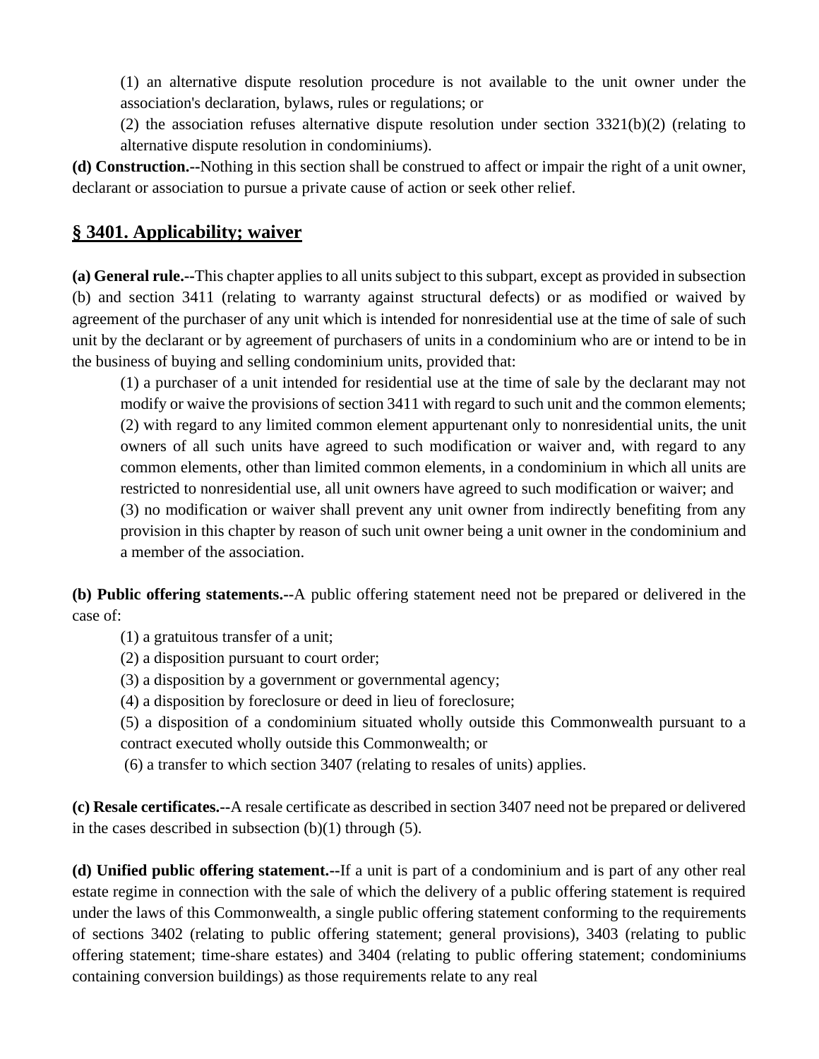(1) an alternative dispute resolution procedure is not available to the unit owner under the association's declaration, bylaws, rules or regulations; or

(2) the association refuses alternative dispute resolution under section 3321(b)(2) (relating to alternative dispute resolution in condominiums).

**(d) Construction.--**Nothing in this section shall be construed to affect or impair the right of a unit owner, declarant or association to pursue a private cause of action or seek other relief.

## § 3401. Applicability; waiver

**(a) General rule.--**This chapter applies to all units subject to this subpart, except as provided in subsection (b) and section 3411 (relating to warranty against structural defects) or as modified or waived by agreement of the purchaser of any unit which is intended for nonresidential use at the time of sale of such unit by the declarant or by agreement of purchasers of units in a condominium who are or intend to be in the business of buying and selling condominium units, provided that:

(1) a purchaser of a unit intended for residential use at the time of sale by the declarant may not modify or waive the provisions of section 3411 with regard to such unit and the common elements;

(2) with regard to any limited common element appurtenant only to nonresidential units, the unit owners of all such units have agreed to such modification or waiver and, with regard to any common elements, other than limited common elements, in a condominium in which all units are restricted to nonresidential use, all unit owners have agreed to such modification or waiver; and

(3) no modification or waiver shall prevent any unit owner from indirectly benefiting from any provision in this chapter by reason of such unit owner being a unit owner in the condominium and a member of the association.

**(b) Public offering statements.--**A public offering statement need not be prepared or delivered in the case of:

(1) a gratuitous transfer of a unit;

(2) a disposition pursuant to court order;

(3) a disposition by a government or governmental agency;

(4) a disposition by foreclosure or deed in lieu of foreclosure;

(5) a disposition of a condominium situated wholly outside this Commonwealth pursuant to a contract executed wholly outside this Commonwealth; or

(6) a transfer to which section 3407 (relating to resales of units) applies.

**(c) Resale certificates.--**A resale certificate as described in section 3407 need not be prepared or delivered in the cases described in subsection (b)(1) through (5).

**(d) Unified public offering statement.--**If a unit is part of a condominium and is part of any other real estate regime in connection with the sale of which the delivery of a public offering statement is required under the laws of this Commonwealth, a single public offering statement conforming to the requirements of sections 3402 (relating to public offering statement; general provisions), 3403 (relating to public offering statement; time-share estates) and 3404 (relating to public offering statement; condominiums containing conversion buildings) as those requirements relate to any real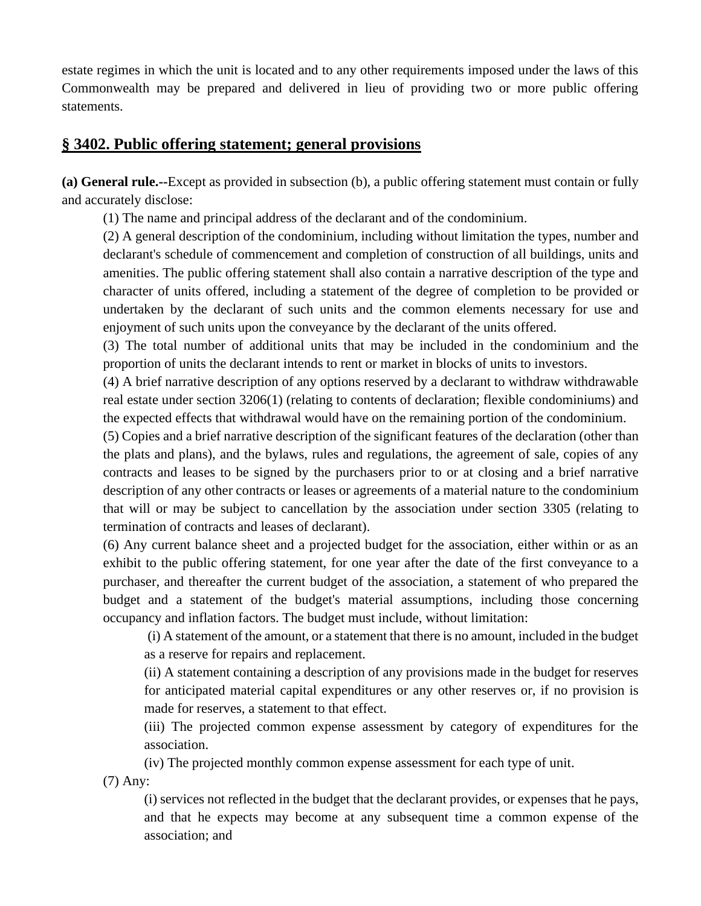estate regimes in which the unit is located and to any other requirements imposed under the laws of this Commonwealth may be prepared and delivered in lieu of providing two or more public offering statements.

## § 3402. Public offering statement; general provisions

**(a) General rule.--**Except as provided in subsection (b), a public offering statement must contain or fully and accurately disclose:

(1) The name and principal address of the declarant and of the condominium.

(2) A general description of the condominium, including without limitation the types, number and declarant's schedule of commencement and completion of construction of all buildings, units and amenities. The public offering statement shall also contain a narrative description of the type and character of units offered, including a statement of the degree of completion to be provided or undertaken by the declarant of such units and the common elements necessary for use and enjoyment of such units upon the conveyance by the declarant of the units offered.

(3) The total number of additional units that may be included in the condominium and the proportion of units the declarant intends to rent or market in blocks of units to investors.

(4) A brief narrative description of any options reserved by a declarant to withdraw withdrawable real estate under section 3206(1) (relating to contents of declaration; flexible condominiums) and the expected effects that withdrawal would have on the remaining portion of the condominium.

(5) Copies and a brief narrative description of the significant features of the declaration (other than the plats and plans), and the bylaws, rules and regulations, the agreement of sale, copies of any contracts and leases to be signed by the purchasers prior to or at closing and a brief narrative description of any other contracts or leases or agreements of a material nature to the condominium that will or may be subject to cancellation by the association under section 3305 (relating to termination of contracts and leases of declarant).

(6) Any current balance sheet and a projected budget for the association, either within or as an exhibit to the public offering statement, for one year after the date of the first conveyance to a purchaser, and thereafter the current budget of the association, a statement of who prepared the budget and a statement of the budget's material assumptions, including those concerning occupancy and inflation factors. The budget must include, without limitation:

(i) A statement of the amount, or a statement that there is no amount, included in the budget as a reserve for repairs and replacement.

(ii) A statement containing a description of any provisions made in the budget for reserves for anticipated material capital expenditures or any other reserves or, if no provision is made for reserves, a statement to that effect.

(iii) The projected common expense assessment by category of expenditures for the association.

(iv) The projected monthly common expense assessment for each type of unit.

(7) Any:

(i) services not reflected in the budget that the declarant provides, or expenses that he pays, and that he expects may become at any subsequent time a common expense of the association; and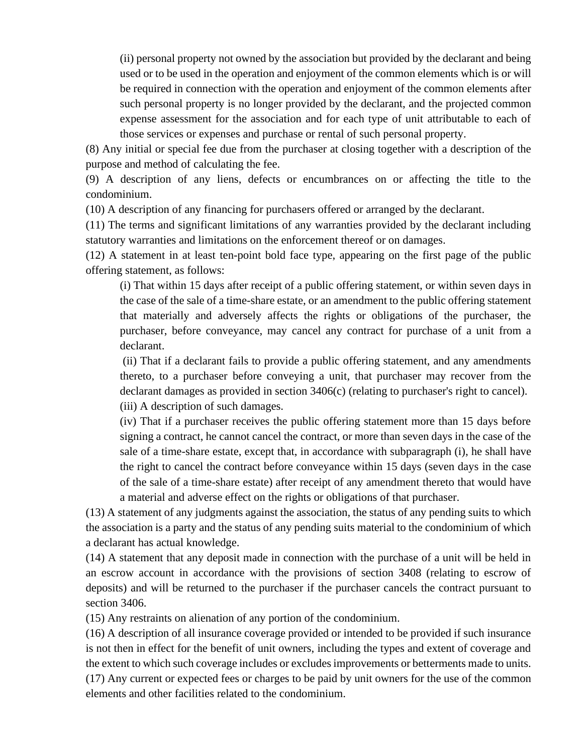(ii) personal property not owned by the association but provided by the declarant and being used or to be used in the operation and enjoyment of the common elements which is or will be required in connection with the operation and enjoyment of the common elements after such personal property is no longer provided by the declarant, and the projected common expense assessment for the association and for each type of unit attributable to each of those services or expenses and purchase or rental of such personal property.

(8) Any initial or special fee due from the purchaser at closing together with a description of the purpose and method of calculating the fee.

(9) A description of any liens, defects or encumbrances on or affecting the title to the condominium.

(10) A description of any financing for purchasers offered or arranged by the declarant.

(11) The terms and significant limitations of any warranties provided by the declarant including statutory warranties and limitations on the enforcement thereof or on damages.

(12) A statement in at least ten-point bold face type, appearing on the first page of the public offering statement, as follows:

(i) That within 15 days after receipt of a public offering statement, or within seven days in the case of the sale of a time-share estate, or an amendment to the public offering statement that materially and adversely affects the rights or obligations of the purchaser, the purchaser, before conveyance, may cancel any contract for purchase of a unit from a declarant.

(ii) That if a declarant fails to provide a public offering statement, and any amendments thereto, to a purchaser before conveying a unit, that purchaser may recover from the declarant damages as provided in section 3406(c) (relating to purchaser's right to cancel).

(iii) A description of such damages.

(iv) That if a purchaser receives the public offering statement more than 15 days before signing a contract, he cannot cancel the contract, or more than seven days in the case of the sale of a time-share estate, except that, in accordance with subparagraph (i), he shall have the right to cancel the contract before conveyance within 15 days (seven days in the case of the sale of a time-share estate) after receipt of any amendment thereto that would have a material and adverse effect on the rights or obligations of that purchaser.

(13) A statement of any judgments against the association, the status of any pending suits to which the association is a party and the status of any pending suits material to the condominium of which a declarant has actual knowledge.

(14) A statement that any deposit made in connection with the purchase of a unit will be held in an escrow account in accordance with the provisions of section 3408 (relating to escrow of deposits) and will be returned to the purchaser if the purchaser cancels the contract pursuant to section 3406.

(15) Any restraints on alienation of any portion of the condominium.

(16) A description of all insurance coverage provided or intended to be provided if such insurance is not then in effect for the benefit of unit owners, including the types and extent of coverage and the extent to which such coverage includes or excludes improvements or betterments made to units.

(17) Any current or expected fees or charges to be paid by unit owners for the use of the common elements and other facilities related to the condominium.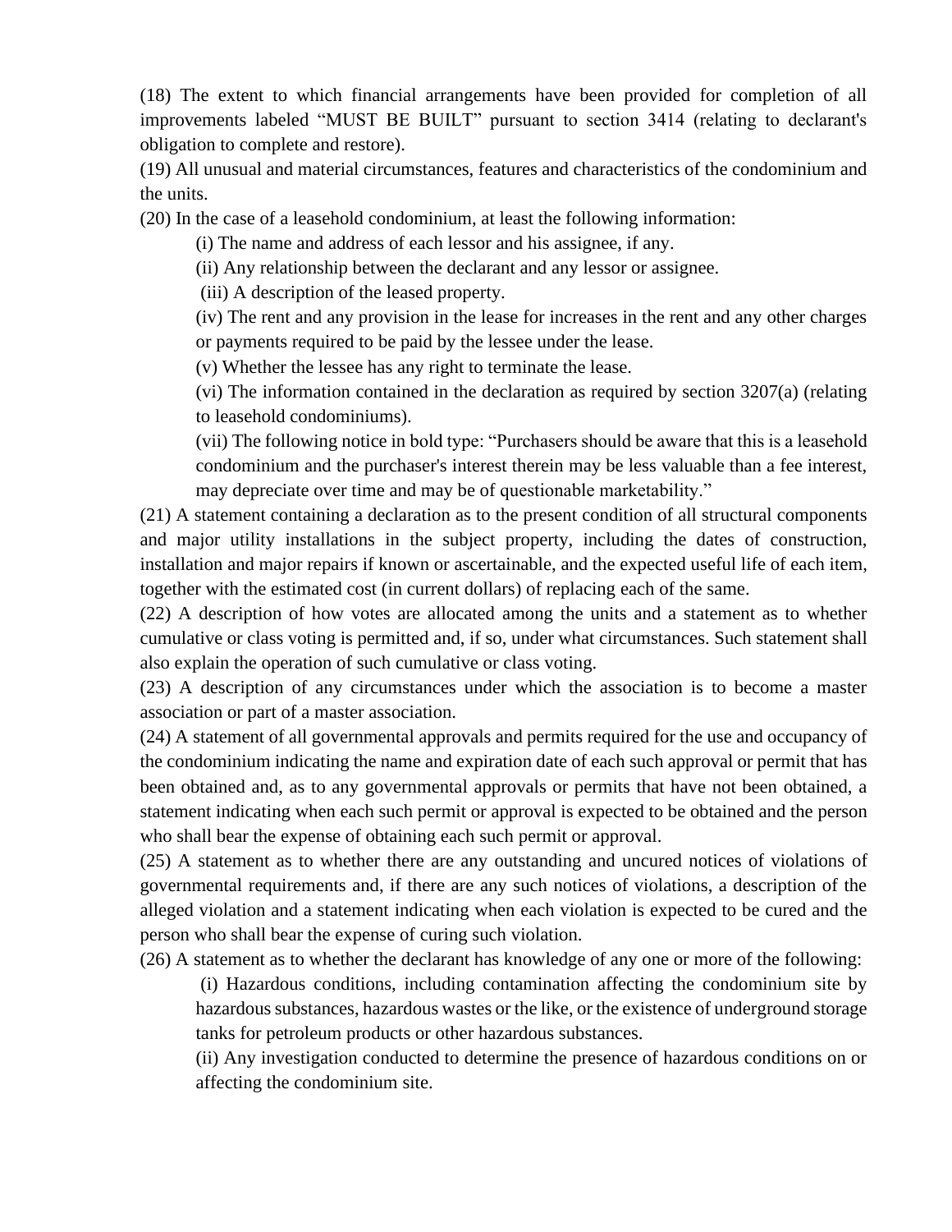(18) The extent to which financial arrangements have been provided for completion of all improvements labeled "MUST BE BUILT" pursuant to section 3414 (relating to declarant's obligation to complete and restore).

(19) All unusual and material circumstances, features and characteristics of the condominium and the units.

(20) In the case of a leasehold condominium, at least the following information:

> (i) The name and address of each lessor and his assignee, if any.
>
> (ii) Any relationship between the declarant and any lessor or assignee.
>
> (iii) A description of the leased property.
>
> (iv) The rent and any provision in the lease for increases in the rent and any other charges or payments required to be paid by the lessee under the lease.
>
> (v) Whether the lessee has any right to terminate the lease.
>
> (vi) The information contained in the declaration as required by section 3207(a) (relating to leasehold condominiums).
>
> (vii) The following notice in bold type: "Purchasers should be aware that this is a leasehold condominium and the purchaser's interest therein may be less valuable than a fee interest, may depreciate over time and may be of questionable marketability."

(21) A statement containing a declaration as to the present condition of all structural components and major utility installations in the subject property, including the dates of construction, installation and major repairs if known or ascertainable, and the expected useful life of each item, together with the estimated cost (in current dollars) of replacing each of the same.

(22) A description of how votes are allocated among the units and a statement as to whether cumulative or class voting is permitted and, if so, under what circumstances. Such statement shall also explain the operation of such cumulative or class voting.

(23) A description of any circumstances under which the association is to become a master association or part of a master association.

(24) A statement of all governmental approvals and permits required for the use and occupancy of the condominium indicating the name and expiration date of each such approval or permit that has been obtained and, as to any governmental approvals or permits that have not been obtained, a statement indicating when each such permit or approval is expected to be obtained and the person who shall bear the expense of obtaining each such permit or approval.

(25) A statement as to whether there are any outstanding and uncured notices of violations of governmental requirements and, if there are any such notices of violations, a description of the alleged violation and a statement indicating when each violation is expected to be cured and the person who shall bear the expense of curing such violation.

(26) A statement as to whether the declarant has knowledge of any one or more of the following:

> (i) Hazardous conditions, including contamination affecting the condominium site by hazardous substances, hazardous wastes or the like, or the existence of underground storage tanks for petroleum products or other hazardous substances.
>
> (ii) Any investigation conducted to determine the presence of hazardous conditions on or affecting the condominium site.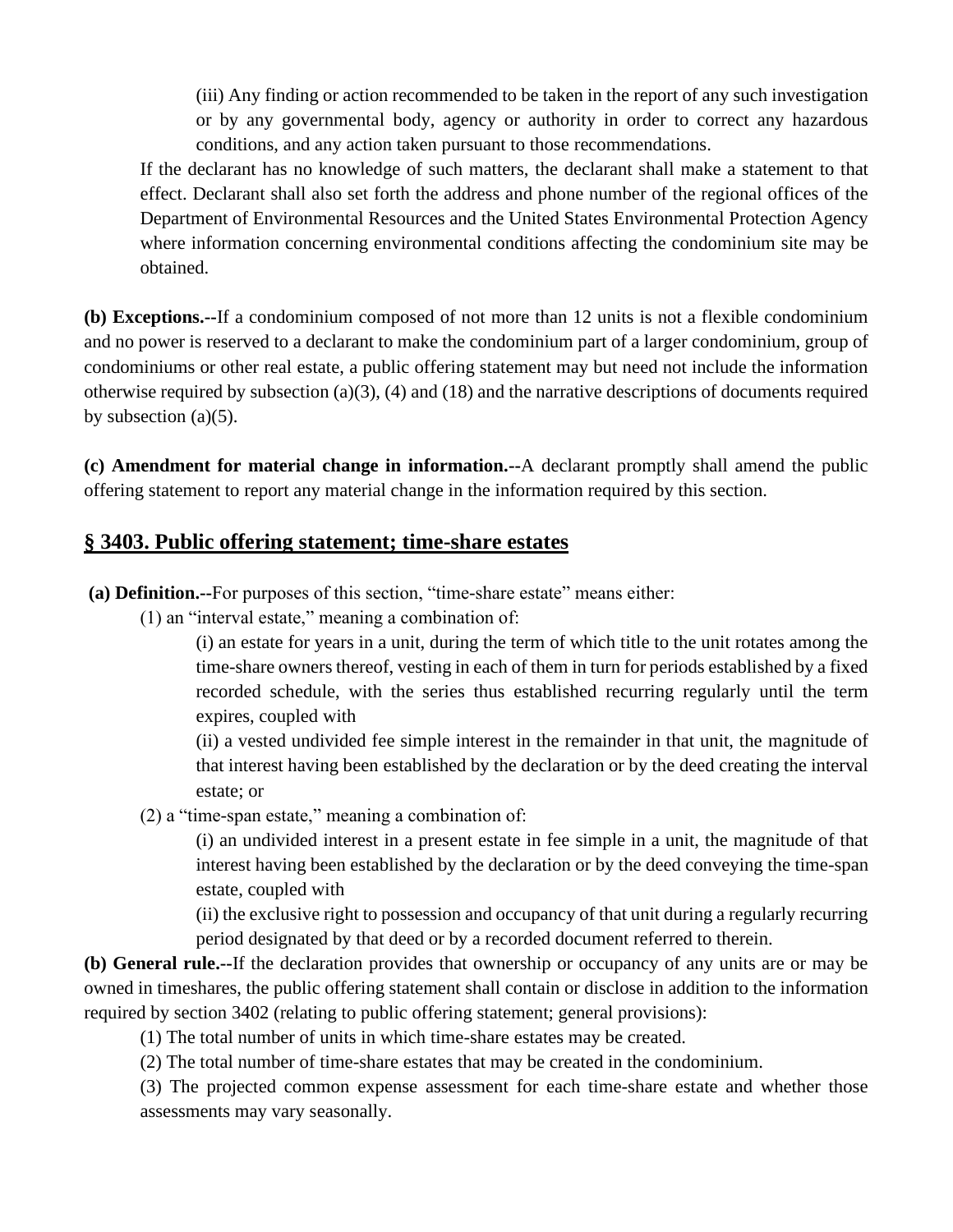(iii) Any finding or action recommended to be taken in the report of any such investigation or by any governmental body, agency or authority in order to correct any hazardous conditions, and any action taken pursuant to those recommendations.

If the declarant has no knowledge of such matters, the declarant shall make a statement to that effect. Declarant shall also set forth the address and phone number of the regional offices of the Department of Environmental Resources and the United States Environmental Protection Agency where information concerning environmental conditions affecting the condominium site may be obtained.

**(b) Exceptions.--**If a condominium composed of not more than 12 units is not a flexible condominium and no power is reserved to a declarant to make the condominium part of a larger condominium, group of condominiums or other real estate, a public offering statement may but need not include the information otherwise required by subsection (a)(3), (4) and (18) and the narrative descriptions of documents required by subsection (a)(5).

**(c) Amendment for material change in information.--**A declarant promptly shall amend the public offering statement to report any material change in the information required by this section.

## § 3403. Public offering statement; time-share estates

**(a) Definition.--**For purposes of this section, "time-share estate" means either:

(1) an "interval estate," meaning a combination of:

(i) an estate for years in a unit, during the term of which title to the unit rotates among the time-share owners thereof, vesting in each of them in turn for periods established by a fixed recorded schedule, with the series thus established recurring regularly until the term expires, coupled with

(ii) a vested undivided fee simple interest in the remainder in that unit, the magnitude of that interest having been established by the declaration or by the deed creating the interval estate; or

(2) a "time-span estate," meaning a combination of:

(i) an undivided interest in a present estate in fee simple in a unit, the magnitude of that interest having been established by the declaration or by the deed conveying the time-span estate, coupled with

(ii) the exclusive right to possession and occupancy of that unit during a regularly recurring period designated by that deed or by a recorded document referred to therein.

**(b) General rule.--**If the declaration provides that ownership or occupancy of any units are or may be owned in timeshares, the public offering statement shall contain or disclose in addition to the information required by section 3402 (relating to public offering statement; general provisions):

(1) The total number of units in which time-share estates may be created.

(2) The total number of time-share estates that may be created in the condominium.

(3) The projected common expense assessment for each time-share estate and whether those assessments may vary seasonally.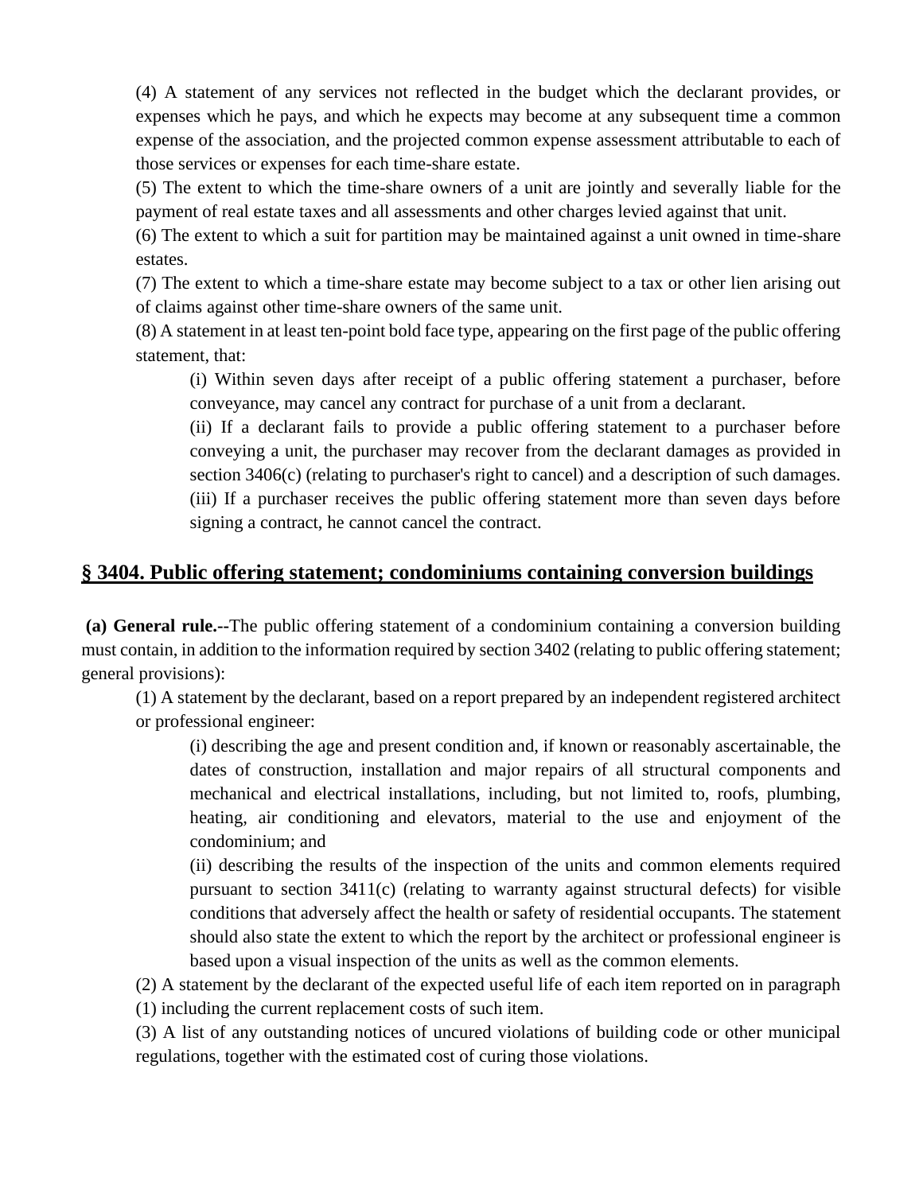(4) A statement of any services not reflected in the budget which the declarant provides, or expenses which he pays, and which he expects may become at any subsequent time a common expense of the association, and the projected common expense assessment attributable to each of those services or expenses for each time-share estate.

(5) The extent to which the time-share owners of a unit are jointly and severally liable for the payment of real estate taxes and all assessments and other charges levied against that unit.

(6) The extent to which a suit for partition may be maintained against a unit owned in time-share estates.

(7) The extent to which a time-share estate may become subject to a tax or other lien arising out of claims against other time-share owners of the same unit.

(8) A statement in at least ten-point bold face type, appearing on the first page of the public offering statement, that:

> (i) Within seven days after receipt of a public offering statement a purchaser, before conveyance, may cancel any contract for purchase of a unit from a declarant.
>
> (ii) If a declarant fails to provide a public offering statement to a purchaser before conveying a unit, the purchaser may recover from the declarant damages as provided in section 3406(c) (relating to purchaser's right to cancel) and a description of such damages.
>
> (iii) If a purchaser receives the public offering statement more than seven days before signing a contract, he cannot cancel the contract.

## § 3404. Public offering statement; condominiums containing conversion buildings

**(a) General rule.--**The public offering statement of a condominium containing a conversion building must contain, in addition to the information required by section 3402 (relating to public offering statement; general provisions):

(1) A statement by the declarant, based on a report prepared by an independent registered architect or professional engineer:

> (i) describing the age and present condition and, if known or reasonably ascertainable, the dates of construction, installation and major repairs of all structural components and mechanical and electrical installations, including, but not limited to, roofs, plumbing, heating, air conditioning and elevators, material to the use and enjoyment of the condominium; and
>
> (ii) describing the results of the inspection of the units and common elements required pursuant to section 3411(c) (relating to warranty against structural defects) for visible conditions that adversely affect the health or safety of residential occupants. The statement should also state the extent to which the report by the architect or professional engineer is based upon a visual inspection of the units as well as the common elements.

(2) A statement by the declarant of the expected useful life of each item reported on in paragraph (1) including the current replacement costs of such item.

(3) A list of any outstanding notices of uncured violations of building code or other municipal regulations, together with the estimated cost of curing those violations.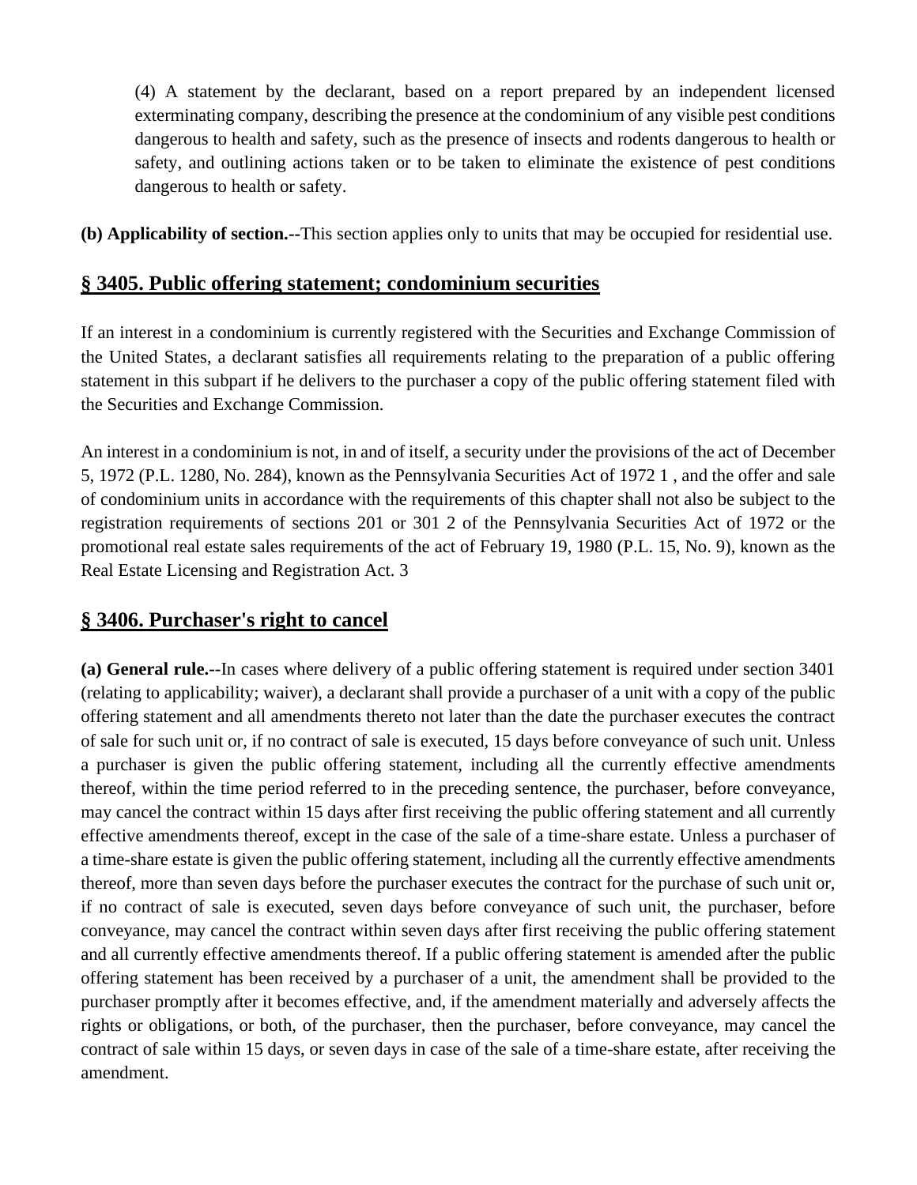(4) A statement by the declarant, based on a report prepared by an independent licensed exterminating company, describing the presence at the condominium of any visible pest conditions dangerous to health and safety, such as the presence of insects and rodents dangerous to health or safety, and outlining actions taken or to be taken to eliminate the existence of pest conditions dangerous to health or safety.

**(b) Applicability of section.--**This section applies only to units that may be occupied for residential use.

## § 3405. Public offering statement; condominium securities

If an interest in a condominium is currently registered with the Securities and Exchange Commission of the United States, a declarant satisfies all requirements relating to the preparation of a public offering statement in this subpart if he delivers to the purchaser a copy of the public offering statement filed with the Securities and Exchange Commission.

An interest in a condominium is not, in and of itself, a security under the provisions of the act of December 5, 1972 (P.L. 1280, No. 284), known as the Pennsylvania Securities Act of 1972 1 , and the offer and sale of condominium units in accordance with the requirements of this chapter shall not also be subject to the registration requirements of sections 201 or 301 2 of the Pennsylvania Securities Act of 1972 or the promotional real estate sales requirements of the act of February 19, 1980 (P.L. 15, No. 9), known as the Real Estate Licensing and Registration Act. 3

## § 3406. Purchaser's right to cancel

**(a) General rule.--**In cases where delivery of a public offering statement is required under section 3401 (relating to applicability; waiver), a declarant shall provide a purchaser of a unit with a copy of the public offering statement and all amendments thereto not later than the date the purchaser executes the contract of sale for such unit or, if no contract of sale is executed, 15 days before conveyance of such unit. Unless a purchaser is given the public offering statement, including all the currently effective amendments thereof, within the time period referred to in the preceding sentence, the purchaser, before conveyance, may cancel the contract within 15 days after first receiving the public offering statement and all currently effective amendments thereof, except in the case of the sale of a time-share estate. Unless a purchaser of a time-share estate is given the public offering statement, including all the currently effective amendments thereof, more than seven days before the purchaser executes the contract for the purchase of such unit or, if no contract of sale is executed, seven days before conveyance of such unit, the purchaser, before conveyance, may cancel the contract within seven days after first receiving the public offering statement and all currently effective amendments thereof. If a public offering statement is amended after the public offering statement has been received by a purchaser of a unit, the amendment shall be provided to the purchaser promptly after it becomes effective, and, if the amendment materially and adversely affects the rights or obligations, or both, of the purchaser, then the purchaser, before conveyance, may cancel the contract of sale within 15 days, or seven days in case of the sale of a time-share estate, after receiving the amendment.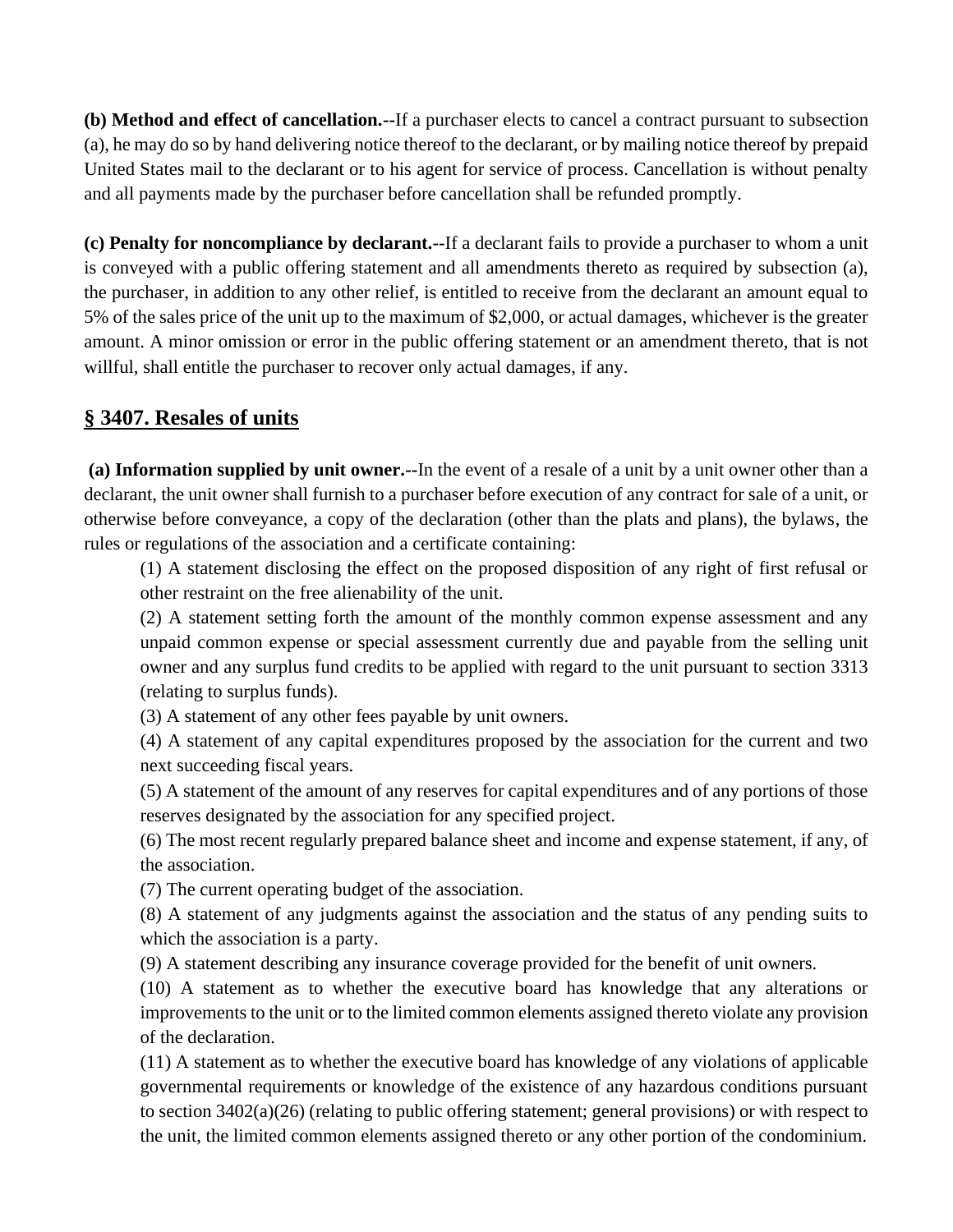**(b) Method and effect of cancellation.--**If a purchaser elects to cancel a contract pursuant to subsection (a), he may do so by hand delivering notice thereof to the declarant, or by mailing notice thereof by prepaid United States mail to the declarant or to his agent for service of process. Cancellation is without penalty and all payments made by the purchaser before cancellation shall be refunded promptly.

**(c) Penalty for noncompliance by declarant.--**If a declarant fails to provide a purchaser to whom a unit is conveyed with a public offering statement and all amendments thereto as required by subsection (a), the purchaser, in addition to any other relief, is entitled to receive from the declarant an amount equal to 5% of the sales price of the unit up to the maximum of $2,000, or actual damages, whichever is the greater amount. A minor omission or error in the public offering statement or an amendment thereto, that is not willful, shall entitle the purchaser to recover only actual damages, if any.

## § 3407. Resales of units

**(a) Information supplied by unit owner.--**In the event of a resale of a unit by a unit owner other than a declarant, the unit owner shall furnish to a purchaser before execution of any contract for sale of a unit, or otherwise before conveyance, a copy of the declaration (other than the plats and plans), the bylaws, the rules or regulations of the association and a certificate containing:

(1) A statement disclosing the effect on the proposed disposition of any right of first refusal or other restraint on the free alienability of the unit.

(2) A statement setting forth the amount of the monthly common expense assessment and any unpaid common expense or special assessment currently due and payable from the selling unit owner and any surplus fund credits to be applied with regard to the unit pursuant to section 3313 (relating to surplus funds).

(3) A statement of any other fees payable by unit owners.

(4) A statement of any capital expenditures proposed by the association for the current and two next succeeding fiscal years.

(5) A statement of the amount of any reserves for capital expenditures and of any portions of those reserves designated by the association for any specified project.

(6) The most recent regularly prepared balance sheet and income and expense statement, if any, of the association.

(7) The current operating budget of the association.

(8) A statement of any judgments against the association and the status of any pending suits to which the association is a party.

(9) A statement describing any insurance coverage provided for the benefit of unit owners.

(10) A statement as to whether the executive board has knowledge that any alterations or improvements to the unit or to the limited common elements assigned thereto violate any provision of the declaration.

(11) A statement as to whether the executive board has knowledge of any violations of applicable governmental requirements or knowledge of the existence of any hazardous conditions pursuant to section 3402(a)(26) (relating to public offering statement; general provisions) or with respect to the unit, the limited common elements assigned thereto or any other portion of the condominium.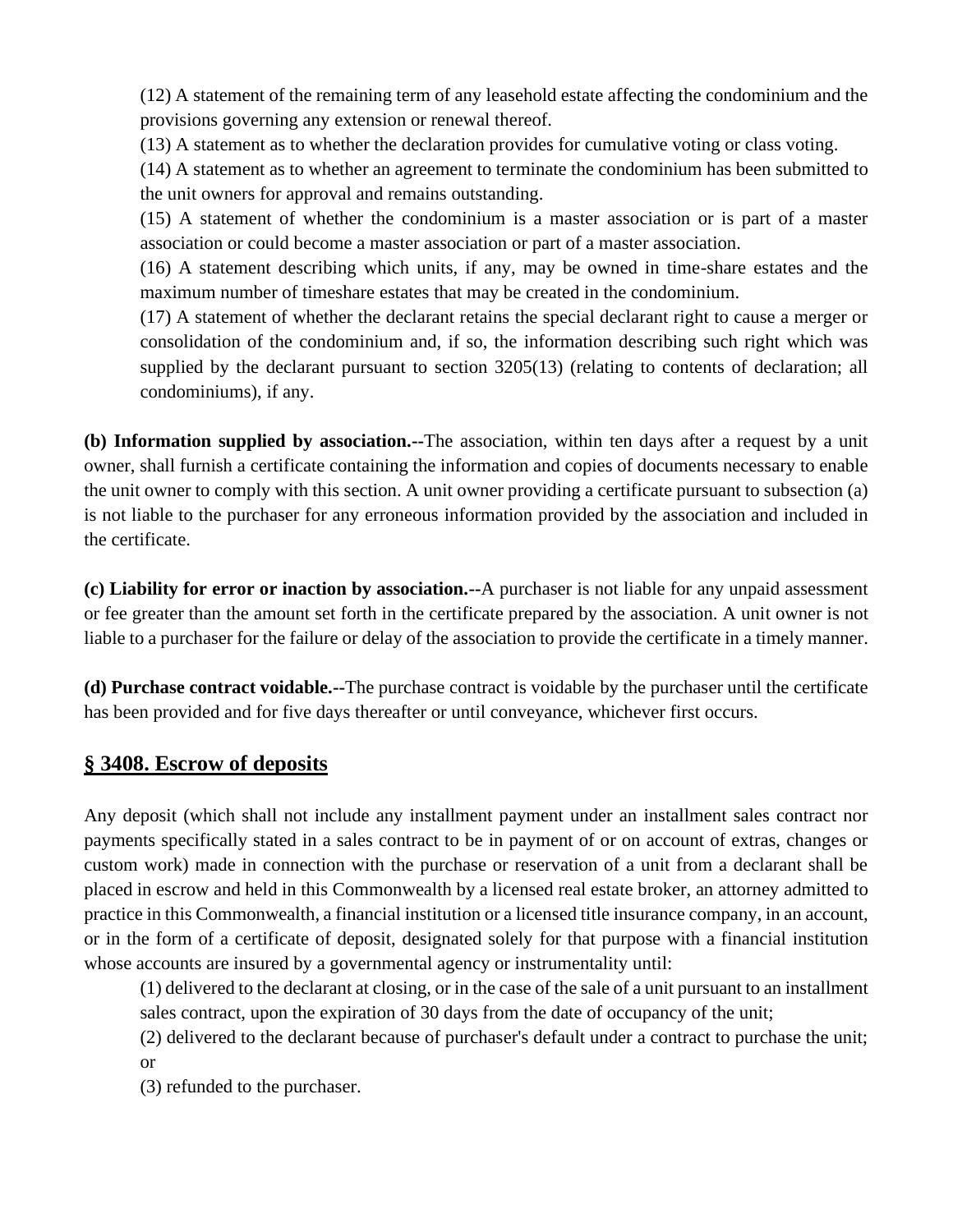(12) A statement of the remaining term of any leasehold estate affecting the condominium and the provisions governing any extension or renewal thereof.

(13) A statement as to whether the declaration provides for cumulative voting or class voting.

(14) A statement as to whether an agreement to terminate the condominium has been submitted to the unit owners for approval and remains outstanding.

(15) A statement of whether the condominium is a master association or is part of a master association or could become a master association or part of a master association.

(16) A statement describing which units, if any, may be owned in time-share estates and the maximum number of timeshare estates that may be created in the condominium.

(17) A statement of whether the declarant retains the special declarant right to cause a merger or consolidation of the condominium and, if so, the information describing such right which was supplied by the declarant pursuant to section 3205(13) (relating to contents of declaration; all condominiums), if any.

**(b) Information supplied by association.--**The association, within ten days after a request by a unit owner, shall furnish a certificate containing the information and copies of documents necessary to enable the unit owner to comply with this section. A unit owner providing a certificate pursuant to subsection (a) is not liable to the purchaser for any erroneous information provided by the association and included in the certificate.

**(c) Liability for error or inaction by association.--**A purchaser is not liable for any unpaid assessment or fee greater than the amount set forth in the certificate prepared by the association. A unit owner is not liable to a purchaser for the failure or delay of the association to provide the certificate in a timely manner.

**(d) Purchase contract voidable.--**The purchase contract is voidable by the purchaser until the certificate has been provided and for five days thereafter or until conveyance, whichever first occurs.

## § 3408. Escrow of deposits

Any deposit (which shall not include any installment payment under an installment sales contract nor payments specifically stated in a sales contract to be in payment of or on account of extras, changes or custom work) made in connection with the purchase or reservation of a unit from a declarant shall be placed in escrow and held in this Commonwealth by a licensed real estate broker, an attorney admitted to practice in this Commonwealth, a financial institution or a licensed title insurance company, in an account, or in the form of a certificate of deposit, designated solely for that purpose with a financial institution whose accounts are insured by a governmental agency or instrumentality until:

(1) delivered to the declarant at closing, or in the case of the sale of a unit pursuant to an installment sales contract, upon the expiration of 30 days from the date of occupancy of the unit;

(2) delivered to the declarant because of purchaser's default under a contract to purchase the unit; or

(3) refunded to the purchaser.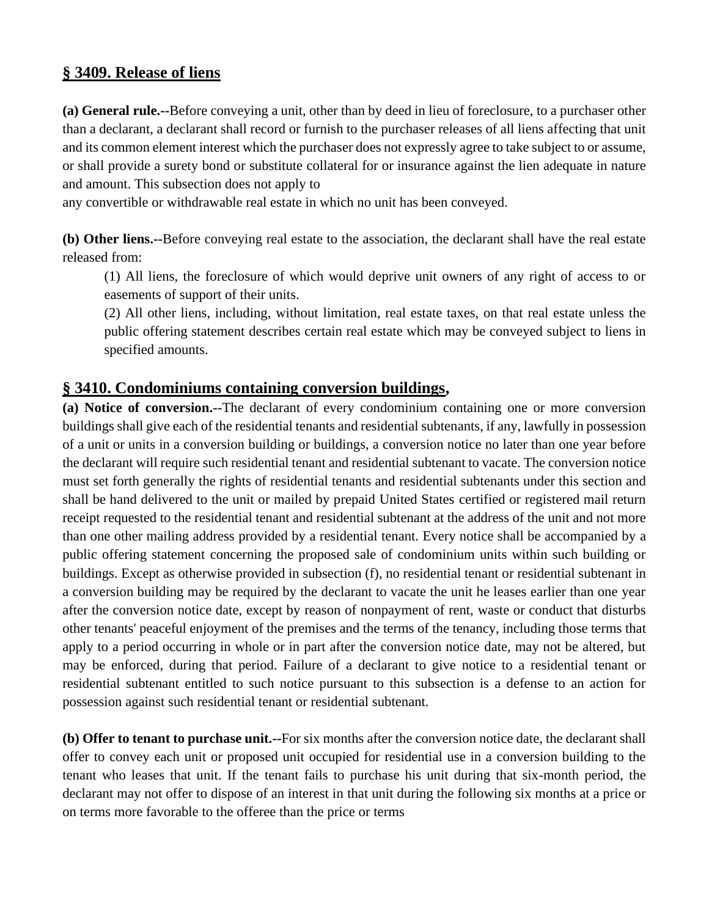## § 3409. Release of liens

**(a) General rule.--**Before conveying a unit, other than by deed in lieu of foreclosure, to a purchaser other than a declarant, a declarant shall record or furnish to the purchaser releases of all liens affecting that unit and its common element interest which the purchaser does not expressly agree to take subject to or assume, or shall provide a surety bond or substitute collateral for or insurance against the lien adequate in nature and amount. This subsection does not apply to any convertible or withdrawable real estate in which no unit has been conveyed.

**(b) Other liens.--**Before conveying real estate to the association, the declarant shall have the real estate released from:

(1) All liens, the foreclosure of which would deprive unit owners of any right of access to or easements of support of their units.

(2) All other liens, including, without limitation, real estate taxes, on that real estate unless the public offering statement describes certain real estate which may be conveyed subject to liens in specified amounts.

## § 3410. Condominiums containing conversion buildings,

**(a) Notice of conversion.--**The declarant of every condominium containing one or more conversion buildings shall give each of the residential tenants and residential subtenants, if any, lawfully in possession of a unit or units in a conversion building or buildings, a conversion notice no later than one year before the declarant will require such residential tenant and residential subtenant to vacate. The conversion notice must set forth generally the rights of residential tenants and residential subtenants under this section and shall be hand delivered to the unit or mailed by prepaid United States certified or registered mail return receipt requested to the residential tenant and residential subtenant at the address of the unit and not more than one other mailing address provided by a residential tenant. Every notice shall be accompanied by a public offering statement concerning the proposed sale of condominium units within such building or buildings. Except as otherwise provided in subsection (f), no residential tenant or residential subtenant in a conversion building may be required by the declarant to vacate the unit he leases earlier than one year after the conversion notice date, except by reason of nonpayment of rent, waste or conduct that disturbs other tenants' peaceful enjoyment of the premises and the terms of the tenancy, including those terms that apply to a period occurring in whole or in part after the conversion notice date, may not be altered, but may be enforced, during that period. Failure of a declarant to give notice to a residential tenant or residential subtenant entitled to such notice pursuant to this subsection is a defense to an action for possession against such residential tenant or residential subtenant.

**(b) Offer to tenant to purchase unit.--**For six months after the conversion notice date, the declarant shall offer to convey each unit or proposed unit occupied for residential use in a conversion building to the tenant who leases that unit. If the tenant fails to purchase his unit during that six-month period, the declarant may not offer to dispose of an interest in that unit during the following six months at a price or on terms more favorable to the offeree than the price or terms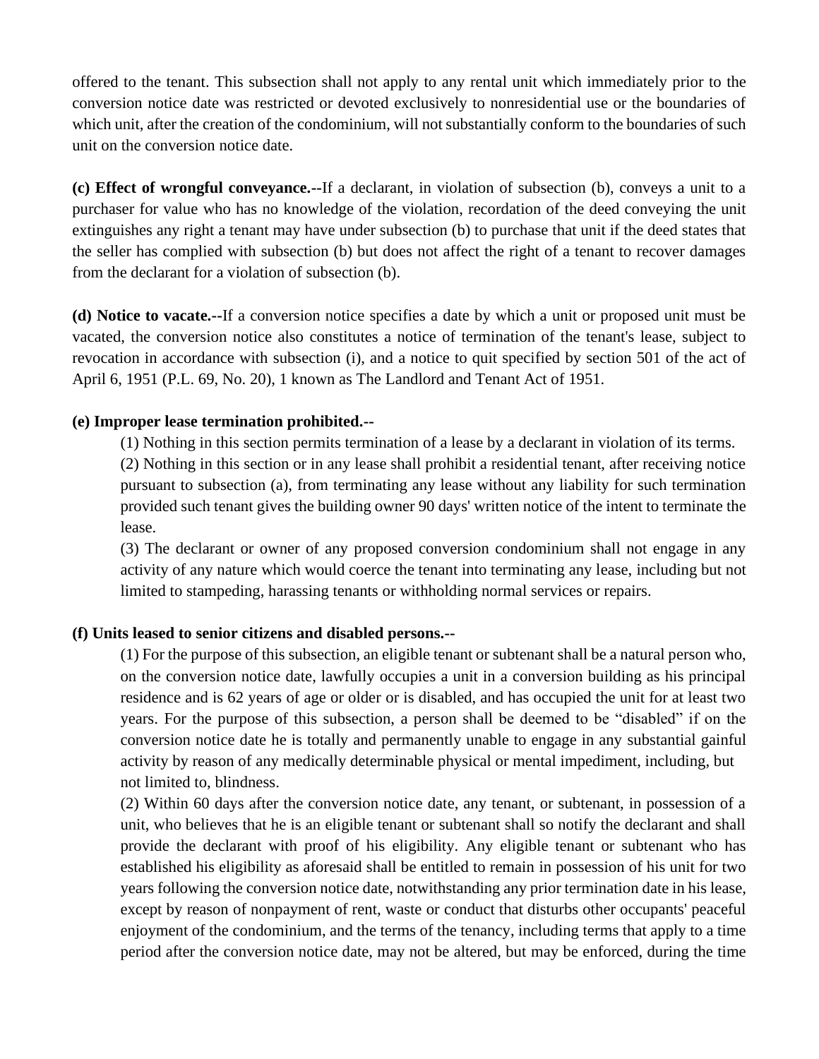offered to the tenant. This subsection shall not apply to any rental unit which immediately prior to the conversion notice date was restricted or devoted exclusively to nonresidential use or the boundaries of which unit, after the creation of the condominium, will not substantially conform to the boundaries of such unit on the conversion notice date.

**(c) Effect of wrongful conveyance.--**If a declarant, in violation of subsection (b), conveys a unit to a purchaser for value who has no knowledge of the violation, recordation of the deed conveying the unit extinguishes any right a tenant may have under subsection (b) to purchase that unit if the deed states that the seller has complied with subsection (b) but does not affect the right of a tenant to recover damages from the declarant for a violation of subsection (b).

**(d) Notice to vacate.--**If a conversion notice specifies a date by which a unit or proposed unit must be vacated, the conversion notice also constitutes a notice of termination of the tenant's lease, subject to revocation in accordance with subsection (i), and a notice to quit specified by section 501 of the act of April 6, 1951 (P.L. 69, No. 20), 1 known as The Landlord and Tenant Act of 1951.

**(e) Improper lease termination prohibited.--**

(1) Nothing in this section permits termination of a lease by a declarant in violation of its terms.

(2) Nothing in this section or in any lease shall prohibit a residential tenant, after receiving notice pursuant to subsection (a), from terminating any lease without any liability for such termination provided such tenant gives the building owner 90 days' written notice of the intent to terminate the lease.

(3) The declarant or owner of any proposed conversion condominium shall not engage in any activity of any nature which would coerce the tenant into terminating any lease, including but not limited to stampeding, harassing tenants or withholding normal services or repairs.

**(f) Units leased to senior citizens and disabled persons.--**

(1) For the purpose of this subsection, an eligible tenant or subtenant shall be a natural person who, on the conversion notice date, lawfully occupies a unit in a conversion building as his principal residence and is 62 years of age or older or is disabled, and has occupied the unit for at least two years. For the purpose of this subsection, a person shall be deemed to be "disabled" if on the conversion notice date he is totally and permanently unable to engage in any substantial gainful activity by reason of any medically determinable physical or mental impediment, including, but not limited to, blindness.

(2) Within 60 days after the conversion notice date, any tenant, or subtenant, in possession of a unit, who believes that he is an eligible tenant or subtenant shall so notify the declarant and shall provide the declarant with proof of his eligibility. Any eligible tenant or subtenant who has established his eligibility as aforesaid shall be entitled to remain in possession of his unit for two years following the conversion notice date, notwithstanding any prior termination date in his lease, except by reason of nonpayment of rent, waste or conduct that disturbs other occupants' peaceful enjoyment of the condominium, and the terms of the tenancy, including terms that apply to a time period after the conversion notice date, may not be altered, but may be enforced, during the time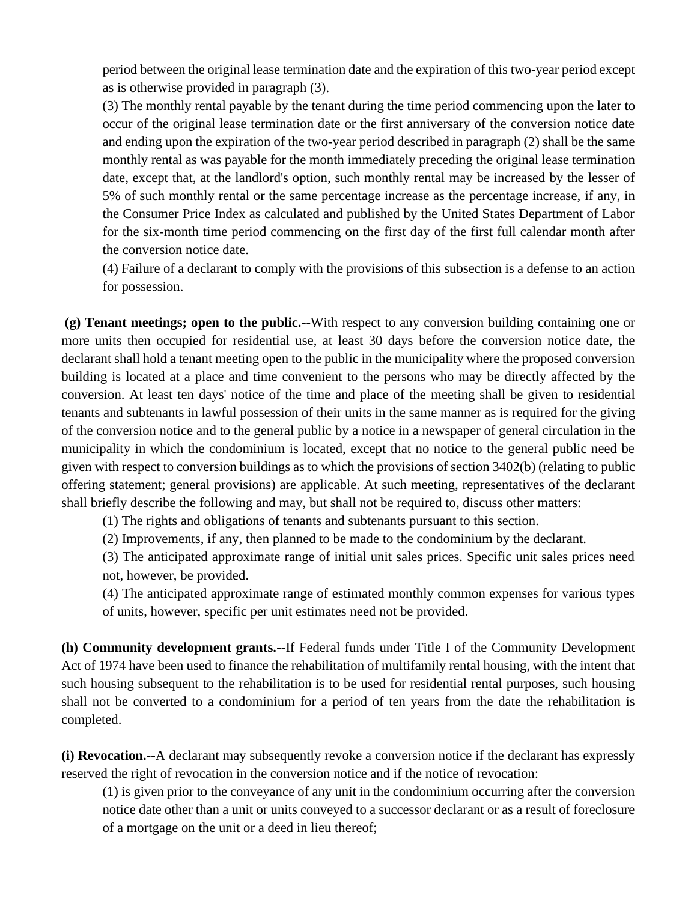period between the original lease termination date and the expiration of this two-year period except as is otherwise provided in paragraph (3).

(3) The monthly rental payable by the tenant during the time period commencing upon the later to occur of the original lease termination date or the first anniversary of the conversion notice date and ending upon the expiration of the two-year period described in paragraph (2) shall be the same monthly rental as was payable for the month immediately preceding the original lease termination date, except that, at the landlord's option, such monthly rental may be increased by the lesser of 5% of such monthly rental or the same percentage increase as the percentage increase, if any, in the Consumer Price Index as calculated and published by the United States Department of Labor for the six-month time period commencing on the first day of the first full calendar month after the conversion notice date.

(4) Failure of a declarant to comply with the provisions of this subsection is a defense to an action for possession.

**(g) Tenant meetings; open to the public.--**With respect to any conversion building containing one or more units then occupied for residential use, at least 30 days before the conversion notice date, the declarant shall hold a tenant meeting open to the public in the municipality where the proposed conversion building is located at a place and time convenient to the persons who may be directly affected by the conversion. At least ten days' notice of the time and place of the meeting shall be given to residential tenants and subtenants in lawful possession of their units in the same manner as is required for the giving of the conversion notice and to the general public by a notice in a newspaper of general circulation in the municipality in which the condominium is located, except that no notice to the general public need be given with respect to conversion buildings as to which the provisions of section 3402(b) (relating to public offering statement; general provisions) are applicable. At such meeting, representatives of the declarant shall briefly describe the following and may, but shall not be required to, discuss other matters:

(1) The rights and obligations of tenants and subtenants pursuant to this section.

(2) Improvements, if any, then planned to be made to the condominium by the declarant.

(3) The anticipated approximate range of initial unit sales prices. Specific unit sales prices need not, however, be provided.

(4) The anticipated approximate range of estimated monthly common expenses for various types of units, however, specific per unit estimates need not be provided.

**(h) Community development grants.--**If Federal funds under Title I of the Community Development Act of 1974 have been used to finance the rehabilitation of multifamily rental housing, with the intent that such housing subsequent to the rehabilitation is to be used for residential rental purposes, such housing shall not be converted to a condominium for a period of ten years from the date the rehabilitation is completed.

**(i) Revocation.--**A declarant may subsequently revoke a conversion notice if the declarant has expressly reserved the right of revocation in the conversion notice and if the notice of revocation:

(1) is given prior to the conveyance of any unit in the condominium occurring after the conversion notice date other than a unit or units conveyed to a successor declarant or as a result of foreclosure of a mortgage on the unit or a deed in lieu thereof;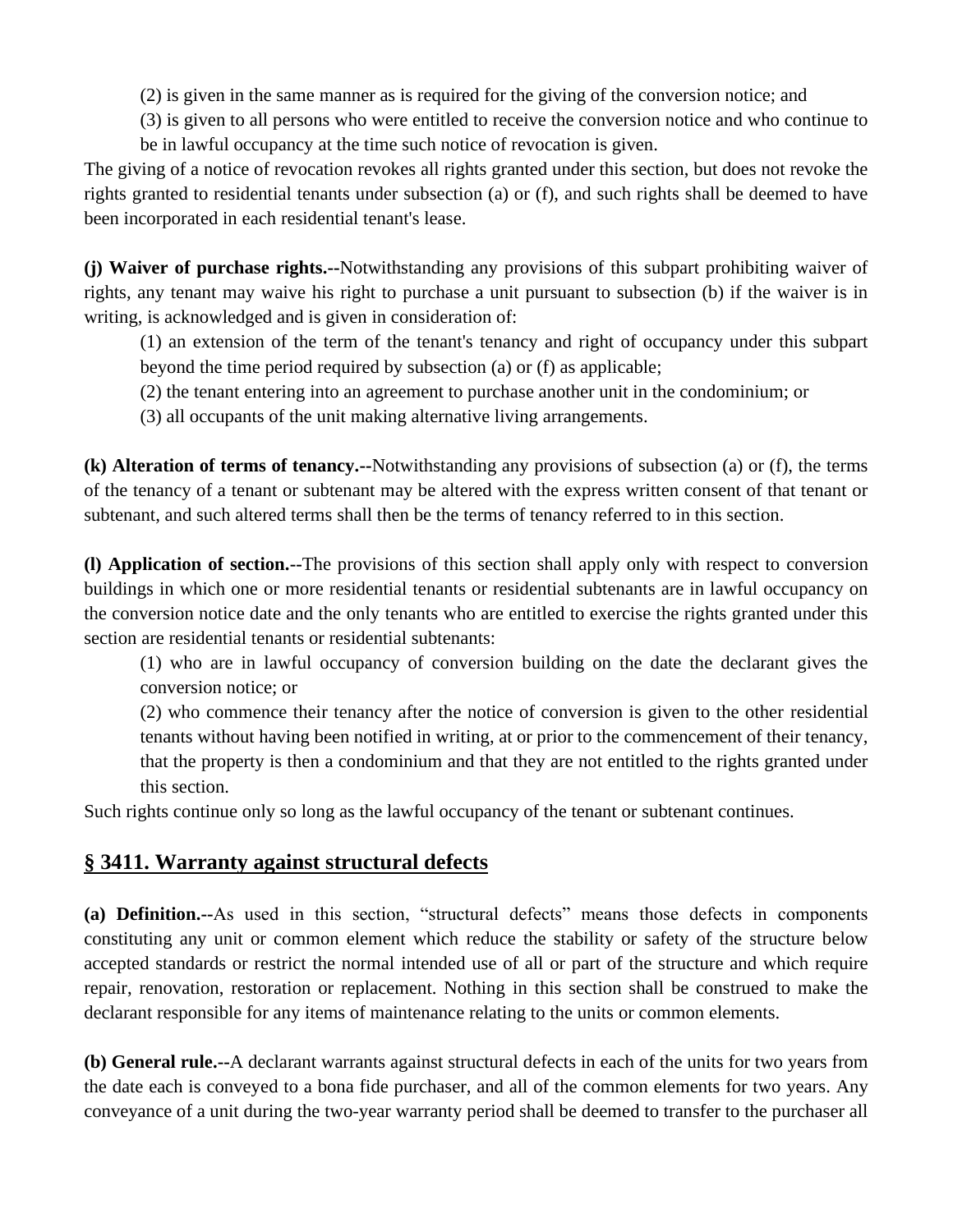(2) is given in the same manner as is required for the giving of the conversion notice; and

(3) is given to all persons who were entitled to receive the conversion notice and who continue to be in lawful occupancy at the time such notice of revocation is given.

The giving of a notice of revocation revokes all rights granted under this section, but does not revoke the rights granted to residential tenants under subsection (a) or (f), and such rights shall be deemed to have been incorporated in each residential tenant's lease.

**(j) Waiver of purchase rights.--**Notwithstanding any provisions of this subpart prohibiting waiver of rights, any tenant may waive his right to purchase a unit pursuant to subsection (b) if the waiver is in writing, is acknowledged and is given in consideration of:

(1) an extension of the term of the tenant's tenancy and right of occupancy under this subpart beyond the time period required by subsection (a) or (f) as applicable;

(2) the tenant entering into an agreement to purchase another unit in the condominium; or

(3) all occupants of the unit making alternative living arrangements.

**(k) Alteration of terms of tenancy.--**Notwithstanding any provisions of subsection (a) or (f), the terms of the tenancy of a tenant or subtenant may be altered with the express written consent of that tenant or subtenant, and such altered terms shall then be the terms of tenancy referred to in this section.

**(l) Application of section.--**The provisions of this section shall apply only with respect to conversion buildings in which one or more residential tenants or residential subtenants are in lawful occupancy on the conversion notice date and the only tenants who are entitled to exercise the rights granted under this section are residential tenants or residential subtenants:

(1) who are in lawful occupancy of conversion building on the date the declarant gives the conversion notice; or

(2) who commence their tenancy after the notice of conversion is given to the other residential tenants without having been notified in writing, at or prior to the commencement of their tenancy, that the property is then a condominium and that they are not entitled to the rights granted under this section.

Such rights continue only so long as the lawful occupancy of the tenant or subtenant continues.

## § 3411. Warranty against structural defects

**(a) Definition.--**As used in this section, “structural defects” means those defects in components constituting any unit or common element which reduce the stability or safety of the structure below accepted standards or restrict the normal intended use of all or part of the structure and which require repair, renovation, restoration or replacement. Nothing in this section shall be construed to make the declarant responsible for any items of maintenance relating to the units or common elements.

**(b) General rule.--**A declarant warrants against structural defects in each of the units for two years from the date each is conveyed to a bona fide purchaser, and all of the common elements for two years. Any conveyance of a unit during the two-year warranty period shall be deemed to transfer to the purchaser all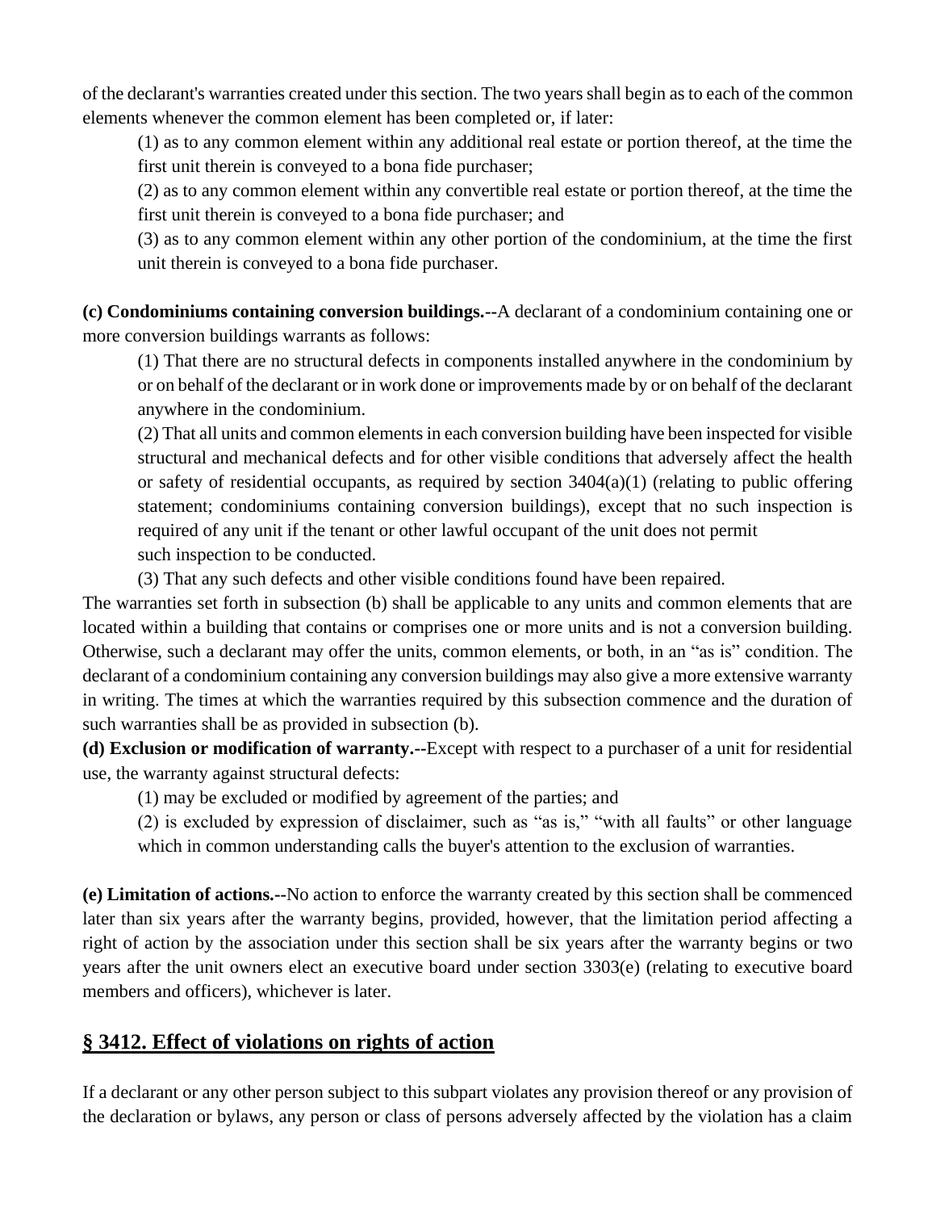of the declarant's warranties created under this section. The two years shall begin as to each of the common elements whenever the common element has been completed or, if later:

(1) as to any common element within any additional real estate or portion thereof, at the time the first unit therein is conveyed to a bona fide purchaser;

(2) as to any common element within any convertible real estate or portion thereof, at the time the first unit therein is conveyed to a bona fide purchaser; and

(3) as to any common element within any other portion of the condominium, at the time the first unit therein is conveyed to a bona fide purchaser.

**(c) Condominiums containing conversion buildings.--**A declarant of a condominium containing one or more conversion buildings warrants as follows:

(1) That there are no structural defects in components installed anywhere in the condominium by or on behalf of the declarant or in work done or improvements made by or on behalf of the declarant anywhere in the condominium.

(2) That all units and common elements in each conversion building have been inspected for visible structural and mechanical defects and for other visible conditions that adversely affect the health or safety of residential occupants, as required by section 3404(a)(1) (relating to public offering statement; condominiums containing conversion buildings), except that no such inspection is required of any unit if the tenant or other lawful occupant of the unit does not permit such inspection to be conducted.

(3) That any such defects and other visible conditions found have been repaired.

The warranties set forth in subsection (b) shall be applicable to any units and common elements that are located within a building that contains or comprises one or more units and is not a conversion building. Otherwise, such a declarant may offer the units, common elements, or both, in an "as is" condition. The declarant of a condominium containing any conversion buildings may also give a more extensive warranty in writing. The times at which the warranties required by this subsection commence and the duration of such warranties shall be as provided in subsection (b).

**(d) Exclusion or modification of warranty.--**Except with respect to a purchaser of a unit for residential use, the warranty against structural defects:

(1) may be excluded or modified by agreement of the parties; and

(2) is excluded by expression of disclaimer, such as "as is," "with all faults" or other language which in common understanding calls the buyer's attention to the exclusion of warranties.

**(e) Limitation of actions.--**No action to enforce the warranty created by this section shall be commenced later than six years after the warranty begins, provided, however, that the limitation period affecting a right of action by the association under this section shall be six years after the warranty begins or two years after the unit owners elect an executive board under section 3303(e) (relating to executive board members and officers), whichever is later.

## § 3412. Effect of violations on rights of action

If a declarant or any other person subject to this subpart violates any provision thereof or any provision of the declaration or bylaws, any person or class of persons adversely affected by the violation has a claim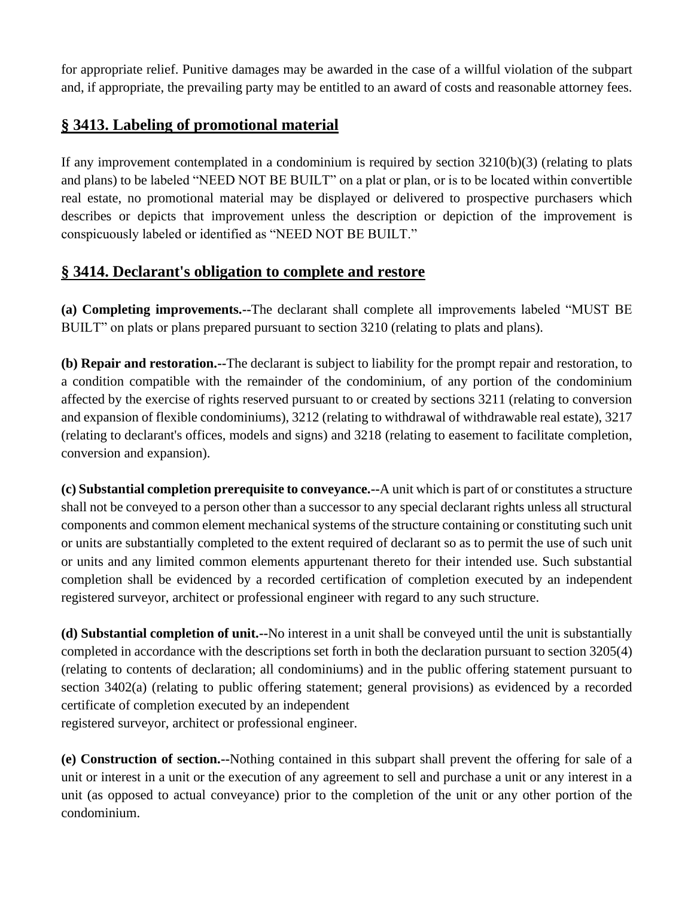for appropriate relief. Punitive damages may be awarded in the case of a willful violation of the subpart and, if appropriate, the prevailing party may be entitled to an award of costs and reasonable attorney fees.

## § 3413. Labeling of promotional material

If any improvement contemplated in a condominium is required by section 3210(b)(3) (relating to plats and plans) to be labeled "NEED NOT BE BUILT" on a plat or plan, or is to be located within convertible real estate, no promotional material may be displayed or delivered to prospective purchasers which describes or depicts that improvement unless the description or depiction of the improvement is conspicuously labeled or identified as "NEED NOT BE BUILT."

## § 3414. Declarant's obligation to complete and restore

**(a) Completing improvements.--**The declarant shall complete all improvements labeled "MUST BE BUILT" on plats or plans prepared pursuant to section 3210 (relating to plats and plans).

**(b) Repair and restoration.--**The declarant is subject to liability for the prompt repair and restoration, to a condition compatible with the remainder of the condominium, of any portion of the condominium affected by the exercise of rights reserved pursuant to or created by sections 3211 (relating to conversion and expansion of flexible condominiums), 3212 (relating to withdrawal of withdrawable real estate), 3217 (relating to declarant's offices, models and signs) and 3218 (relating to easement to facilitate completion, conversion and expansion).

**(c) Substantial completion prerequisite to conveyance.--**A unit which is part of or constitutes a structure shall not be conveyed to a person other than a successor to any special declarant rights unless all structural components and common element mechanical systems of the structure containing or constituting such unit or units are substantially completed to the extent required of declarant so as to permit the use of such unit or units and any limited common elements appurtenant thereto for their intended use. Such substantial completion shall be evidenced by a recorded certification of completion executed by an independent registered surveyor, architect or professional engineer with regard to any such structure.

**(d) Substantial completion of unit.--**No interest in a unit shall be conveyed until the unit is substantially completed in accordance with the descriptions set forth in both the declaration pursuant to section 3205(4) (relating to contents of declaration; all condominiums) and in the public offering statement pursuant to section 3402(a) (relating to public offering statement; general provisions) as evidenced by a recorded certificate of completion executed by an independent registered surveyor, architect or professional engineer.

**(e) Construction of section.--**Nothing contained in this subpart shall prevent the offering for sale of a unit or interest in a unit or the execution of any agreement to sell and purchase a unit or any interest in a unit (as opposed to actual conveyance) prior to the completion of the unit or any other portion of the condominium.